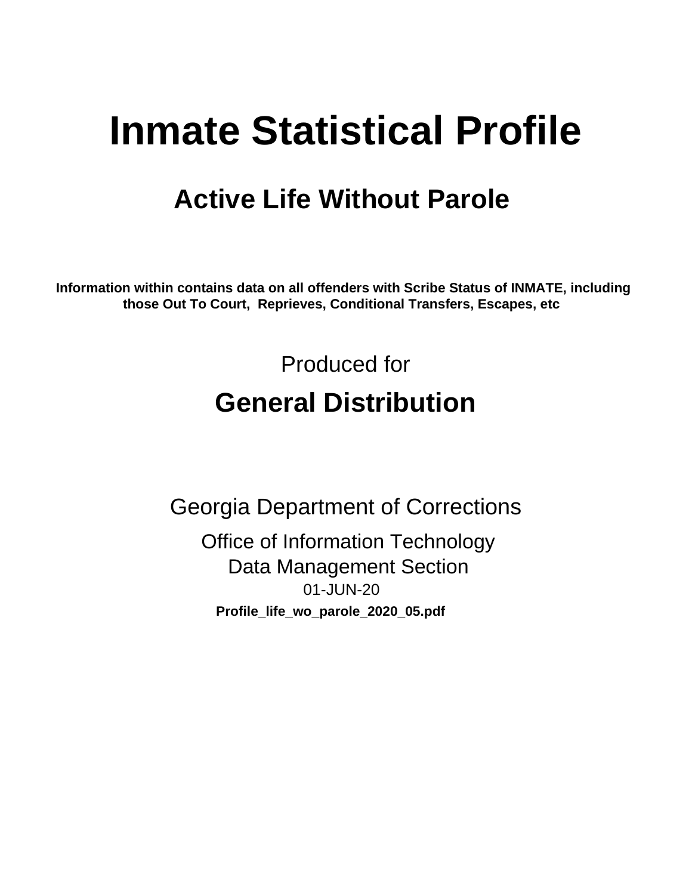# Inmate Statistical Profile

## Active Life Without Parole

**Information within contains data on all offenders with Scribe Status of INMATE, including those Out To Court, Reprieves, Conditional Transfers, Escapes, etc**

Produced for

## General Distribution

Georgia Department of Corrections

Office of Information Technology

Data Management Section

01-JUN-20

**Profile_life_wo_parole_2020_05.pdf**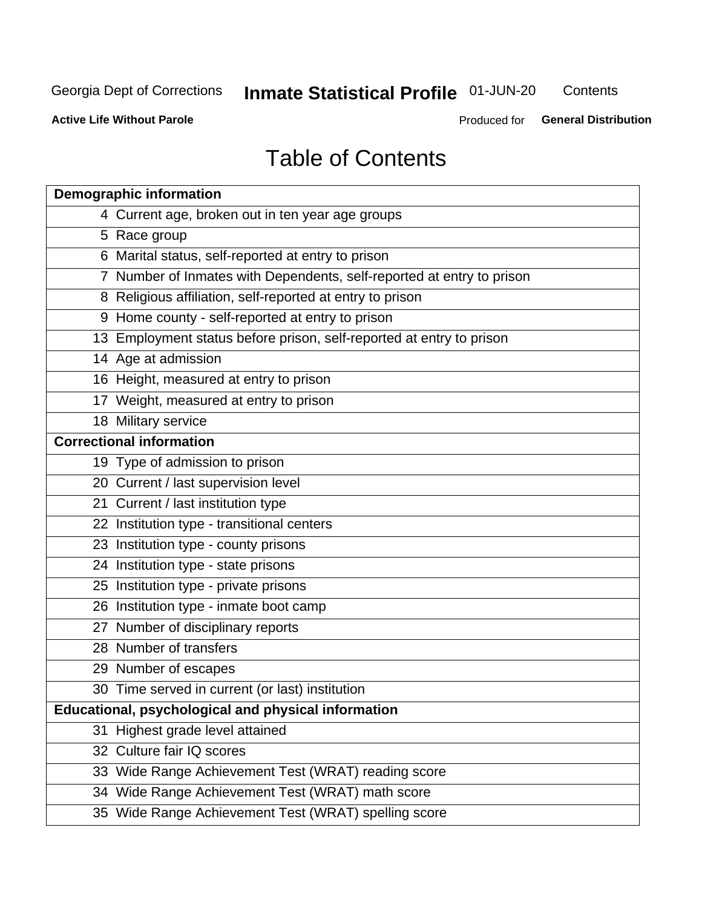# Table of Contents

| Page | Section |
|---|---|
| **Demographic information** | |
| 4 | Current age, broken out in ten year age groups |
| 5 | Race group |
| 6 | Marital status, self-reported at entry to prison |
| 7 | Number of Inmates with Dependents, self-reported at entry to prison |
| 8 | Religious affiliation, self-reported at entry to prison |
| 9 | Home county - self-reported at entry to prison |
| 13 | Employment status before prison, self-reported at entry to prison |
| 14 | Age at admission |
| 16 | Height, measured at entry to prison |
| 17 | Weight, measured at entry to prison |
| 18 | Military service |
| **Correctional information** | |
| 19 | Type of admission to prison |
| 20 | Current / last supervision level |
| 21 | Current / last institution type |
| 22 | Institution type - transitional centers |
| 23 | Institution type - county prisons |
| 24 | Institution type - state prisons |
| 25 | Institution type - private prisons |
| 26 | Institution type - inmate boot camp |
| 27 | Number of disciplinary reports |
| 28 | Number of transfers |
| 29 | Number of escapes |
| 30 | Time served in current (or last) institution |
| **Educational, psychological and physical information** | |
| 31 | Highest grade level attained |
| 32 | Culture fair IQ scores |
| 33 | Wide Range Achievement Test (WRAT) reading score |
| 34 | Wide Range Achievement Test (WRAT) math score |
| 35 | Wide Range Achievement Test (WRAT) spelling score |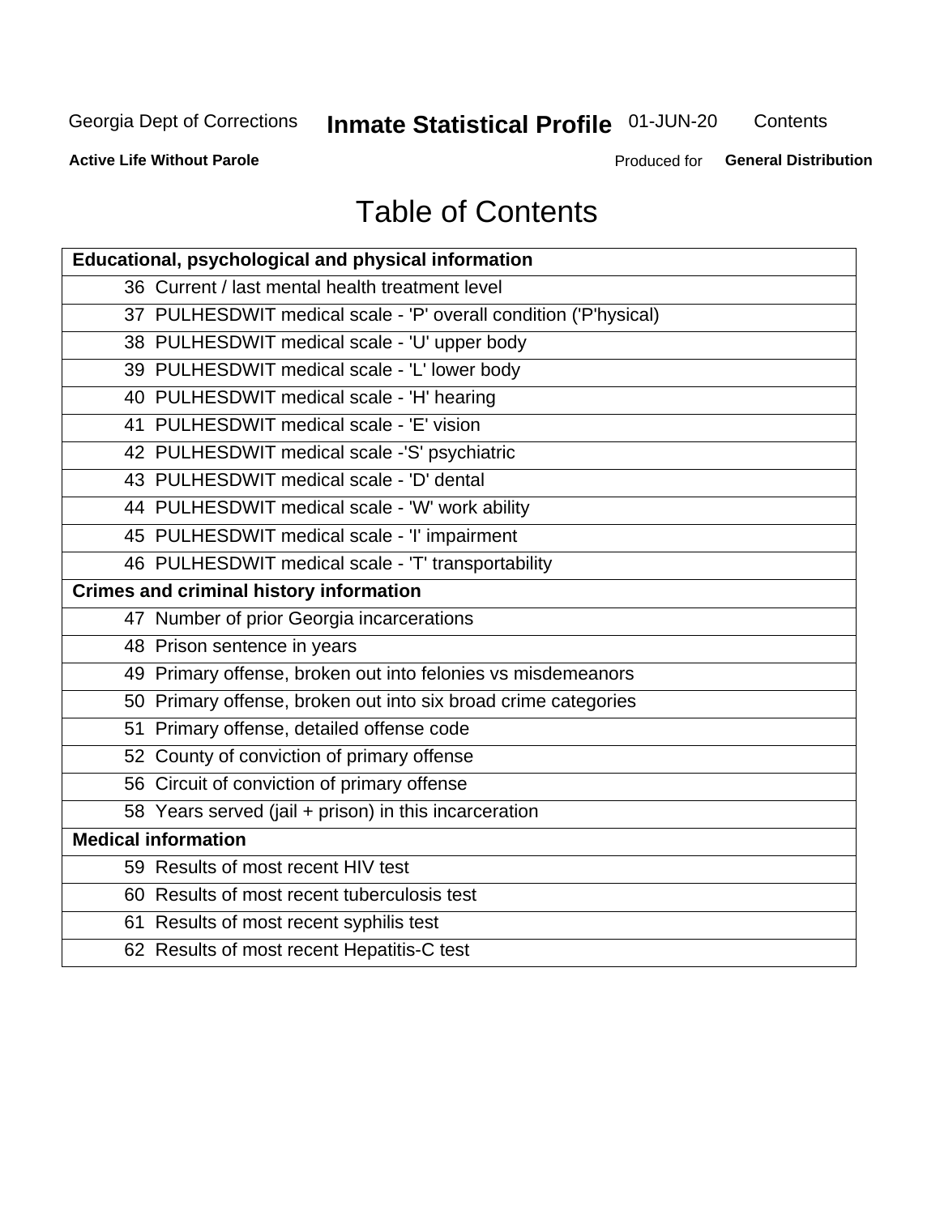# Table of Contents

| Educational, psychological and physical information |
|---|
| 36 Current / last mental health treatment level |
| 37 PULHESDWIT medical scale - 'P' overall condition ('P'hysical) |
| 38 PULHESDWIT medical scale - 'U' upper body |
| 39 PULHESDWIT medical scale - 'L' lower body |
| 40 PULHESDWIT medical scale - 'H' hearing |
| 41 PULHESDWIT medical scale - 'E' vision |
| 42 PULHESDWIT medical scale -'S' psychiatric |
| 43 PULHESDWIT medical scale - 'D' dental |
| 44 PULHESDWIT medical scale - 'W' work ability |
| 45 PULHESDWIT medical scale - 'I' impairment |
| 46 PULHESDWIT medical scale - 'T' transportability |
| **Crimes and criminal history information** |
| 47 Number of prior Georgia incarcerations |
| 48 Prison sentence in years |
| 49 Primary offense, broken out into felonies vs misdemeanors |
| 50 Primary offense, broken out into six broad crime categories |
| 51 Primary offense, detailed offense code |
| 52 County of conviction of primary offense |
| 56 Circuit of conviction of primary offense |
| 58 Years served (jail + prison) in this incarceration |
| **Medical information** |
| 59 Results of most recent HIV test |
| 60 Results of most recent tuberculosis test |
| 61 Results of most recent syphilis test |
| 62 Results of most recent Hepatitis-C test |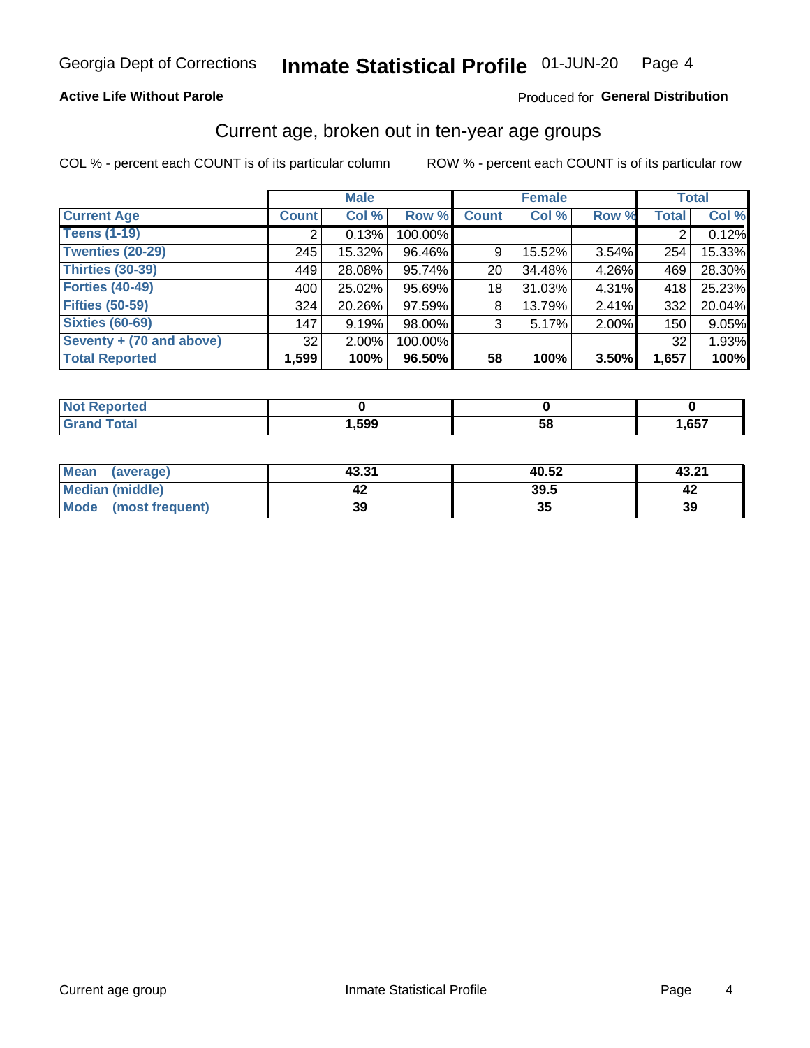## Active Life Without Parole

Produced for **General Distribution**

### Current age, broken out in ten-year age groups

COL % - percent each COUNT is of its particular column

ROW % - percent each COUNT is of its particular row

| | Male | | | Female | | | Total | |
|---|---|---|---|---|---|---|---|---|
| **Current Age** | **Count** | **Col %** | **Row %** | **Count** | **Col %** | **Row %** | **Total** | **Col %** |
| **Teens (1-19)** | 2 | 0.13% | 100.00% | | | | 2 | 0.12% |
| **Twenties (20-29)** | 245 | 15.32% | 96.46% | 9 | 15.52% | 3.54% | 254 | 15.33% |
| **Thirties (30-39)** | 449 | 28.08% | 95.74% | 20 | 34.48% | 4.26% | 469 | 28.30% |
| **Forties (40-49)** | 400 | 25.02% | 95.69% | 18 | 31.03% | 4.31% | 418 | 25.23% |
| **Fifties (50-59)** | 324 | 20.26% | 97.59% | 8 | 13.79% | 2.41% | 332 | 20.04% |
| **Sixties (60-69)** | 147 | 9.19% | 98.00% | 3 | 5.17% | 2.00% | 150 | 9.05% |
| **Seventy + (70 and above)** | 32 | 2.00% | 100.00% | | | | 32 | 1.93% |
| **Total Reported** | **1,599** | **100%** | **96.50%** | **58** | **100%** | **3.50%** | **1,657** | **100%** |

| | Male | Female | Total |
|---|---|---|---|
| **Not Reported** | **0** | **0** | **0** |
| **Grand Total** | **1,599** | **58** | **1,657** |

| | Male | Female | Total |
|---|---|---|---|
| **Mean (average)** | **43.31** | **40.52** | **43.21** |
| **Median (middle)** | **42** | **39.5** | **42** |
| **Mode (most frequent)** | **39** | **35** | **39** |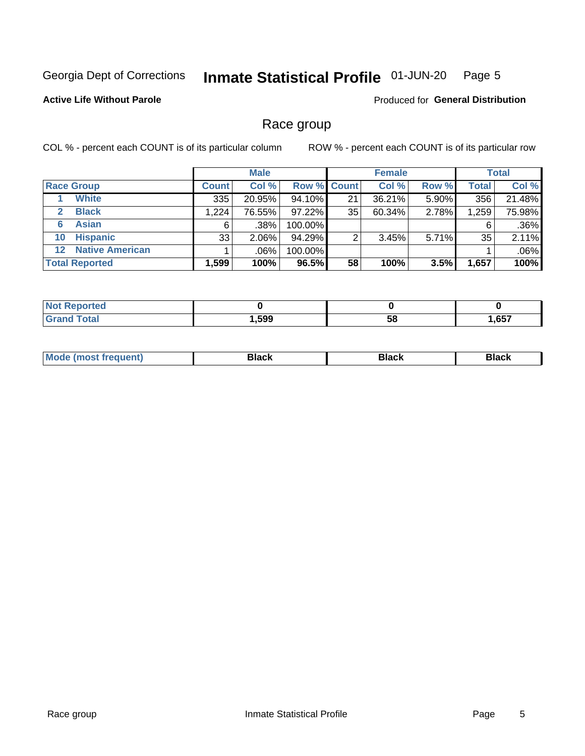Georgia Dept of Corrections **Inmate Statistical Profile** 01-JUN-20

**Active Life Without Parole**

Produced for **General Distribution**

## Race group

COL % - percent each COUNT is of its particular column ROW % - percent each COUNT is of its particular row

| | Male | | | Female | | | Total | |
|---|---|---|---|---|---|---|---|---|
| **Race Group** | **Count** | **Col %** | **Row %** | **Count** | **Col %** | **Row %** | **Total** | **Col %** |
| 1 **White** | 335 | 20.95% | 94.10% | 21 | 36.21% | 5.90% | 356 | 21.48% |
| 2 **Black** | 1,224 | 76.55% | 97.22% | 35 | 60.34% | 2.78% | 1,259 | 75.98% |
| 6 **Asian** | 6 | .38% | 100.00% | | | | 6 | .36% |
| 10 **Hispanic** | 33 | 2.06% | 94.29% | 2 | 3.45% | 5.71% | 35 | 2.11% |
| 12 **Native American** | 1 | .06% | 100.00% | | | | 1 | .06% |
| **Total Reported** | **1,599** | **100%** | **96.5%** | **58** | **100%** | **3.5%** | **1,657** | **100%** |

| | Male | Female | Total |
|---|---|---|---|
| **Not Reported** | **0** | **0** | **0** |
| **Grand Total** | **1,599** | **58** | **1,657** |

| | Male | Female | Total |
|---|---|---|---|
| **Mode (most frequent)** | **Black** | **Black** | **Black** |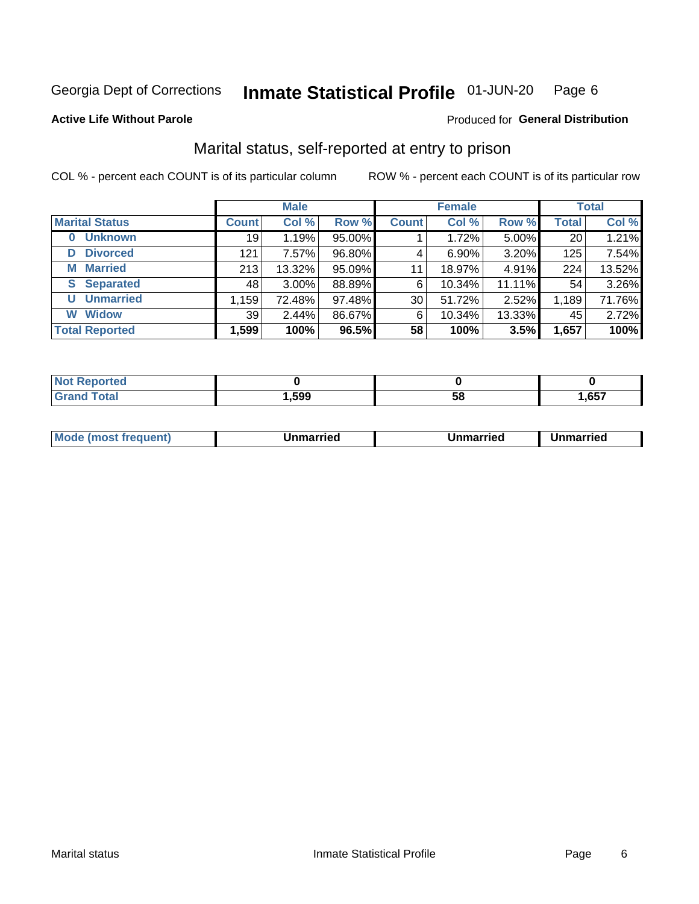Georgia Dept of Corrections **Inmate Statistical Profile** 01-JUN-20

**Active Life Without Parole**

Produced for **General Distribution**

## Marital status, self-reported at entry to prison

COL % - percent each COUNT is of its particular column

ROW % - percent each COUNT is of its particular row

| | Male | | | Female | | | Total | |
|---|---|---|---|---|---|---|---|---|
| **Marital Status** | **Count** | **Col %** | **Row %** | **Count** | **Col %** | **Row %** | **Total** | **Col %** |
| **0 Unknown** | 19 | 1.19% | 95.00% | 1 | 1.72% | 5.00% | 20 | 1.21% |
| **D Divorced** | 121 | 7.57% | 96.80% | 4 | 6.90% | 3.20% | 125 | 7.54% |
| **M Married** | 213 | 13.32% | 95.09% | 11 | 18.97% | 4.91% | 224 | 13.52% |
| **S Separated** | 48 | 3.00% | 88.89% | 6 | 10.34% | 11.11% | 54 | 3.26% |
| **U Unmarried** | 1,159 | 72.48% | 97.48% | 30 | 51.72% | 2.52% | 1,189 | 71.76% |
| **W Widow** | 39 | 2.44% | 86.67% | 6 | 10.34% | 13.33% | 45 | 2.72% |
| **Total Reported** | **1,599** | **100%** | **96.5%** | **58** | **100%** | **3.5%** | **1,657** | **100%** |

| | Male | Female | Total |
|---|---|---|---|
| **Not Reported** | **0** | **0** | **0** |
| **Grand Total** | **1,599** | **58** | **1,657** |

| | Male | Female | Total |
|---|---|---|---|
| **Mode (most frequent)** | **Unmarried** | **Unmarried** | **Unmarried** |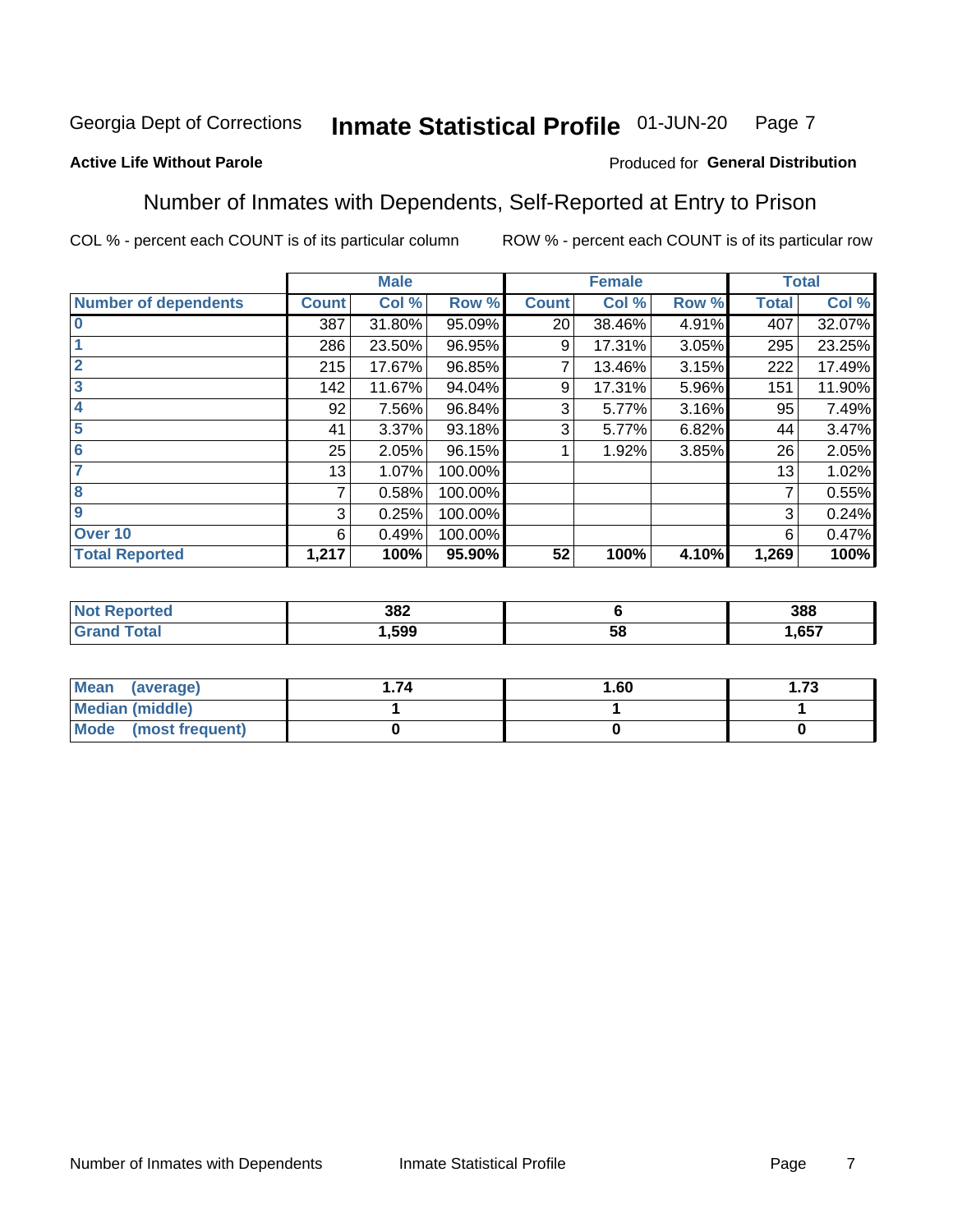Georgia Dept of Corrections **Inmate Statistical Profile** 01-JUN-20

**Active Life Without Parole**

Produced for **General Distribution**

## Number of Inmates with Dependents, Self-Reported at Entry to Prison

COL % - percent each COUNT is of its particular column

ROW % - percent each COUNT is of its particular row

| | Male | | | Female | | | Total | |
|---|---|---|---|---|---|---|---|---|
| **Number of dependents** | **Count** | **Col %** | **Row %** | **Count** | **Col %** | **Row %** | **Total** | **Col %** |
| **0** | 387 | 31.80% | 95.09% | 20 | 38.46% | 4.91% | 407 | 32.07% |
| **1** | 286 | 23.50% | 96.95% | 9 | 17.31% | 3.05% | 295 | 23.25% |
| **2** | 215 | 17.67% | 96.85% | 7 | 13.46% | 3.15% | 222 | 17.49% |
| **3** | 142 | 11.67% | 94.04% | 9 | 17.31% | 5.96% | 151 | 11.90% |
| **4** | 92 | 7.56% | 96.84% | 3 | 5.77% | 3.16% | 95 | 7.49% |
| **5** | 41 | 3.37% | 93.18% | 3 | 5.77% | 6.82% | 44 | 3.47% |
| **6** | 25 | 2.05% | 96.15% | 1 | 1.92% | 3.85% | 26 | 2.05% |
| **7** | 13 | 1.07% | 100.00% | | | | 13 | 1.02% |
| **8** | 7 | 0.58% | 100.00% | | | | 7 | 0.55% |
| **9** | 3 | 0.25% | 100.00% | | | | 3 | 0.24% |
| **Over 10** | 6 | 0.49% | 100.00% | | | | 6 | 0.47% |
| **Total Reported** | **1,217** | **100%** | **95.90%** | **52** | **100%** | **4.10%** | **1,269** | **100%** |

| | Male | Female | Total |
|---|---|---|---|
| **Not Reported** | **382** | **6** | **388** |
| **Grand Total** | **1,599** | **58** | **1,657** |

| | Male | Female | Total |
|---|---|---|---|
| **Mean (average)** | **1.74** | **1.60** | **1.73** |
| **Median (middle)** | **1** | **1** | **1** |
| **Mode (most frequent)** | **0** | **0** | **0** |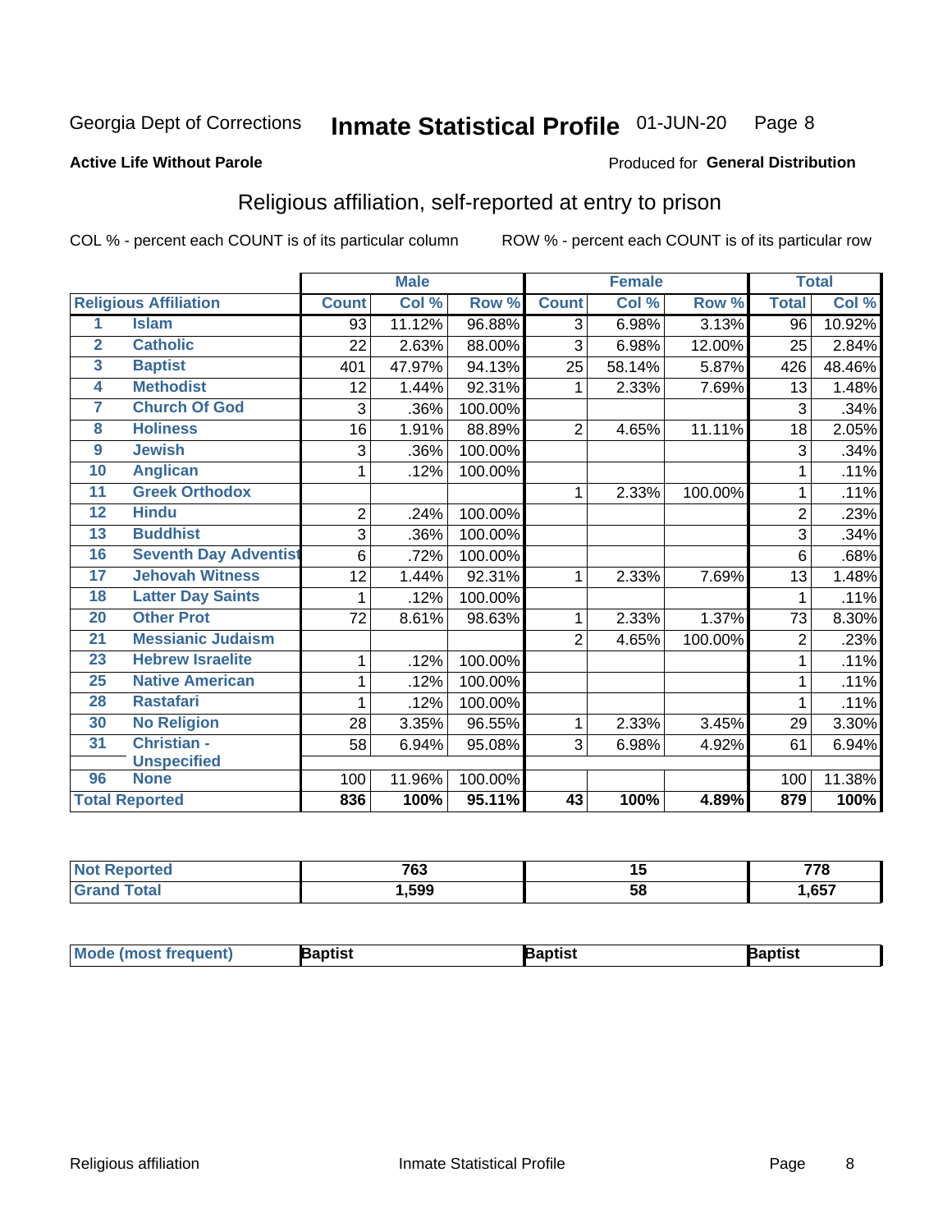Georgia Dept of Corrections **Inmate Statistical Profile** 01-JUN-20 Page 8

**Active Life Without Parole**

Produced for **General Distribution**

## Religious affiliation, self-reported at entry to prison

COL % - percent each COUNT is of its particular column ROW % - percent each COUNT is of its particular row

| Religious Affiliation | | Male | | | Female | | | Total | |
|---|---|---|---|---|---|---|---|---|---|
| | | Count | Col % | Row % | Count | Col % | Row % | Total | Col % |
| 1 | Islam | 93 | 11.12% | 96.88% | 3 | 6.98% | 3.13% | 96 | 10.92% |
| 2 | Catholic | 22 | 2.63% | 88.00% | 3 | 6.98% | 12.00% | 25 | 2.84% |
| 3 | Baptist | 401 | 47.97% | 94.13% | 25 | 58.14% | 5.87% | 426 | 48.46% |
| 4 | Methodist | 12 | 1.44% | 92.31% | 1 | 2.33% | 7.69% | 13 | 1.48% |
| 7 | Church Of God | 3 | .36% | 100.00% | | | | 3 | .34% |
| 8 | Holiness | 16 | 1.91% | 88.89% | 2 | 4.65% | 11.11% | 18 | 2.05% |
| 9 | Jewish | 3 | .36% | 100.00% | | | | 3 | .34% |
| 10 | Anglican | 1 | .12% | 100.00% | | | | 1 | .11% |
| 11 | Greek Orthodox | | | | 1 | 2.33% | 100.00% | 1 | .11% |
| 12 | Hindu | 2 | .24% | 100.00% | | | | 2 | .23% |
| 13 | Buddhist | 3 | .36% | 100.00% | | | | 3 | .34% |
| 16 | Seventh Day Adventist | 6 | .72% | 100.00% | | | | 6 | .68% |
| 17 | Jehovah Witness | 12 | 1.44% | 92.31% | 1 | 2.33% | 7.69% | 13 | 1.48% |
| 18 | Latter Day Saints | 1 | .12% | 100.00% | | | | 1 | .11% |
| 20 | Other Prot | 72 | 8.61% | 98.63% | 1 | 2.33% | 1.37% | 73 | 8.30% |
| 21 | Messianic Judaism | | | | 2 | 4.65% | 100.00% | 2 | .23% |
| 23 | Hebrew Israelite | 1 | .12% | 100.00% | | | | 1 | .11% |
| 25 | Native American | 1 | .12% | 100.00% | | | | 1 | .11% |
| 28 | Rastafari | 1 | .12% | 100.00% | | | | 1 | .11% |
| 30 | No Religion | 28 | 3.35% | 96.55% | 1 | 2.33% | 3.45% | 29 | 3.30% |
| 31 | Christian - Unspecified | 58 | 6.94% | 95.08% | 3 | 6.98% | 4.92% | 61 | 6.94% |
| 96 | None | 100 | 11.96% | 100.00% | | | | 100 | 11.38% |
| **Total Reported** | | **836** | **100%** | **95.11%** | **43** | **100%** | **4.89%** | **879** | **100%** |

| | Male | Female | Total |
|---|---|---|---|
| Not Reported | 763 | 15 | 778 |
| Grand Total | 1,599 | 58 | 1,657 |

| | Male | Female | Total |
|---|---|---|---|
| Mode (most frequent) | Baptist | Baptist | Baptist |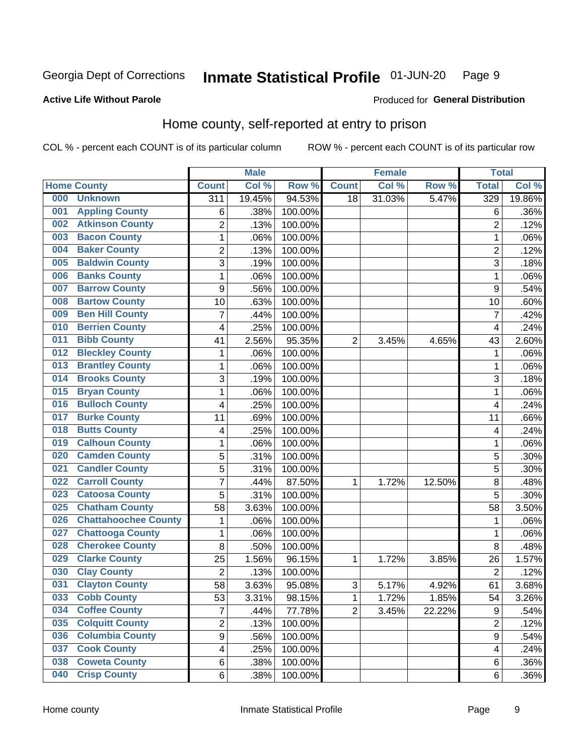Georgia Dept of Corrections **Inmate Statistical Profile** 01-JUN-20

**Active Life Without Parole**

Produced for **General Distribution**

## Home county, self-reported at entry to prison

COL % - percent each COUNT is of its particular column ROW % - percent each COUNT is of its particular row

| Home County | | Male | | | Female | | | Total | |
|---|---|---|---|---|---|---|---|---|---|
| | | Count | Col % | Row % | Count | Col % | Row % | Total | Col % |
| 000 | Unknown | 311 | 19.45% | 94.53% | 18 | 31.03% | 5.47% | 329 | 19.86% |
| 001 | Appling County | 6 | .38% | 100.00% | | | | 6 | .36% |
| 002 | Atkinson County | 2 | .13% | 100.00% | | | | 2 | .12% |
| 003 | Bacon County | 1 | .06% | 100.00% | | | | 1 | .06% |
| 004 | Baker County | 2 | .13% | 100.00% | | | | 2 | .12% |
| 005 | Baldwin County | 3 | .19% | 100.00% | | | | 3 | .18% |
| 006 | Banks County | 1 | .06% | 100.00% | | | | 1 | .06% |
| 007 | Barrow County | 9 | .56% | 100.00% | | | | 9 | .54% |
| 008 | Bartow County | 10 | .63% | 100.00% | | | | 10 | .60% |
| 009 | Ben Hill County | 7 | .44% | 100.00% | | | | 7 | .42% |
| 010 | Berrien County | 4 | .25% | 100.00% | | | | 4 | .24% |
| 011 | Bibb County | 41 | 2.56% | 95.35% | 2 | 3.45% | 4.65% | 43 | 2.60% |
| 012 | Bleckley County | 1 | .06% | 100.00% | | | | 1 | .06% |
| 013 | Brantley County | 1 | .06% | 100.00% | | | | 1 | .06% |
| 014 | Brooks County | 3 | .19% | 100.00% | | | | 3 | .18% |
| 015 | Bryan County | 1 | .06% | 100.00% | | | | 1 | .06% |
| 016 | Bulloch County | 4 | .25% | 100.00% | | | | 4 | .24% |
| 017 | Burke County | 11 | .69% | 100.00% | | | | 11 | .66% |
| 018 | Butts County | 4 | .25% | 100.00% | | | | 4 | .24% |
| 019 | Calhoun County | 1 | .06% | 100.00% | | | | 1 | .06% |
| 020 | Camden County | 5 | .31% | 100.00% | | | | 5 | .30% |
| 021 | Candler County | 5 | .31% | 100.00% | | | | 5 | .30% |
| 022 | Carroll County | 7 | .44% | 87.50% | 1 | 1.72% | 12.50% | 8 | .48% |
| 023 | Catoosa County | 5 | .31% | 100.00% | | | | 5 | .30% |
| 025 | Chatham County | 58 | 3.63% | 100.00% | | | | 58 | 3.50% |
| 026 | Chattahoochee County | 1 | .06% | 100.00% | | | | 1 | .06% |
| 027 | Chattooga County | 1 | .06% | 100.00% | | | | 1 | .06% |
| 028 | Cherokee County | 8 | .50% | 100.00% | | | | 8 | .48% |
| 029 | Clarke County | 25 | 1.56% | 96.15% | 1 | 1.72% | 3.85% | 26 | 1.57% |
| 030 | Clay County | 2 | .13% | 100.00% | | | | 2 | .12% |
| 031 | Clayton County | 58 | 3.63% | 95.08% | 3 | 5.17% | 4.92% | 61 | 3.68% |
| 033 | Cobb County | 53 | 3.31% | 98.15% | 1 | 1.72% | 1.85% | 54 | 3.26% |
| 034 | Coffee County | 7 | .44% | 77.78% | 2 | 3.45% | 22.22% | 9 | .54% |
| 035 | Colquitt County | 2 | .13% | 100.00% | | | | 2 | .12% |
| 036 | Columbia County | 9 | .56% | 100.00% | | | | 9 | .54% |
| 037 | Cook County | 4 | .25% | 100.00% | | | | 4 | .24% |
| 038 | Coweta County | 6 | .38% | 100.00% | | | | 6 | .36% |
| 040 | Crisp County | 6 | .38% | 100.00% | | | | 6 | .36% |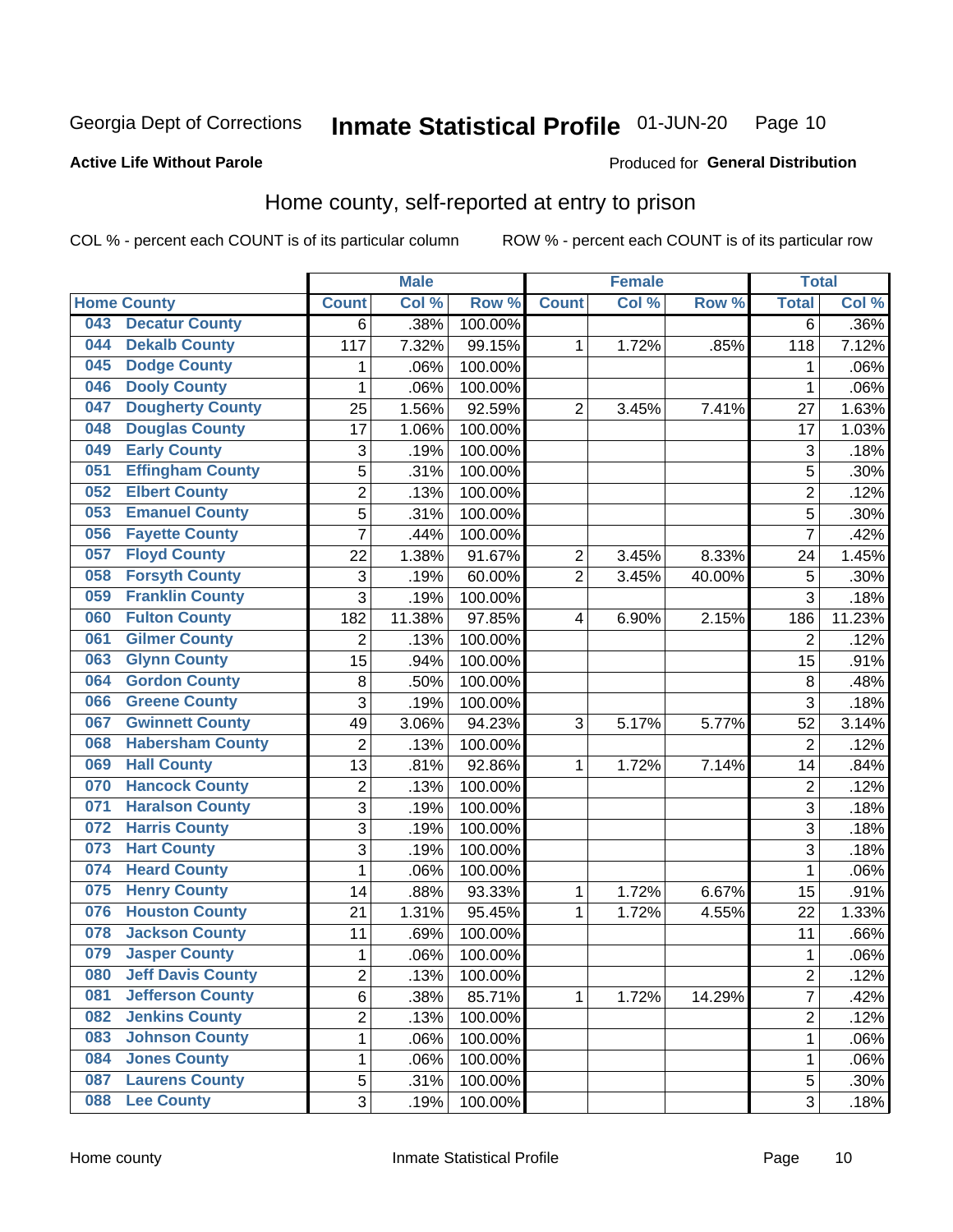Georgia Dept of Corrections **Inmate Statistical Profile** 01-JUN-20

**Active Life Without Parole**

Produced for **General Distribution**

## Home county, self-reported at entry to prison

COL % - percent each COUNT is of its particular column ROW % - percent each COUNT is of its particular row

| Home County | | Male | | | Female | | | Total | |
|---|---|---|---|---|---|---|---|---|---|
| | | Count | Col % | Row % | Count | Col % | Row % | Total | Col % |
| 043 | Decatur County | 6 | .38% | 100.00% | | | | 6 | .36% |
| 044 | Dekalb County | 117 | 7.32% | 99.15% | 1 | 1.72% | .85% | 118 | 7.12% |
| 045 | Dodge County | 1 | .06% | 100.00% | | | | 1 | .06% |
| 046 | Dooly County | 1 | .06% | 100.00% | | | | 1 | .06% |
| 047 | Dougherty County | 25 | 1.56% | 92.59% | 2 | 3.45% | 7.41% | 27 | 1.63% |
| 048 | Douglas County | 17 | 1.06% | 100.00% | | | | 17 | 1.03% |
| 049 | Early County | 3 | .19% | 100.00% | | | | 3 | .18% |
| 051 | Effingham County | 5 | .31% | 100.00% | | | | 5 | .30% |
| 052 | Elbert County | 2 | .13% | 100.00% | | | | 2 | .12% |
| 053 | Emanuel County | 5 | .31% | 100.00% | | | | 5 | .30% |
| 056 | Fayette County | 7 | .44% | 100.00% | | | | 7 | .42% |
| 057 | Floyd County | 22 | 1.38% | 91.67% | 2 | 3.45% | 8.33% | 24 | 1.45% |
| 058 | Forsyth County | 3 | .19% | 60.00% | 2 | 3.45% | 40.00% | 5 | .30% |
| 059 | Franklin County | 3 | .19% | 100.00% | | | | 3 | .18% |
| 060 | Fulton County | 182 | 11.38% | 97.85% | 4 | 6.90% | 2.15% | 186 | 11.23% |
| 061 | Gilmer County | 2 | .13% | 100.00% | | | | 2 | .12% |
| 063 | Glynn County | 15 | .94% | 100.00% | | | | 15 | .91% |
| 064 | Gordon County | 8 | .50% | 100.00% | | | | 8 | .48% |
| 066 | Greene County | 3 | .19% | 100.00% | | | | 3 | .18% |
| 067 | Gwinnett County | 49 | 3.06% | 94.23% | 3 | 5.17% | 5.77% | 52 | 3.14% |
| 068 | Habersham County | 2 | .13% | 100.00% | | | | 2 | .12% |
| 069 | Hall County | 13 | .81% | 92.86% | 1 | 1.72% | 7.14% | 14 | .84% |
| 070 | Hancock County | 2 | .13% | 100.00% | | | | 2 | .12% |
| 071 | Haralson County | 3 | .19% | 100.00% | | | | 3 | .18% |
| 072 | Harris County | 3 | .19% | 100.00% | | | | 3 | .18% |
| 073 | Hart County | 3 | .19% | 100.00% | | | | 3 | .18% |
| 074 | Heard County | 1 | .06% | 100.00% | | | | 1 | .06% |
| 075 | Henry County | 14 | .88% | 93.33% | 1 | 1.72% | 6.67% | 15 | .91% |
| 076 | Houston County | 21 | 1.31% | 95.45% | 1 | 1.72% | 4.55% | 22 | 1.33% |
| 078 | Jackson County | 11 | .69% | 100.00% | | | | 11 | .66% |
| 079 | Jasper County | 1 | .06% | 100.00% | | | | 1 | .06% |
| 080 | Jeff Davis County | 2 | .13% | 100.00% | | | | 2 | .12% |
| 081 | Jefferson County | 6 | .38% | 85.71% | 1 | 1.72% | 14.29% | 7 | .42% |
| 082 | Jenkins County | 2 | .13% | 100.00% | | | | 2 | .12% |
| 083 | Johnson County | 1 | .06% | 100.00% | | | | 1 | .06% |
| 084 | Jones County | 1 | .06% | 100.00% | | | | 1 | .06% |
| 087 | Laurens County | 5 | .31% | 100.00% | | | | 5 | .30% |
| 088 | Lee County | 3 | .19% | 100.00% | | | | 3 | .18% |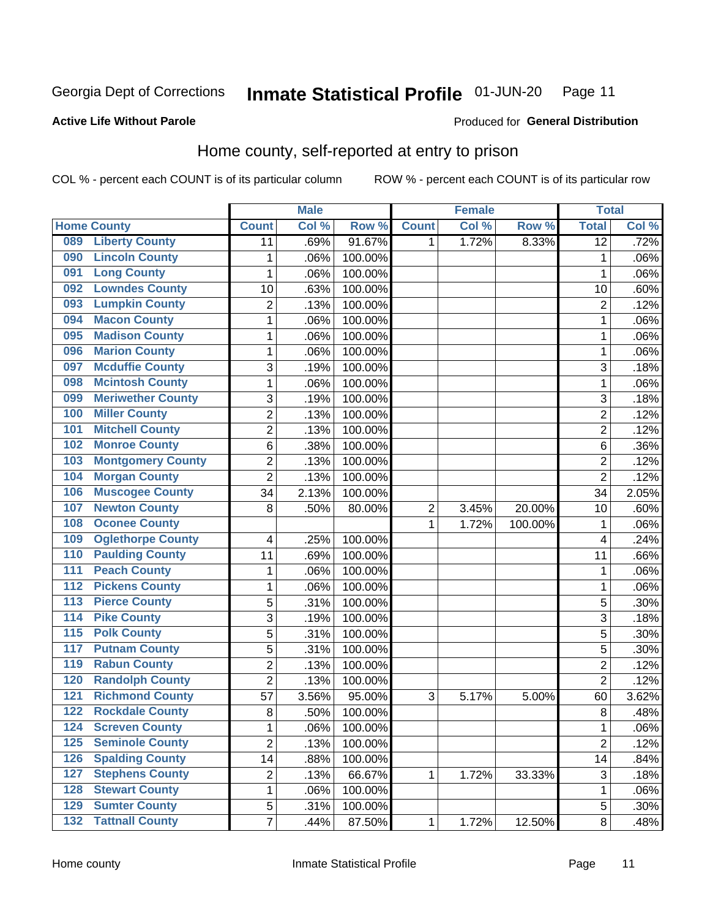Georgia Dept of Corrections **Inmate Statistical Profile** 01-JUN-20

**Active Life Without Parole**

Produced for **General Distribution**

## Home county, self-reported at entry to prison

COL % - percent each COUNT is of its particular column ROW % - percent each COUNT is of its particular row

| Home County | | Male | | | Female | | | Total | |
|---|---|---|---|---|---|---|---|---|---|
| | | Count | Col % | Row % | Count | Col % | Row % | Total | Col % |
| 089 | Liberty County | 11 | .69% | 91.67% | 1 | 1.72% | 8.33% | 12 | .72% |
| 090 | Lincoln County | 1 | .06% | 100.00% | | | | 1 | .06% |
| 091 | Long County | 1 | .06% | 100.00% | | | | 1 | .06% |
| 092 | Lowndes County | 10 | .63% | 100.00% | | | | 10 | .60% |
| 093 | Lumpkin County | 2 | .13% | 100.00% | | | | 2 | .12% |
| 094 | Macon County | 1 | .06% | 100.00% | | | | 1 | .06% |
| 095 | Madison County | 1 | .06% | 100.00% | | | | 1 | .06% |
| 096 | Marion County | 1 | .06% | 100.00% | | | | 1 | .06% |
| 097 | Mcduffie County | 3 | .19% | 100.00% | | | | 3 | .18% |
| 098 | Mcintosh County | 1 | .06% | 100.00% | | | | 1 | .06% |
| 099 | Meriwether County | 3 | .19% | 100.00% | | | | 3 | .18% |
| 100 | Miller County | 2 | .13% | 100.00% | | | | 2 | .12% |
| 101 | Mitchell County | 2 | .13% | 100.00% | | | | 2 | .12% |
| 102 | Monroe County | 6 | .38% | 100.00% | | | | 6 | .36% |
| 103 | Montgomery County | 2 | .13% | 100.00% | | | | 2 | .12% |
| 104 | Morgan County | 2 | .13% | 100.00% | | | | 2 | .12% |
| 106 | Muscogee County | 34 | 2.13% | 100.00% | | | | 34 | 2.05% |
| 107 | Newton County | 8 | .50% | 80.00% | 2 | 3.45% | 20.00% | 10 | .60% |
| 108 | Oconee County | | | | 1 | 1.72% | 100.00% | 1 | .06% |
| 109 | Oglethorpe County | 4 | .25% | 100.00% | | | | 4 | .24% |
| 110 | Paulding County | 11 | .69% | 100.00% | | | | 11 | .66% |
| 111 | Peach County | 1 | .06% | 100.00% | | | | 1 | .06% |
| 112 | Pickens County | 1 | .06% | 100.00% | | | | 1 | .06% |
| 113 | Pierce County | 5 | .31% | 100.00% | | | | 5 | .30% |
| 114 | Pike County | 3 | .19% | 100.00% | | | | 3 | .18% |
| 115 | Polk County | 5 | .31% | 100.00% | | | | 5 | .30% |
| 117 | Putnam County | 5 | .31% | 100.00% | | | | 5 | .30% |
| 119 | Rabun County | 2 | .13% | 100.00% | | | | 2 | .12% |
| 120 | Randolph County | 2 | .13% | 100.00% | | | | 2 | .12% |
| 121 | Richmond County | 57 | 3.56% | 95.00% | 3 | 5.17% | 5.00% | 60 | 3.62% |
| 122 | Rockdale County | 8 | .50% | 100.00% | | | | 8 | .48% |
| 124 | Screven County | 1 | .06% | 100.00% | | | | 1 | .06% |
| 125 | Seminole County | 2 | .13% | 100.00% | | | | 2 | .12% |
| 126 | Spalding County | 14 | .88% | 100.00% | | | | 14 | .84% |
| 127 | Stephens County | 2 | .13% | 66.67% | 1 | 1.72% | 33.33% | 3 | .18% |
| 128 | Stewart County | 1 | .06% | 100.00% | | | | 1 | .06% |
| 129 | Sumter County | 5 | .31% | 100.00% | | | | 5 | .30% |
| 132 | Tattnall County | 7 | .44% | 87.50% | 1 | 1.72% | 12.50% | 8 | .48% |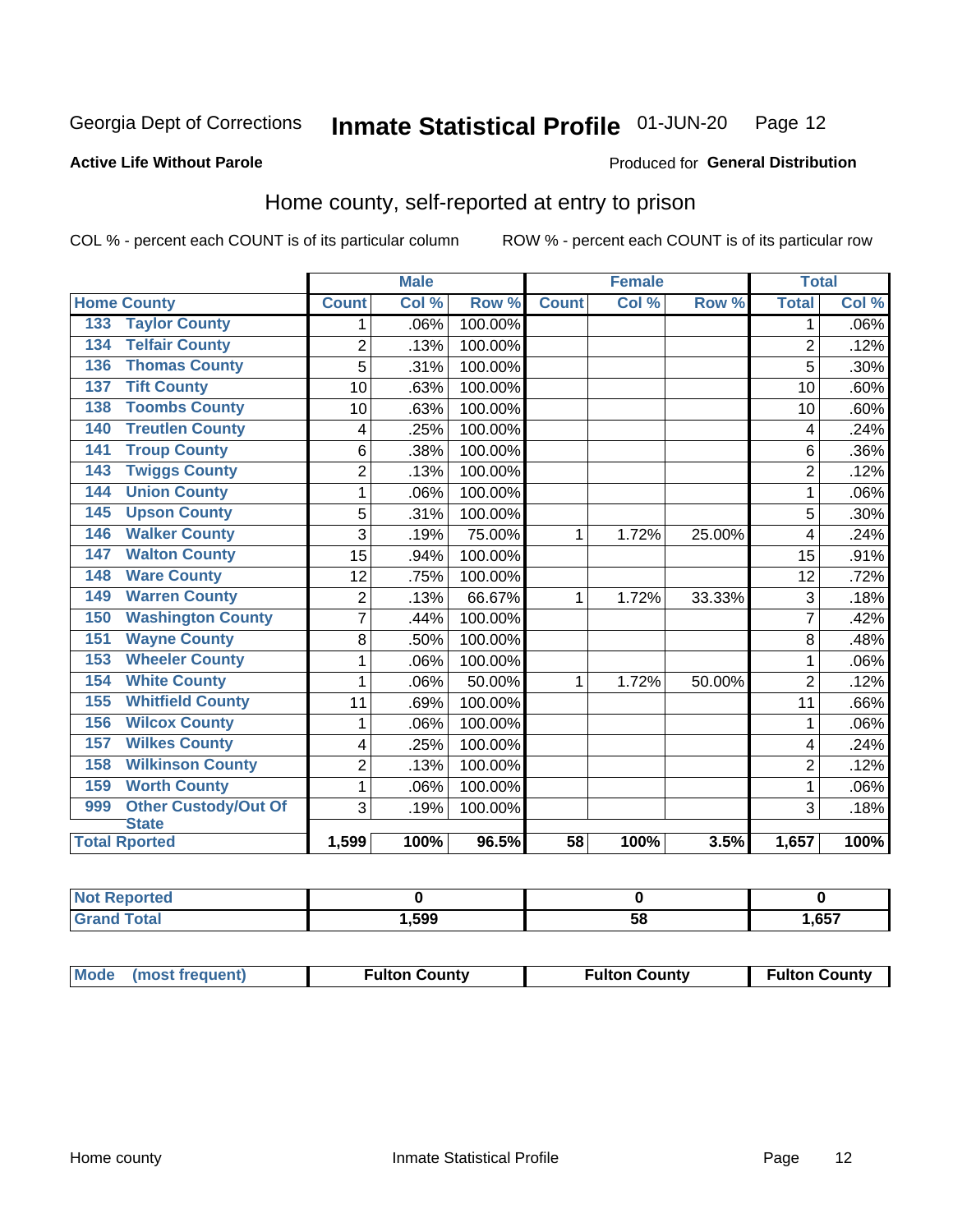Georgia Dept of Corrections **Inmate Statistical Profile** 01-JUN-20

**Active Life Without Parole**

Produced for **General Distribution**

## Home county, self-reported at entry to prison

COL % - percent each COUNT is of its particular column ROW % - percent each COUNT is of its particular row

| Home County | | Male | | | Female | | | Total | |
|---|---|---|---|---|---|---|---|---|---|
| | | Count | Col % | Row % | Count | Col % | Row % | Total | Col % |
| 133 | Taylor County | 1 | .06% | 100.00% | | | | 1 | .06% |
| 134 | Telfair County | 2 | .13% | 100.00% | | | | 2 | .12% |
| 136 | Thomas County | 5 | .31% | 100.00% | | | | 5 | .30% |
| 137 | Tift County | 10 | .63% | 100.00% | | | | 10 | .60% |
| 138 | Toombs County | 10 | .63% | 100.00% | | | | 10 | .60% |
| 140 | Treutlen County | 4 | .25% | 100.00% | | | | 4 | .24% |
| 141 | Troup County | 6 | .38% | 100.00% | | | | 6 | .36% |
| 143 | Twiggs County | 2 | .13% | 100.00% | | | | 2 | .12% |
| 144 | Union County | 1 | .06% | 100.00% | | | | 1 | .06% |
| 145 | Upson County | 5 | .31% | 100.00% | | | | 5 | .30% |
| 146 | Walker County | 3 | .19% | 75.00% | 1 | 1.72% | 25.00% | 4 | .24% |
| 147 | Walton County | 15 | .94% | 100.00% | | | | 15 | .91% |
| 148 | Ware County | 12 | .75% | 100.00% | | | | 12 | .72% |
| 149 | Warren County | 2 | .13% | 66.67% | 1 | 1.72% | 33.33% | 3 | .18% |
| 150 | Washington County | 7 | .44% | 100.00% | | | | 7 | .42% |
| 151 | Wayne County | 8 | .50% | 100.00% | | | | 8 | .48% |
| 153 | Wheeler County | 1 | .06% | 100.00% | | | | 1 | .06% |
| 154 | White County | 1 | .06% | 50.00% | 1 | 1.72% | 50.00% | 2 | .12% |
| 155 | Whitfield County | 11 | .69% | 100.00% | | | | 11 | .66% |
| 156 | Wilcox County | 1 | .06% | 100.00% | | | | 1 | .06% |
| 157 | Wilkes County | 4 | .25% | 100.00% | | | | 4 | .24% |
| 158 | Wilkinson County | 2 | .13% | 100.00% | | | | 2 | .12% |
| 159 | Worth County | 1 | .06% | 100.00% | | | | 1 | .06% |
| 999 | Other Custody/Out Of State | 3 | .19% | 100.00% | | | | 3 | .18% |
| Total Rported | | 1,599 | 100% | 96.5% | 58 | 100% | 3.5% | 1,657 | 100% |

| | Male | Female | Total |
|---|---|---|---|
| Not Reported | 0 | 0 | 0 |
| Grand Total | 1,599 | 58 | 1,657 |

| | Male | Female | Total |
|---|---|---|---|
| Mode (most frequent) | Fulton County | Fulton County | Fulton County |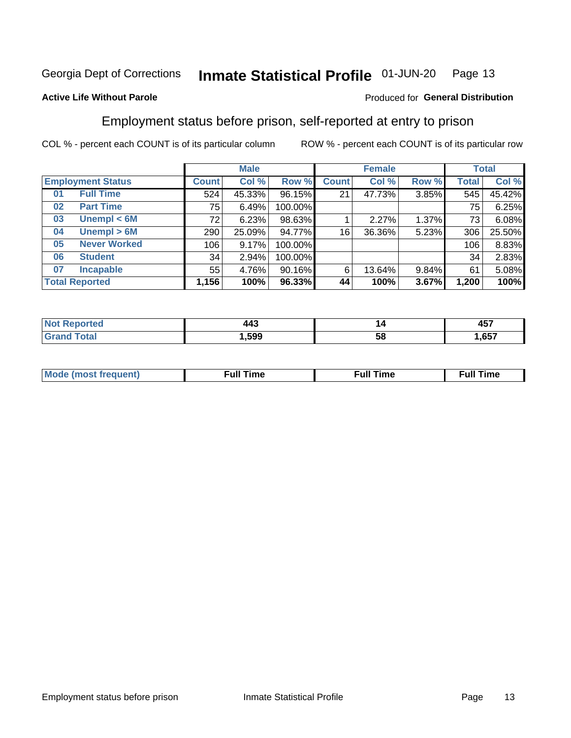Georgia Dept of Corrections **Inmate Statistical Profile** 01-JUN-20

**Active Life Without Parole**

Produced for **General Distribution**

## Employment status before prison, self-reported at entry to prison

COL % - percent each COUNT is of its particular column ROW % - percent each COUNT is of its particular row

| Employment Status | | Male | | | Female | | | Total | |
|---|---|---|---|---|---|---|---|---|---|
| | | Count | Col % | Row % | Count | Col % | Row % | Total | Col % |
| 01 | Full Time | 524 | 45.33% | 96.15% | 21 | 47.73% | 3.85% | 545 | 45.42% |
| 02 | Part Time | 75 | 6.49% | 100.00% | | | | 75 | 6.25% |
| 03 | Unempl < 6M | 72 | 6.23% | 98.63% | 1 | 2.27% | 1.37% | 73 | 6.08% |
| 04 | Unempl > 6M | 290 | 25.09% | 94.77% | 16 | 36.36% | 5.23% | 306 | 25.50% |
| 05 | Never Worked | 106 | 9.17% | 100.00% | | | | 106 | 8.83% |
| 06 | Student | 34 | 2.94% | 100.00% | | | | 34 | 2.83% |
| 07 | Incapable | 55 | 4.76% | 90.16% | 6 | 13.64% | 9.84% | 61 | 5.08% |
| **Total Reported** | | **1,156** | **100%** | **96.33%** | **44** | **100%** | **3.67%** | **1,200** | **100%** |

| | Male | Female | Total |
|---|---|---|---|
| Not Reported | **443** | **14** | **457** |
| Grand Total | **1,599** | **58** | **1,657** |

| | Male | Female | Total |
|---|---|---|---|
| Mode (most frequent) | **Full Time** | **Full Time** | **Full Time** |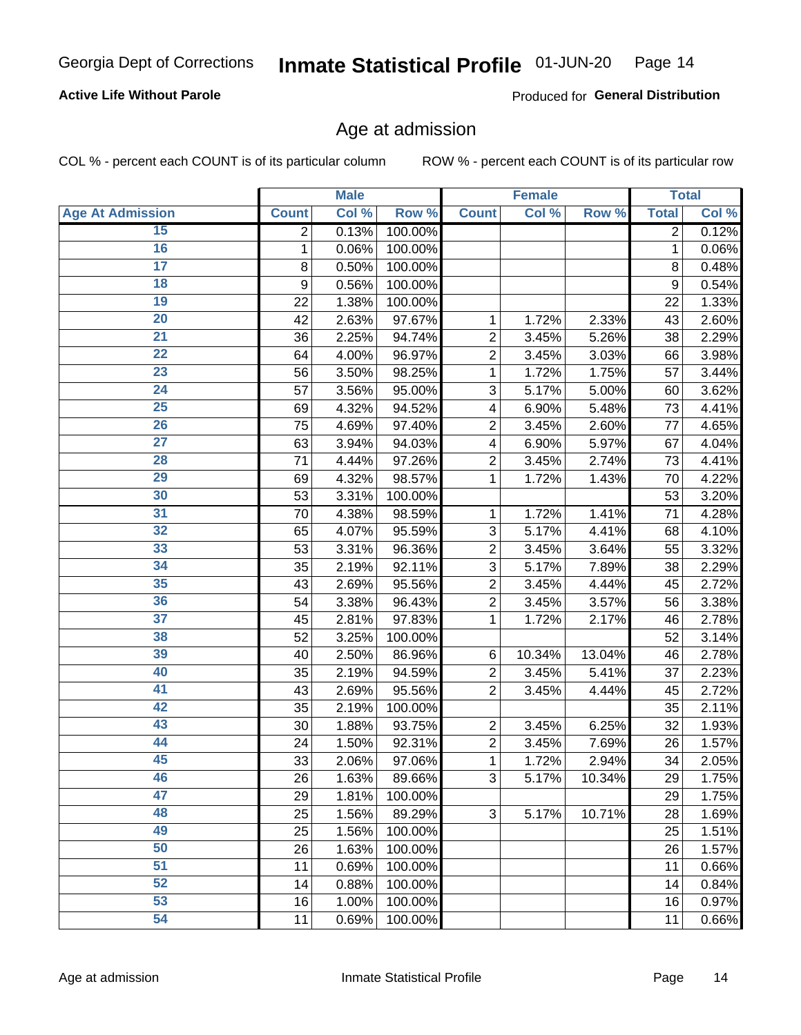Georgia Dept of Corrections **Inmate Statistical Profile** 01-JUN-20

**Active Life Without Parole**

Produced for **General Distribution**

## Age at admission

COL % - percent each COUNT is of its particular column    ROW % - percent each COUNT is of its particular row

| | Male | | | Female | | | Total | |
|---|---|---|---|---|---|---|---|---|
| **Age At Admission** | **Count** | **Col %** | **Row %** | **Count** | **Col %** | **Row %** | **Total** | **Col %** |
| 15 | 2 | 0.13% | 100.00% | | | | 2 | 0.12% |
| 16 | 1 | 0.06% | 100.00% | | | | 1 | 0.06% |
| 17 | 8 | 0.50% | 100.00% | | | | 8 | 0.48% |
| 18 | 9 | 0.56% | 100.00% | | | | 9 | 0.54% |
| 19 | 22 | 1.38% | 100.00% | | | | 22 | 1.33% |
| 20 | 42 | 2.63% | 97.67% | 1 | 1.72% | 2.33% | 43 | 2.60% |
| 21 | 36 | 2.25% | 94.74% | 2 | 3.45% | 5.26% | 38 | 2.29% |
| 22 | 64 | 4.00% | 96.97% | 2 | 3.45% | 3.03% | 66 | 3.98% |
| 23 | 56 | 3.50% | 98.25% | 1 | 1.72% | 1.75% | 57 | 3.44% |
| 24 | 57 | 3.56% | 95.00% | 3 | 5.17% | 5.00% | 60 | 3.62% |
| 25 | 69 | 4.32% | 94.52% | 4 | 6.90% | 5.48% | 73 | 4.41% |
| 26 | 75 | 4.69% | 97.40% | 2 | 3.45% | 2.60% | 77 | 4.65% |
| 27 | 63 | 3.94% | 94.03% | 4 | 6.90% | 5.97% | 67 | 4.04% |
| 28 | 71 | 4.44% | 97.26% | 2 | 3.45% | 2.74% | 73 | 4.41% |
| 29 | 69 | 4.32% | 98.57% | 1 | 1.72% | 1.43% | 70 | 4.22% |
| 30 | 53 | 3.31% | 100.00% | | | | 53 | 3.20% |
| 31 | 70 | 4.38% | 98.59% | 1 | 1.72% | 1.41% | 71 | 4.28% |
| 32 | 65 | 4.07% | 95.59% | 3 | 5.17% | 4.41% | 68 | 4.10% |
| 33 | 53 | 3.31% | 96.36% | 2 | 3.45% | 3.64% | 55 | 3.32% |
| 34 | 35 | 2.19% | 92.11% | 3 | 5.17% | 7.89% | 38 | 2.29% |
| 35 | 43 | 2.69% | 95.56% | 2 | 3.45% | 4.44% | 45 | 2.72% |
| 36 | 54 | 3.38% | 96.43% | 2 | 3.45% | 3.57% | 56 | 3.38% |
| 37 | 45 | 2.81% | 97.83% | 1 | 1.72% | 2.17% | 46 | 2.78% |
| 38 | 52 | 3.25% | 100.00% | | | | 52 | 3.14% |
| 39 | 40 | 2.50% | 86.96% | 6 | 10.34% | 13.04% | 46 | 2.78% |
| 40 | 35 | 2.19% | 94.59% | 2 | 3.45% | 5.41% | 37 | 2.23% |
| 41 | 43 | 2.69% | 95.56% | 2 | 3.45% | 4.44% | 45 | 2.72% |
| 42 | 35 | 2.19% | 100.00% | | | | 35 | 2.11% |
| 43 | 30 | 1.88% | 93.75% | 2 | 3.45% | 6.25% | 32 | 1.93% |
| 44 | 24 | 1.50% | 92.31% | 2 | 3.45% | 7.69% | 26 | 1.57% |
| 45 | 33 | 2.06% | 97.06% | 1 | 1.72% | 2.94% | 34 | 2.05% |
| 46 | 26 | 1.63% | 89.66% | 3 | 5.17% | 10.34% | 29 | 1.75% |
| 47 | 29 | 1.81% | 100.00% | | | | 29 | 1.75% |
| 48 | 25 | 1.56% | 89.29% | 3 | 5.17% | 10.71% | 28 | 1.69% |
| 49 | 25 | 1.56% | 100.00% | | | | 25 | 1.51% |
| 50 | 26 | 1.63% | 100.00% | | | | 26 | 1.57% |
| 51 | 11 | 0.69% | 100.00% | | | | 11 | 0.66% |
| 52 | 14 | 0.88% | 100.00% | | | | 14 | 0.84% |
| 53 | 16 | 1.00% | 100.00% | | | | 16 | 0.97% |
| 54 | 11 | 0.69% | 100.00% | | | | 11 | 0.66% |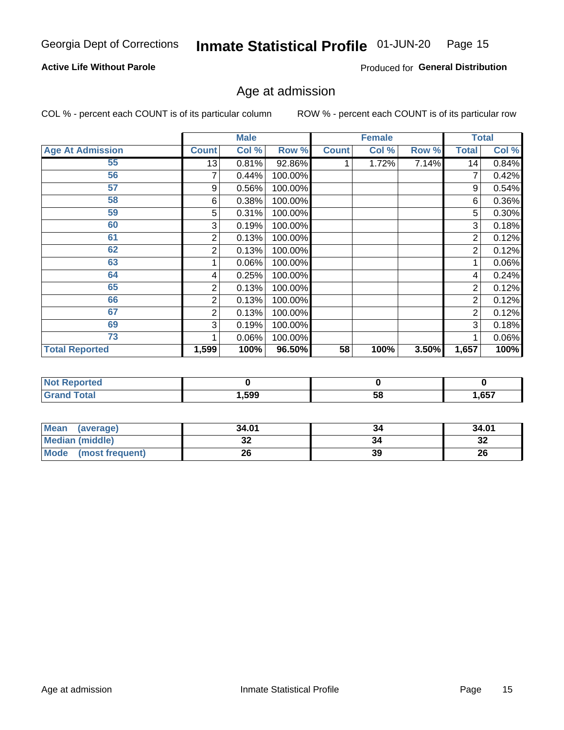Georgia Dept of Corrections **Inmate Statistical Profile** 01-JUN-20

**Active Life Without Parole**

Produced for **General Distribution**

## Age at admission

COL % - percent each COUNT is of its particular column

ROW % - percent each COUNT is of its particular row

| | Male | | | Female | | | Total | |
|---|---|---|---|---|---|---|---|---|
| **Age At Admission** | **Count** | **Col %** | **Row %** | **Count** | **Col %** | **Row %** | **Total** | **Col %** |
| 55 | 13 | 0.81% | 92.86% | 1 | 1.72% | 7.14% | 14 | 0.84% |
| 56 | 7 | 0.44% | 100.00% | | | | 7 | 0.42% |
| 57 | 9 | 0.56% | 100.00% | | | | 9 | 0.54% |
| 58 | 6 | 0.38% | 100.00% | | | | 6 | 0.36% |
| 59 | 5 | 0.31% | 100.00% | | | | 5 | 0.30% |
| 60 | 3 | 0.19% | 100.00% | | | | 3 | 0.18% |
| 61 | 2 | 0.13% | 100.00% | | | | 2 | 0.12% |
| 62 | 2 | 0.13% | 100.00% | | | | 2 | 0.12% |
| 63 | 1 | 0.06% | 100.00% | | | | 1 | 0.06% |
| 64 | 4 | 0.25% | 100.00% | | | | 4 | 0.24% |
| 65 | 2 | 0.13% | 100.00% | | | | 2 | 0.12% |
| 66 | 2 | 0.13% | 100.00% | | | | 2 | 0.12% |
| 67 | 2 | 0.13% | 100.00% | | | | 2 | 0.12% |
| 69 | 3 | 0.19% | 100.00% | | | | 3 | 0.18% |
| 73 | 1 | 0.06% | 100.00% | | | | 1 | 0.06% |
| **Total Reported** | **1,599** | **100%** | **96.50%** | **58** | **100%** | **3.50%** | **1,657** | **100%** |

| | Male | Female | Total |
|---|---|---|---|
| **Not Reported** | **0** | **0** | **0** |
| **Grand Total** | **1,599** | **58** | **1,657** |

| | Male | Female | Total |
|---|---|---|---|
| **Mean (average)** | **34.01** | **34** | **34.01** |
| **Median (middle)** | **32** | **34** | **32** |
| **Mode (most frequent)** | **26** | **39** | **26** |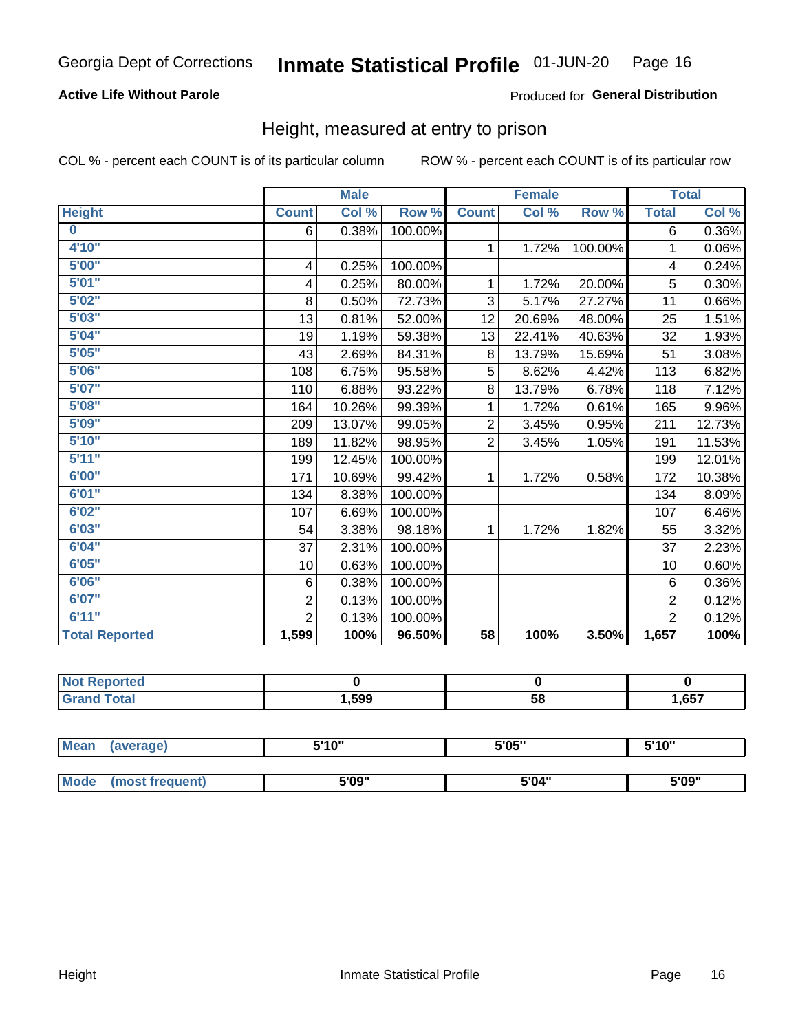Georgia Dept of Corrections **Inmate Statistical Profile** 01-JUN-20

**Active Life Without Parole**

Produced for **General Distribution**

## Height, measured at entry to prison

COL % - percent each COUNT is of its particular column

ROW % - percent each COUNT is of its particular row

| | Male | | | Female | | | Total | |
|---|---|---|---|---|---|---|---|---|
| **Height** | **Count** | **Col %** | **Row %** | **Count** | **Col %** | **Row %** | **Total** | **Col %** |
| **0** | 6 | 0.38% | 100.00% | | | | 6 | 0.36% |
| **4'10"** | | | | 1 | 1.72% | 100.00% | 1 | 0.06% |
| **5'00"** | 4 | 0.25% | 100.00% | | | | 4 | 0.24% |
| **5'01"** | 4 | 0.25% | 80.00% | 1 | 1.72% | 20.00% | 5 | 0.30% |
| **5'02"** | 8 | 0.50% | 72.73% | 3 | 5.17% | 27.27% | 11 | 0.66% |
| **5'03"** | 13 | 0.81% | 52.00% | 12 | 20.69% | 48.00% | 25 | 1.51% |
| **5'04"** | 19 | 1.19% | 59.38% | 13 | 22.41% | 40.63% | 32 | 1.93% |
| **5'05"** | 43 | 2.69% | 84.31% | 8 | 13.79% | 15.69% | 51 | 3.08% |
| **5'06"** | 108 | 6.75% | 95.58% | 5 | 8.62% | 4.42% | 113 | 6.82% |
| **5'07"** | 110 | 6.88% | 93.22% | 8 | 13.79% | 6.78% | 118 | 7.12% |
| **5'08"** | 164 | 10.26% | 99.39% | 1 | 1.72% | 0.61% | 165 | 9.96% |
| **5'09"** | 209 | 13.07% | 99.05% | 2 | 3.45% | 0.95% | 211 | 12.73% |
| **5'10"** | 189 | 11.82% | 98.95% | 2 | 3.45% | 1.05% | 191 | 11.53% |
| **5'11"** | 199 | 12.45% | 100.00% | | | | 199 | 12.01% |
| **6'00"** | 171 | 10.69% | 99.42% | 1 | 1.72% | 0.58% | 172 | 10.38% |
| **6'01"** | 134 | 8.38% | 100.00% | | | | 134 | 8.09% |
| **6'02"** | 107 | 6.69% | 100.00% | | | | 107 | 6.46% |
| **6'03"** | 54 | 3.38% | 98.18% | 1 | 1.72% | 1.82% | 55 | 3.32% |
| **6'04"** | 37 | 2.31% | 100.00% | | | | 37 | 2.23% |
| **6'05"** | 10 | 0.63% | 100.00% | | | | 10 | 0.60% |
| **6'06"** | 6 | 0.38% | 100.00% | | | | 6 | 0.36% |
| **6'07"** | 2 | 0.13% | 100.00% | | | | 2 | 0.12% |
| **6'11"** | 2 | 0.13% | 100.00% | | | | 2 | 0.12% |
| **Total Reported** | **1,599** | **100%** | **96.50%** | **58** | **100%** | **3.50%** | **1,657** | **100%** |

| | Male | Female | Total |
|---|---|---|---|
| **Not Reported** | **0** | **0** | **0** |
| **Grand Total** | **1,599** | **58** | **1,657** |

| | Male | Female | Total |
|---|---|---|---|
| **Mean (average)** | **5'10"** | **5'05"** | **5'10"** |
| **Mode (most frequent)** | **5'09"** | **5'04"** | **5'09"** |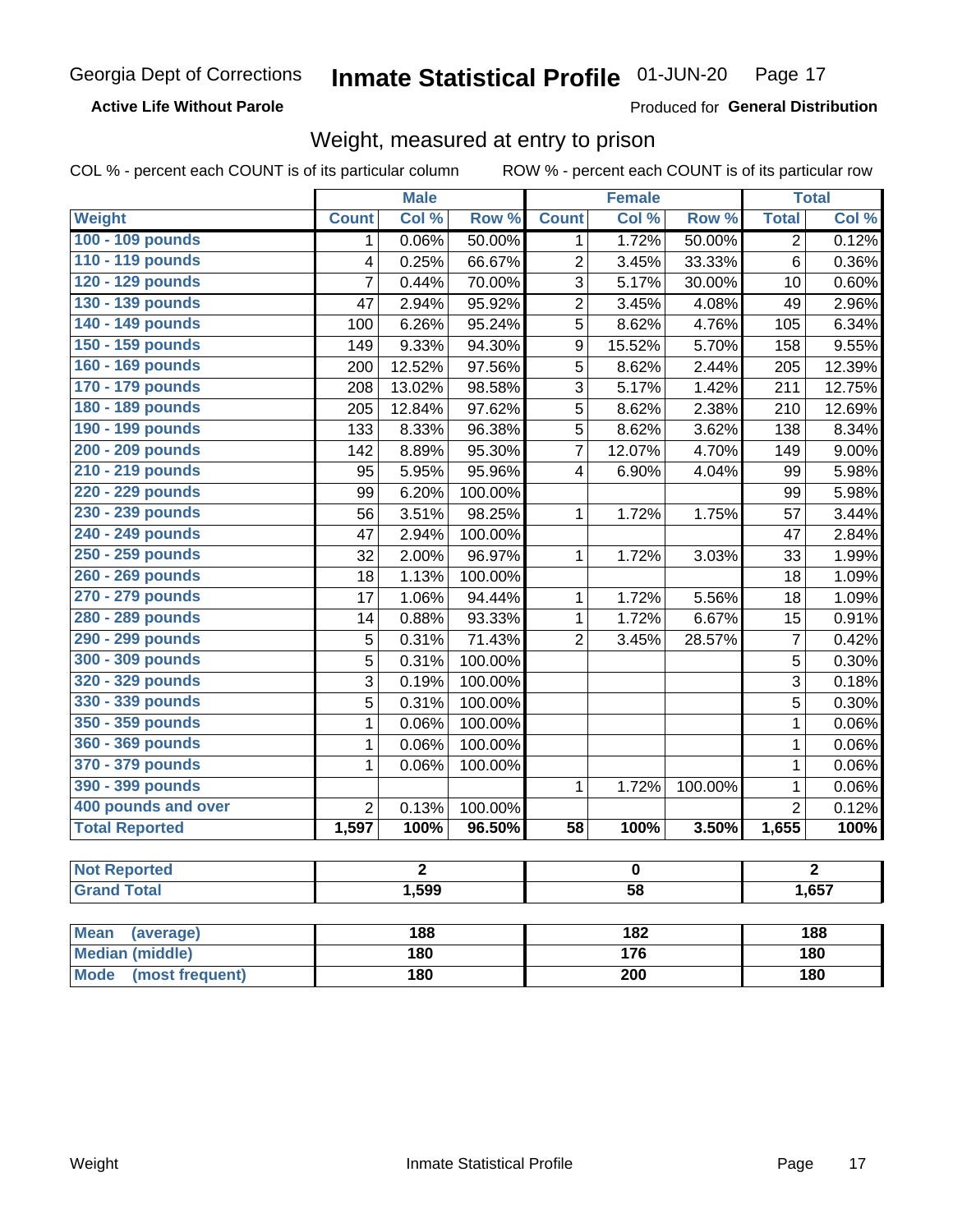Georgia Dept of Corrections **Inmate Statistical Profile** 01-JUN-20 Page 17

**Active Life Without Parole**

Produced for **General Distribution**

## Weight, measured at entry to prison

COL % - percent each COUNT is of its particular column ROW % - percent each COUNT is of its particular row

| | Male | | | Female | | | Total | |
|---|---|---|---|---|---|---|---|---|
| Weight | Count | Col % | Row % | Count | Col % | Row % | Total | Col % |
| 100 - 109 pounds | 1 | 0.06% | 50.00% | 1 | 1.72% | 50.00% | 2 | 0.12% |
| 110 - 119 pounds | 4 | 0.25% | 66.67% | 2 | 3.45% | 33.33% | 6 | 0.36% |
| 120 - 129 pounds | 7 | 0.44% | 70.00% | 3 | 5.17% | 30.00% | 10 | 0.60% |
| 130 - 139 pounds | 47 | 2.94% | 95.92% | 2 | 3.45% | 4.08% | 49 | 2.96% |
| 140 - 149 pounds | 100 | 6.26% | 95.24% | 5 | 8.62% | 4.76% | 105 | 6.34% |
| 150 - 159 pounds | 149 | 9.33% | 94.30% | 9 | 15.52% | 5.70% | 158 | 9.55% |
| 160 - 169 pounds | 200 | 12.52% | 97.56% | 5 | 8.62% | 2.44% | 205 | 12.39% |
| 170 - 179 pounds | 208 | 13.02% | 98.58% | 3 | 5.17% | 1.42% | 211 | 12.75% |
| 180 - 189 pounds | 205 | 12.84% | 97.62% | 5 | 8.62% | 2.38% | 210 | 12.69% |
| 190 - 199 pounds | 133 | 8.33% | 96.38% | 5 | 8.62% | 3.62% | 138 | 8.34% |
| 200 - 209 pounds | 142 | 8.89% | 95.30% | 7 | 12.07% | 4.70% | 149 | 9.00% |
| 210 - 219 pounds | 95 | 5.95% | 95.96% | 4 | 6.90% | 4.04% | 99 | 5.98% |
| 220 - 229 pounds | 99 | 6.20% | 100.00% | | | | 99 | 5.98% |
| 230 - 239 pounds | 56 | 3.51% | 98.25% | 1 | 1.72% | 1.75% | 57 | 3.44% |
| 240 - 249 pounds | 47 | 2.94% | 100.00% | | | | 47 | 2.84% |
| 250 - 259 pounds | 32 | 2.00% | 96.97% | 1 | 1.72% | 3.03% | 33 | 1.99% |
| 260 - 269 pounds | 18 | 1.13% | 100.00% | | | | 18 | 1.09% |
| 270 - 279 pounds | 17 | 1.06% | 94.44% | 1 | 1.72% | 5.56% | 18 | 1.09% |
| 280 - 289 pounds | 14 | 0.88% | 93.33% | 1 | 1.72% | 6.67% | 15 | 0.91% |
| 290 - 299 pounds | 5 | 0.31% | 71.43% | 2 | 3.45% | 28.57% | 7 | 0.42% |
| 300 - 309 pounds | 5 | 0.31% | 100.00% | | | | 5 | 0.30% |
| 320 - 329 pounds | 3 | 0.19% | 100.00% | | | | 3 | 0.18% |
| 330 - 339 pounds | 5 | 0.31% | 100.00% | | | | 5 | 0.30% |
| 350 - 359 pounds | 1 | 0.06% | 100.00% | | | | 1 | 0.06% |
| 360 - 369 pounds | 1 | 0.06% | 100.00% | | | | 1 | 0.06% |
| 370 - 379 pounds | 1 | 0.06% | 100.00% | | | | 1 | 0.06% |
| 390 - 399 pounds | | | | 1 | 1.72% | 100.00% | 1 | 0.06% |
| 400 pounds and over | 2 | 0.13% | 100.00% | | | | 2 | 0.12% |
| **Total Reported** | **1,597** | **100%** | **96.50%** | **58** | **100%** | **3.50%** | **1,655** | **100%** |

| | Male | Female | Total |
|---|---|---|---|
| Not Reported | 2 | 0 | 2 |
| Grand Total | 1,599 | 58 | 1,657 |

| | Male | Female | Total |
|---|---|---|---|
| Mean (average) | 188 | 182 | 188 |
| Median (middle) | 180 | 176 | 180 |
| Mode (most frequent) | 180 | 200 | 180 |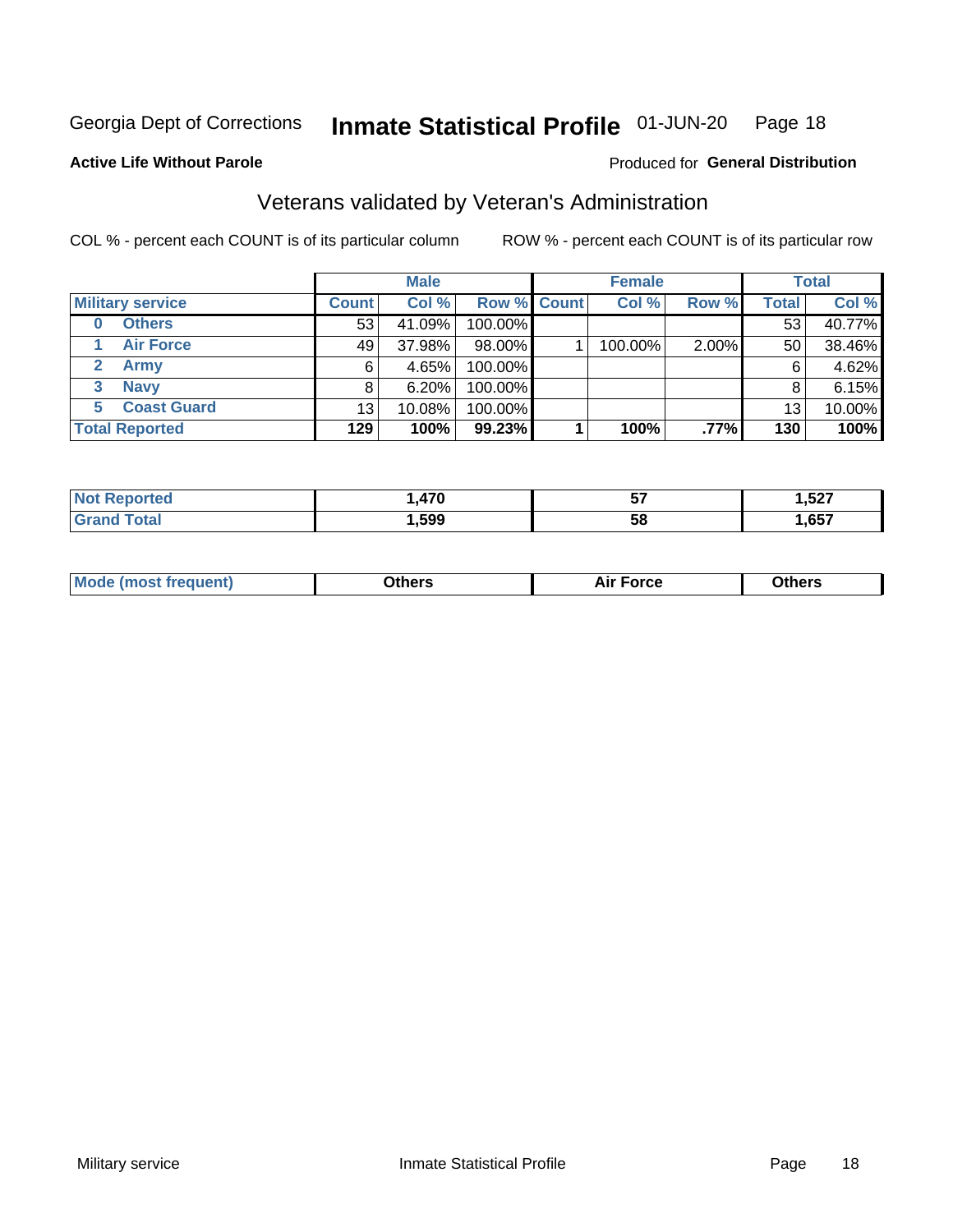# Georgia Dept of Corrections — Inmate Statistical Profile — 01-JUN-20

**Active Life Without Parole**

Produced for **General Distribution**

## Veterans validated by Veteran's Administration

COL % - percent each COUNT is of its particular column

ROW % - percent each COUNT is of its particular row

| Military service | Male | | | Female | | | Total | |
|---|---|---|---|---|---|---|---|---|
| | Count | Col % | Row % | Count | Col % | Row % | Total | Col % |
| 0 Others | 53 | 41.09% | 100.00% | | | | 53 | 40.77% |
| 1 Air Force | 49 | 37.98% | 98.00% | 1 | 100.00% | 2.00% | 50 | 38.46% |
| 2 Army | 6 | 4.65% | 100.00% | | | | 6 | 4.62% |
| 3 Navy | 8 | 6.20% | 100.00% | | | | 8 | 6.15% |
| 5 Coast Guard | 13 | 10.08% | 100.00% | | | | 13 | 10.00% |
| **Total Reported** | **129** | **100%** | **99.23%** | **1** | **100%** | **.77%** | **130** | **100%** |

| | Male | Female | Total |
|---|---|---|---|
| Not Reported | 1,470 | 57 | 1,527 |
| Grand Total | 1,599 | 58 | 1,657 |

| | Male | Female | Total |
|---|---|---|---|
| Mode (most frequent) | Others | Air Force | Others |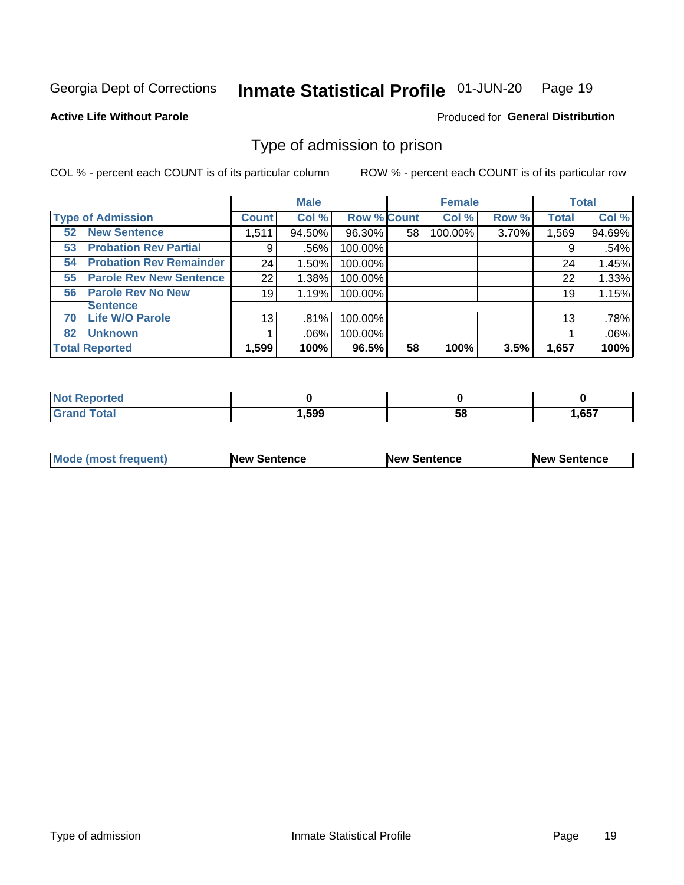Georgia Dept of Corrections **Inmate Statistical Profile** 01-JUN-20

**Active Life Without Parole**

Produced for **General Distribution**

## Type of admission to prison

COL % - percent each COUNT is of its particular column ROW % - percent each COUNT is of its particular row

| | Male | | | Female | | | Total | |
|---|---|---|---|---|---|---|---|---|
| **Type of Admission** | **Count** | **Col %** | **Row %** | **Count** | **Col %** | **Row %** | **Total** | **Col %** |
| **52 New Sentence** | 1,511 | 94.50% | 96.30% | 58 | 100.00% | 3.70% | 1,569 | 94.69% |
| **53 Probation Rev Partial** | 9 | .56% | 100.00% | | | | 9 | .54% |
| **54 Probation Rev Remainder** | 24 | 1.50% | 100.00% | | | | 24 | 1.45% |
| **55 Parole Rev New Sentence** | 22 | 1.38% | 100.00% | | | | 22 | 1.33% |
| **56 Parole Rev No New Sentence** | 19 | 1.19% | 100.00% | | | | 19 | 1.15% |
| **70 Life W/O Parole** | 13 | .81% | 100.00% | | | | 13 | .78% |
| **82 Unknown** | 1 | .06% | 100.00% | | | | 1 | .06% |
| **Total Reported** | **1,599** | **100%** | **96.5%** | **58** | **100%** | **3.5%** | **1,657** | **100%** |

| | Male | Female | Total |
|---|---|---|---|
| **Not Reported** | **0** | **0** | **0** |
| **Grand Total** | **1,599** | **58** | **1,657** |

| | Male | Female | Total |
|---|---|---|---|
| **Mode (most frequent)** | **New Sentence** | **New Sentence** | **New Sentence** |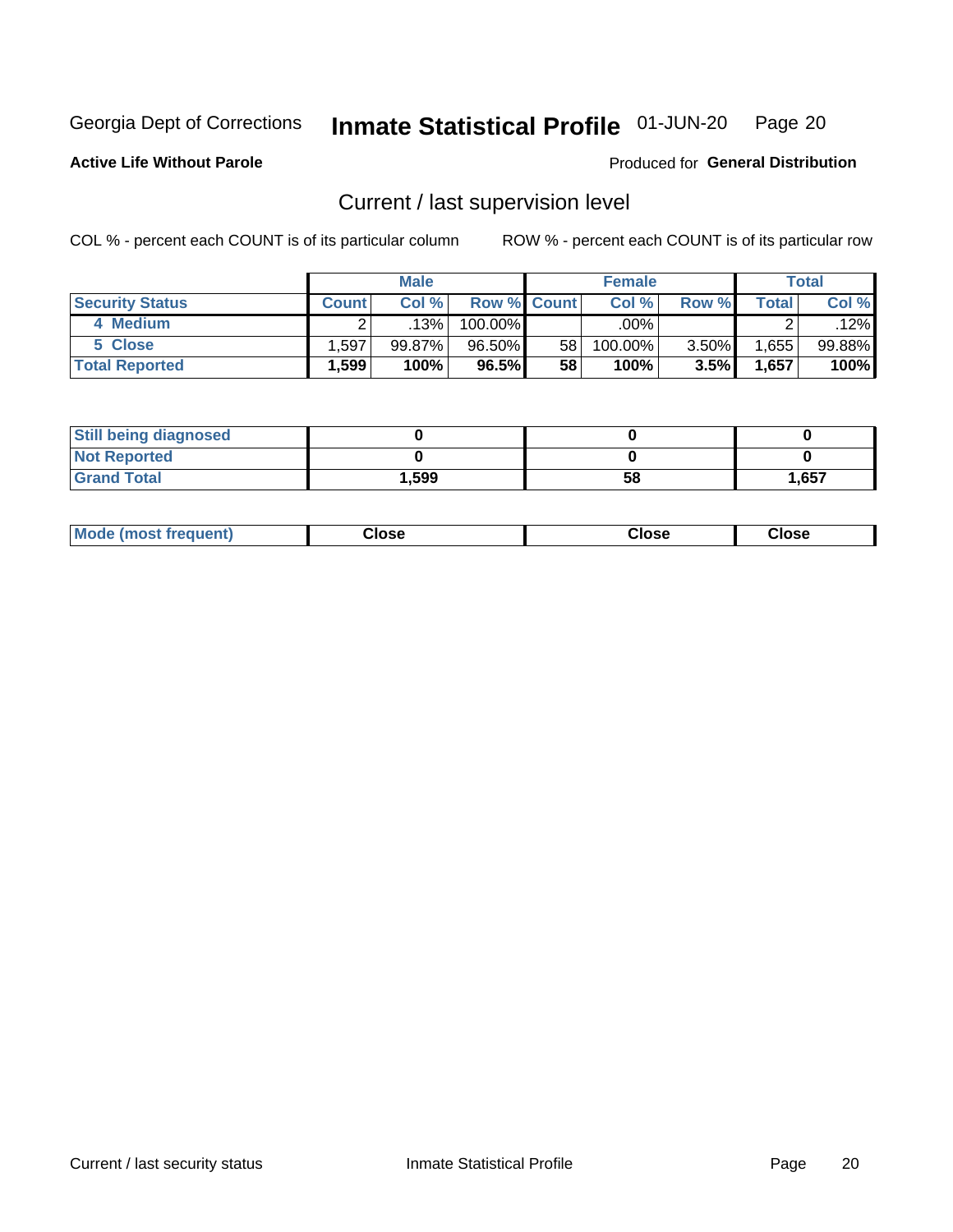Georgia Dept of Corrections **Inmate Statistical Profile** 01-JUN-20 Page 20

**Active Life Without Parole**

Produced for **General Distribution**

## Current / last supervision level

COL % - percent each COUNT is of its particular column ROW % - percent each COUNT is of its particular row

| | Male | | | Female | | | Total | |
|---|---|---|---|---|---|---|---|---|
| **Security Status** | **Count** | **Col %** | **Row %** | **Count** | **Col %** | **Row %** | **Total** | **Col %** |
| 4 Medium | 2 | .13% | 100.00% | | .00% | | 2 | .12% |
| 5 Close | 1,597 | 99.87% | 96.50% | 58 | 100.00% | 3.50% | 1,655 | 99.88% |
| **Total Reported** | **1,599** | **100%** | **96.5%** | **58** | **100%** | **3.5%** | **1,657** | **100%** |

| | Male | Female | Total |
|---|---|---|---|
| **Still being diagnosed** | **0** | **0** | **0** |
| **Not Reported** | **0** | **0** | **0** |
| **Grand Total** | **1,599** | **58** | **1,657** |

| | Male | Female | Total |
|---|---|---|---|
| **Mode (most frequent)** | **Close** | **Close** | **Close** |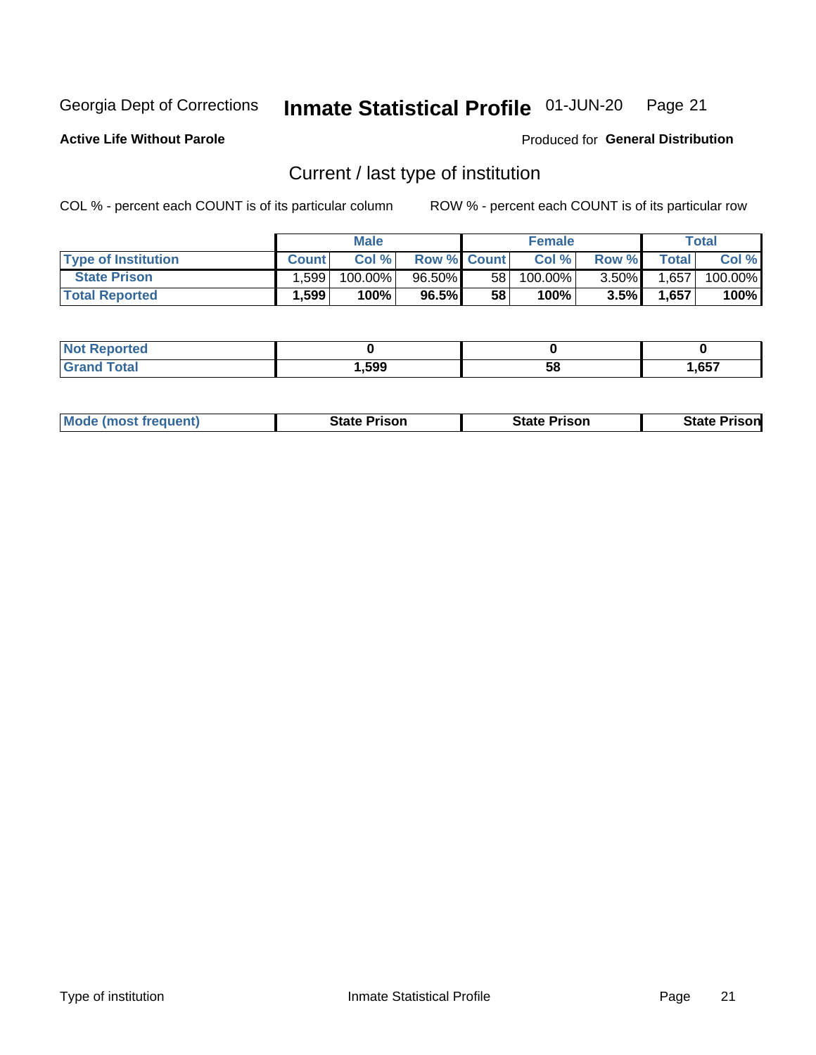Georgia Dept of Corrections **Inmate Statistical Profile** 01-JUN-20

**Active Life Without Parole**

Produced for **General Distribution**

## Current / last type of institution

COL % - percent each COUNT is of its particular column

ROW % - percent each COUNT is of its particular row

| | Male | | | Female | | | Total | |
|---|---|---|---|---|---|---|---|---|
| **Type of Institution** | **Count** | **Col %** | **Row %** | **Count** | **Col %** | **Row %** | **Total** | **Col %** |
| **State Prison** | 1,599 | 100.00% | 96.50% | 58 | 100.00% | 3.50% | 1,657 | 100.00% |
| **Total Reported** | **1,599** | **100%** | **96.5%** | **58** | **100%** | **3.5%** | **1,657** | **100%** |

| | Male | Female | Total |
|---|---|---|---|
| **Not Reported** | **0** | **0** | **0** |
| **Grand Total** | **1,599** | **58** | **1,657** |

| | Male | Female | Total |
|---|---|---|---|
| **Mode (most frequent)** | **State Prison** | **State Prison** | **State Prison** |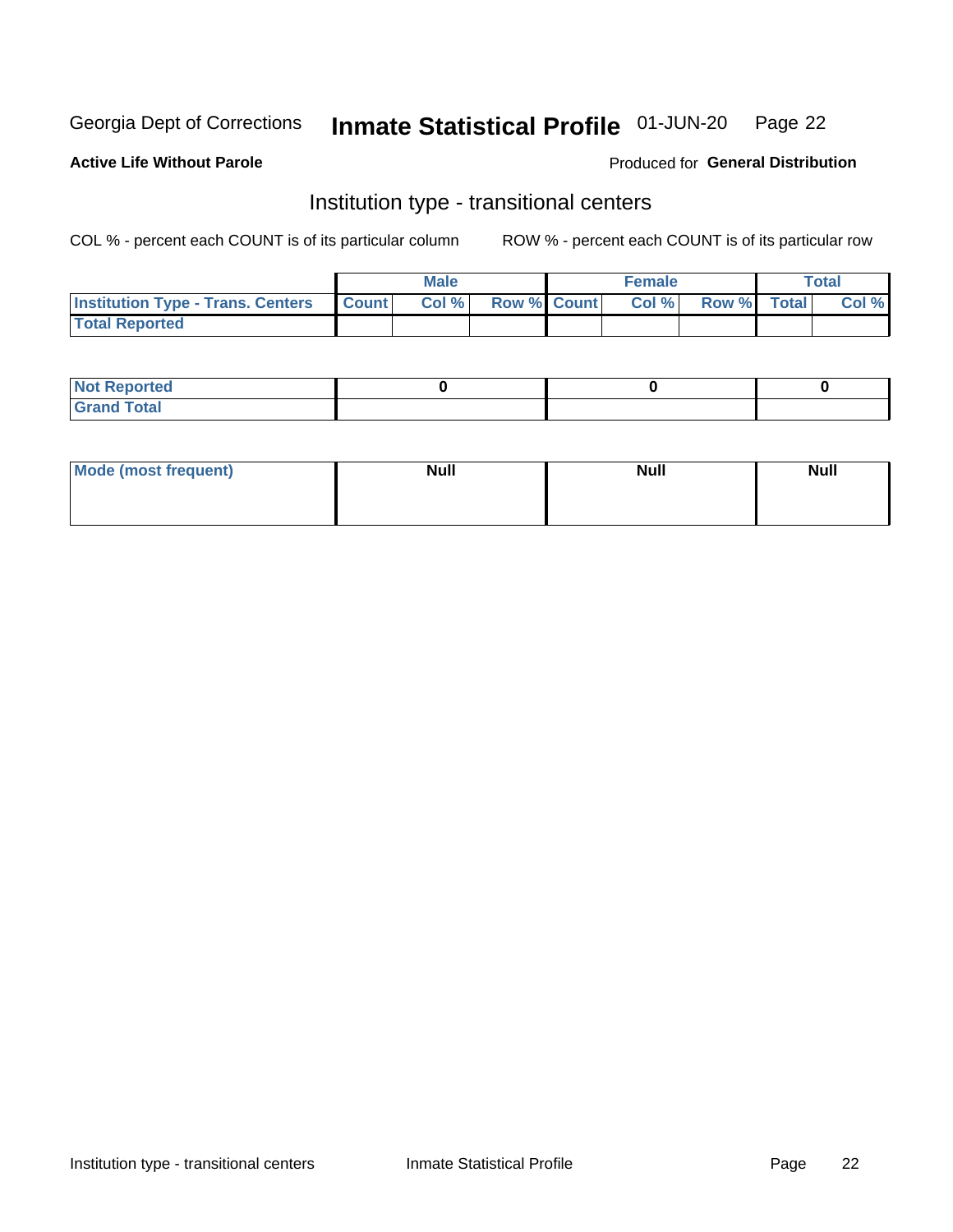Georgia Dept of Corrections **Inmate Statistical Profile** 01-JUN-20

**Active Life Without Parole**

Produced for **General Distribution**

## Institution type - transitional centers

COL % - percent each COUNT is of its particular column ROW % - percent each COUNT is of its particular row

| | Male | | | Female | | | Total | |
|---|---|---|---|---|---|---|---|---|
| **Institution Type - Trans. Centers** | **Count** | **Col %** | **Row %** | **Count** | **Col %** | **Row %** | **Total** | **Col %** |
| **Total Reported** | | | | | | | | |

| | Male | Female | Total |
|---|---|---|---|
| **Not Reported** | 0 | 0 | 0 |
| **Grand Total** | | | |

| | Male | Female | Total |
|---|---|---|---|
| **Mode (most frequent)** | Null | Null | Null |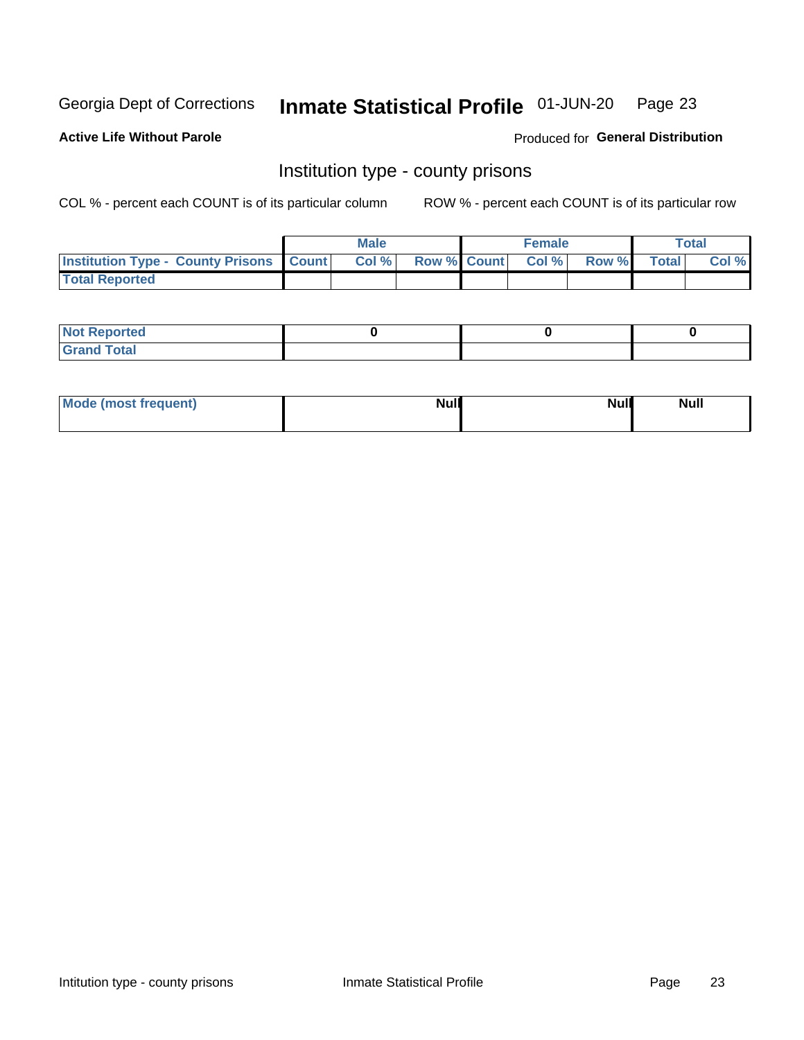Georgia Dept of Corrections **Inmate Statistical Profile** 01-JUN-20

**Active Life Without Parole**

Produced for **General Distribution**

## Institution type - county prisons

COL % - percent each COUNT is of its particular column

ROW % - percent each COUNT is of its particular row

| | Male | | | Female | | | Total | |
|---|---|---|---|---|---|---|---|---|
| **Institution Type - County Prisons** | **Count** | **Col %** | **Row %** | **Count** | **Col %** | **Row %** | **Total** | **Col %** |
| **Total Reported** | | | | | | | | |

| | Male | Female | Total |
|---|---|---|---|
| **Not Reported** | **0** | **0** | **0** |
| **Grand Total** | | | |

| | Male | Female | Total |
|---|---|---|---|
| **Mode (most frequent)** | **Null** | **Null** | **Null** |

Intitution type - county prisons

Inmate Statistical Profile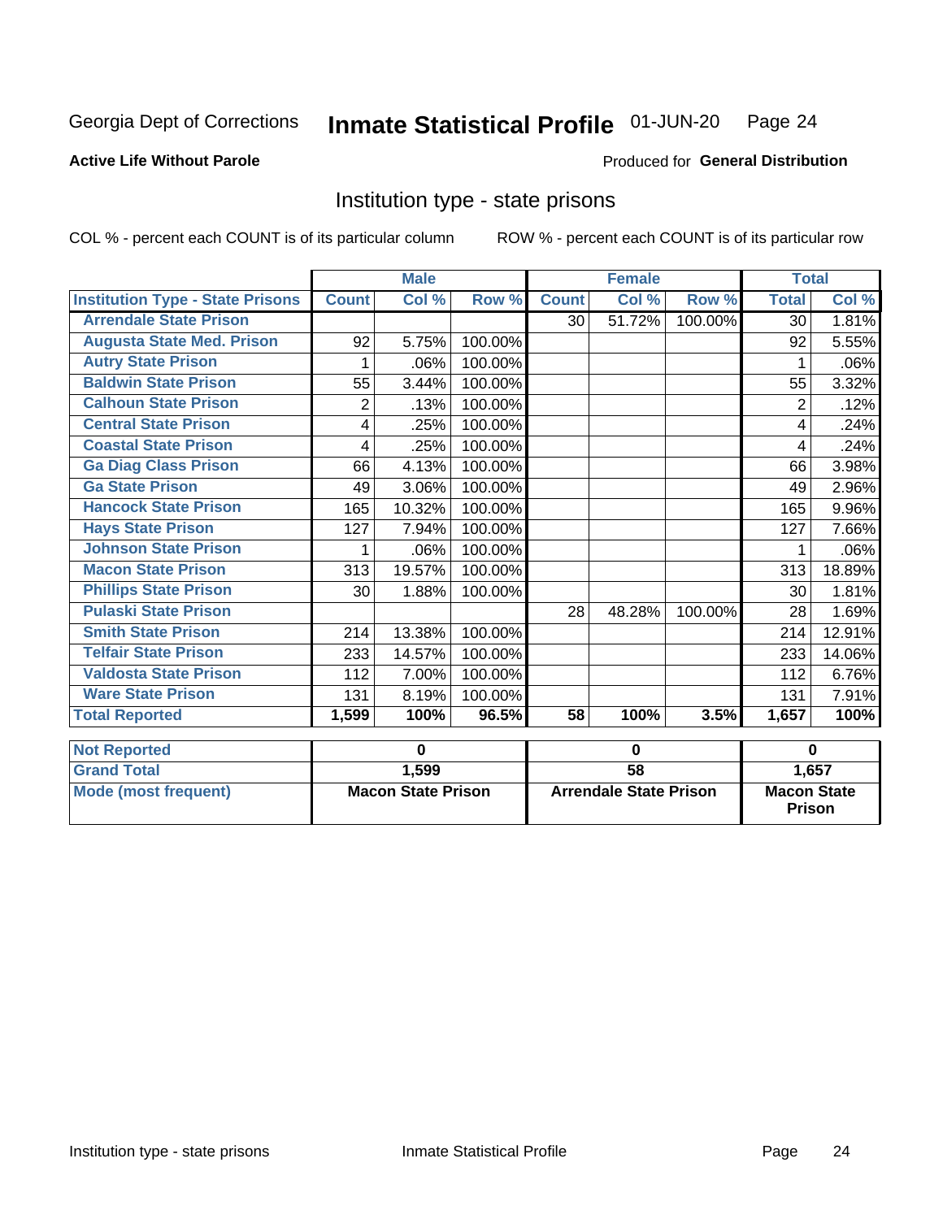Georgia Dept of Corrections **Inmate Statistical Profile** 01-JUN-20

**Active Life Without Parole**

Produced for **General Distribution**

## Institution type - state prisons

COL % - percent each COUNT is of its particular column ROW % - percent each COUNT is of its particular row

| | Male | | | Female | | | Total | |
|---|---|---|---|---|---|---|---|---|
| **Institution Type - State Prisons** | **Count** | **Col %** | **Row %** | **Count** | **Col %** | **Row %** | **Total** | **Col %** |
| Arrendale State Prison | | | | 30 | 51.72% | 100.00% | 30 | 1.81% |
| Augusta State Med. Prison | 92 | 5.75% | 100.00% | | | | 92 | 5.55% |
| Autry State Prison | 1 | .06% | 100.00% | | | | 1 | .06% |
| Baldwin State Prison | 55 | 3.44% | 100.00% | | | | 55 | 3.32% |
| Calhoun State Prison | 2 | .13% | 100.00% | | | | 2 | .12% |
| Central State Prison | 4 | .25% | 100.00% | | | | 4 | .24% |
| Coastal State Prison | 4 | .25% | 100.00% | | | | 4 | .24% |
| Ga Diag Class Prison | 66 | 4.13% | 100.00% | | | | 66 | 3.98% |
| Ga State Prison | 49 | 3.06% | 100.00% | | | | 49 | 2.96% |
| Hancock State Prison | 165 | 10.32% | 100.00% | | | | 165 | 9.96% |
| Hays State Prison | 127 | 7.94% | 100.00% | | | | 127 | 7.66% |
| Johnson State Prison | 1 | .06% | 100.00% | | | | 1 | .06% |
| Macon State Prison | 313 | 19.57% | 100.00% | | | | 313 | 18.89% |
| Phillips State Prison | 30 | 1.88% | 100.00% | | | | 30 | 1.81% |
| Pulaski State Prison | | | | 28 | 48.28% | 100.00% | 28 | 1.69% |
| Smith State Prison | 214 | 13.38% | 100.00% | | | | 214 | 12.91% |
| Telfair State Prison | 233 | 14.57% | 100.00% | | | | 233 | 14.06% |
| Valdosta State Prison | 112 | 7.00% | 100.00% | | | | 112 | 6.76% |
| Ware State Prison | 131 | 8.19% | 100.00% | | | | 131 | 7.91% |
| **Total Reported** | **1,599** | **100%** | **96.5%** | **58** | **100%** | **3.5%** | **1,657** | **100%** |

| | Male | Female | Total |
|---|---|---|---|
| **Not Reported** | **0** | **0** | **0** |
| **Grand Total** | **1,599** | **58** | **1,657** |
| **Mode (most frequent)** | **Macon State Prison** | **Arrendale State Prison** | **Macon State Prison** |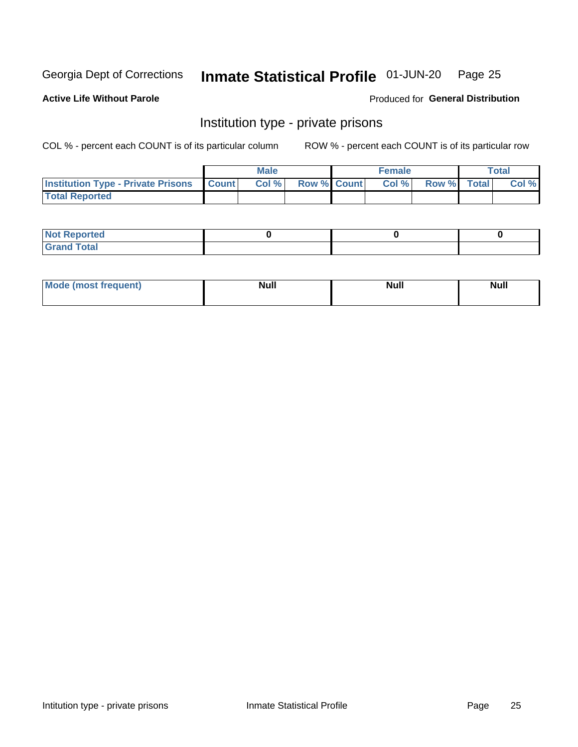Georgia Dept of Corrections **Inmate Statistical Profile** 01-JUN-20

**Active Life Without Parole**

Produced for **General Distribution**

## Institution type - private prisons

COL % - percent each COUNT is of its particular column    ROW % - percent each COUNT is of its particular row

| | Male | | | Female | | | Total | |
|---|---|---|---|---|---|---|---|---|
| **Institution Type - Private Prisons** | **Count** | **Col %** | **Row %** | **Count** | **Col %** | **Row %** | **Total** | **Col %** |
| **Total Reported** | | | | | | | | |

| | Male | Female | Total |
|---|---|---|---|
| **Not Reported** | 0 | 0 | 0 |
| **Grand Total** | | | |

| | Male | Female | Total |
|---|---|---|---|
| **Mode (most frequent)** | Null | Null | Null |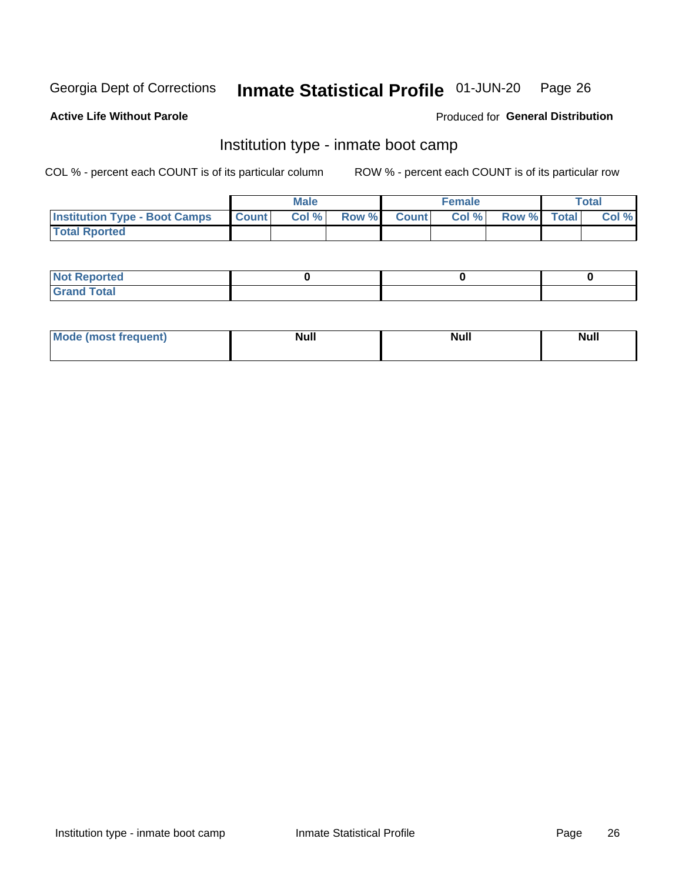Georgia Dept of Corrections **Inmate Statistical Profile** 01-JUN-20

**Active Life Without Parole**

Produced for **General Distribution**

## Institution type - inmate boot camp

COL % - percent each COUNT is of its particular column

ROW % - percent each COUNT is of its particular row

| | Male | | | Female | | | Total | |
|---|---|---|---|---|---|---|---|---|
| Institution Type - Boot Camps | Count | Col % | Row % | Count | Col % | Row % | Total | Col % |
| Total Rported | | | | | | | | |

| | Male | Female | Total |
|---|---|---|---|
| Not Reported | 0 | 0 | 0 |
| Grand Total | | | |

| | Male | Female | Total |
|---|---|---|---|
| Mode (most frequent) | Null | Null | Null |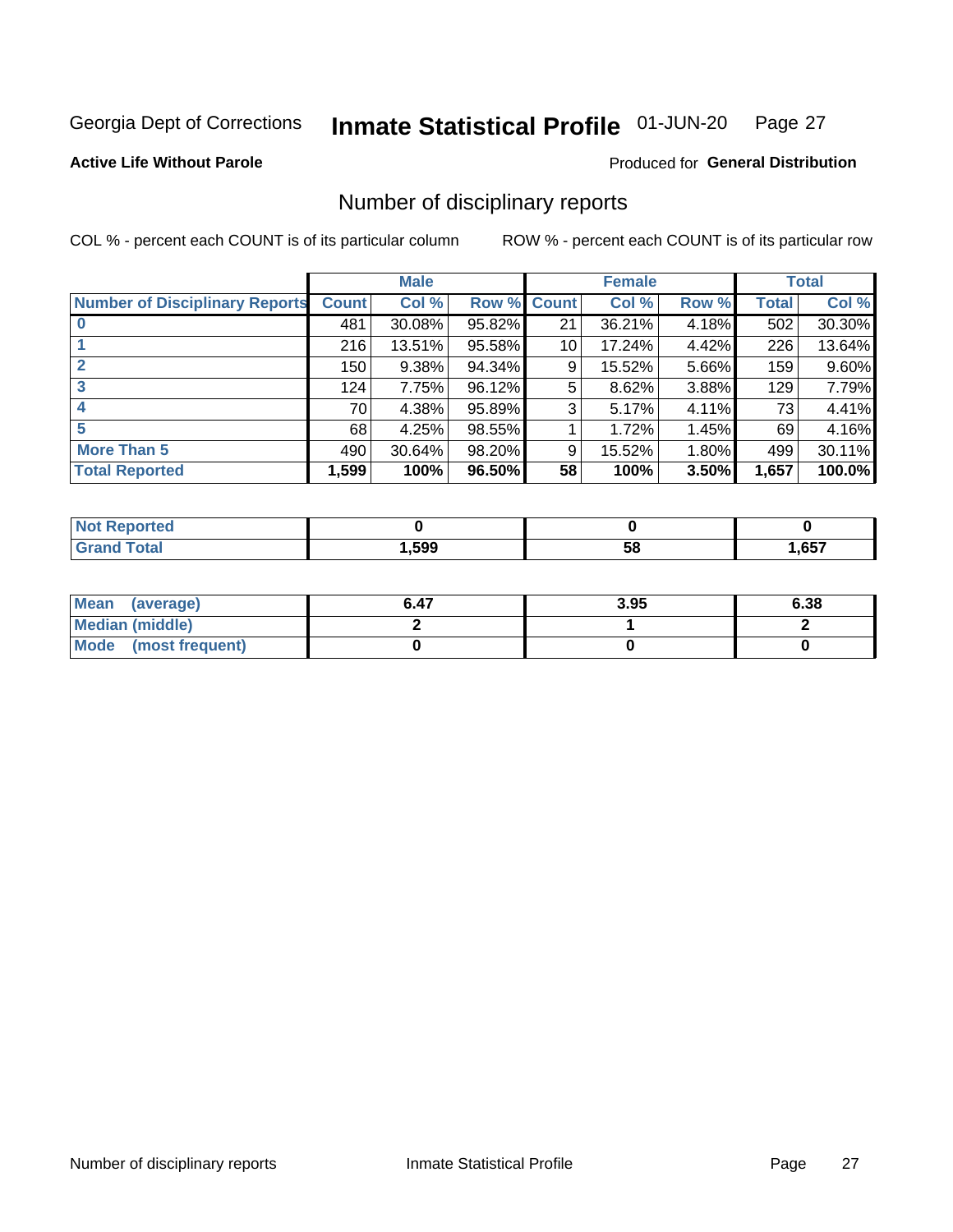Georgia Dept of Corrections **Inmate Statistical Profile** 01-JUN-20

**Active Life Without Parole**

Produced for **General Distribution**

## Number of disciplinary reports

COL % - percent each COUNT is of its particular column     ROW % - percent each COUNT is of its particular row

| | Male | | | Female | | | Total | |
|---|---|---|---|---|---|---|---|---|
| **Number of Disciplinary Reports** | **Count** | **Col %** | **Row %** | **Count** | **Col %** | **Row %** | **Total** | **Col %** |
| **0** | 481 | 30.08% | 95.82% | 21 | 36.21% | 4.18% | 502 | 30.30% |
| **1** | 216 | 13.51% | 95.58% | 10 | 17.24% | 4.42% | 226 | 13.64% |
| **2** | 150 | 9.38% | 94.34% | 9 | 15.52% | 5.66% | 159 | 9.60% |
| **3** | 124 | 7.75% | 96.12% | 5 | 8.62% | 3.88% | 129 | 7.79% |
| **4** | 70 | 4.38% | 95.89% | 3 | 5.17% | 4.11% | 73 | 4.41% |
| **5** | 68 | 4.25% | 98.55% | 1 | 1.72% | 1.45% | 69 | 4.16% |
| **More Than 5** | 490 | 30.64% | 98.20% | 9 | 15.52% | 1.80% | 499 | 30.11% |
| **Total Reported** | **1,599** | **100%** | **96.50%** | **58** | **100%** | **3.50%** | **1,657** | **100.0%** |

| | Male | Female | Total |
|---|---|---|---|
| **Not Reported** | **0** | **0** | **0** |
| **Grand Total** | **1,599** | **58** | **1,657** |

| | Male | Female | Total |
|---|---|---|---|
| **Mean (average)** | **6.47** | **3.95** | **6.38** |
| **Median (middle)** | **2** | **1** | **2** |
| **Mode (most frequent)** | **0** | **0** | **0** |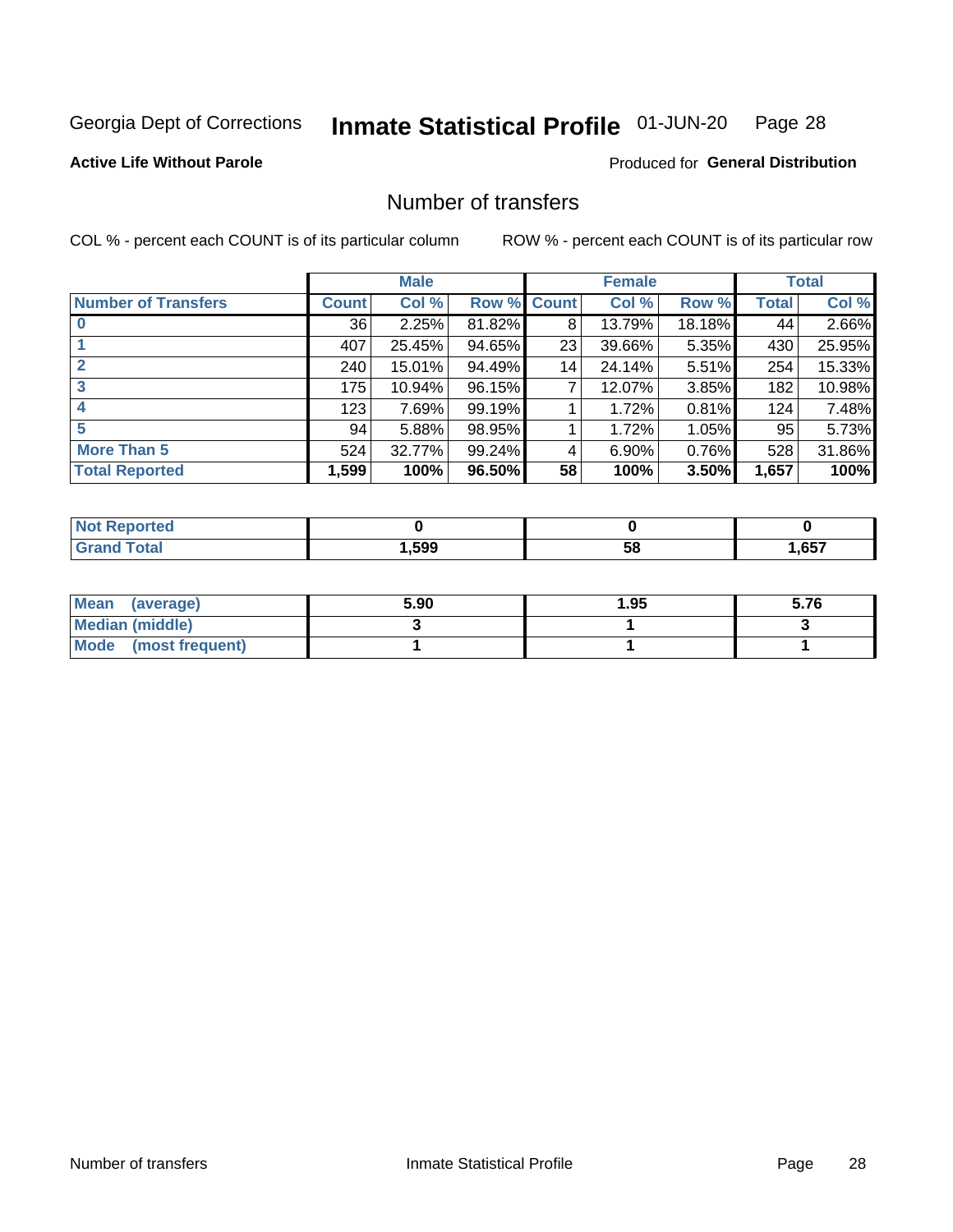Georgia Dept of Corrections **Inmate Statistical Profile** 01-JUN-20

**Active Life Without Parole**

Produced for **General Distribution**

## Number of transfers

COL % - percent each COUNT is of its particular column

ROW % - percent each COUNT is of its particular row

| | Male | | | Female | | | Total | |
|---|---|---|---|---|---|---|---|---|
| **Number of Transfers** | **Count** | **Col %** | **Row %** | **Count** | **Col %** | **Row %** | **Total** | **Col %** |
| **0** | 36 | 2.25% | 81.82% | 8 | 13.79% | 18.18% | 44 | 2.66% |
| **1** | 407 | 25.45% | 94.65% | 23 | 39.66% | 5.35% | 430 | 25.95% |
| **2** | 240 | 15.01% | 94.49% | 14 | 24.14% | 5.51% | 254 | 15.33% |
| **3** | 175 | 10.94% | 96.15% | 7 | 12.07% | 3.85% | 182 | 10.98% |
| **4** | 123 | 7.69% | 99.19% | 1 | 1.72% | 0.81% | 124 | 7.48% |
| **5** | 94 | 5.88% | 98.95% | 1 | 1.72% | 1.05% | 95 | 5.73% |
| **More Than 5** | 524 | 32.77% | 99.24% | 4 | 6.90% | 0.76% | 528 | 31.86% |
| **Total Reported** | **1,599** | **100%** | **96.50%** | **58** | **100%** | **3.50%** | **1,657** | **100%** |

| | Male | Female | Total |
|---|---|---|---|
| **Not Reported** | **0** | **0** | **0** |
| **Grand Total** | **1,599** | **58** | **1,657** |

| | Male | Female | Total |
|---|---|---|---|
| **Mean (average)** | **5.90** | **1.95** | **5.76** |
| **Median (middle)** | **3** | **1** | **3** |
| **Mode (most frequent)** | **1** | **1** | **1** |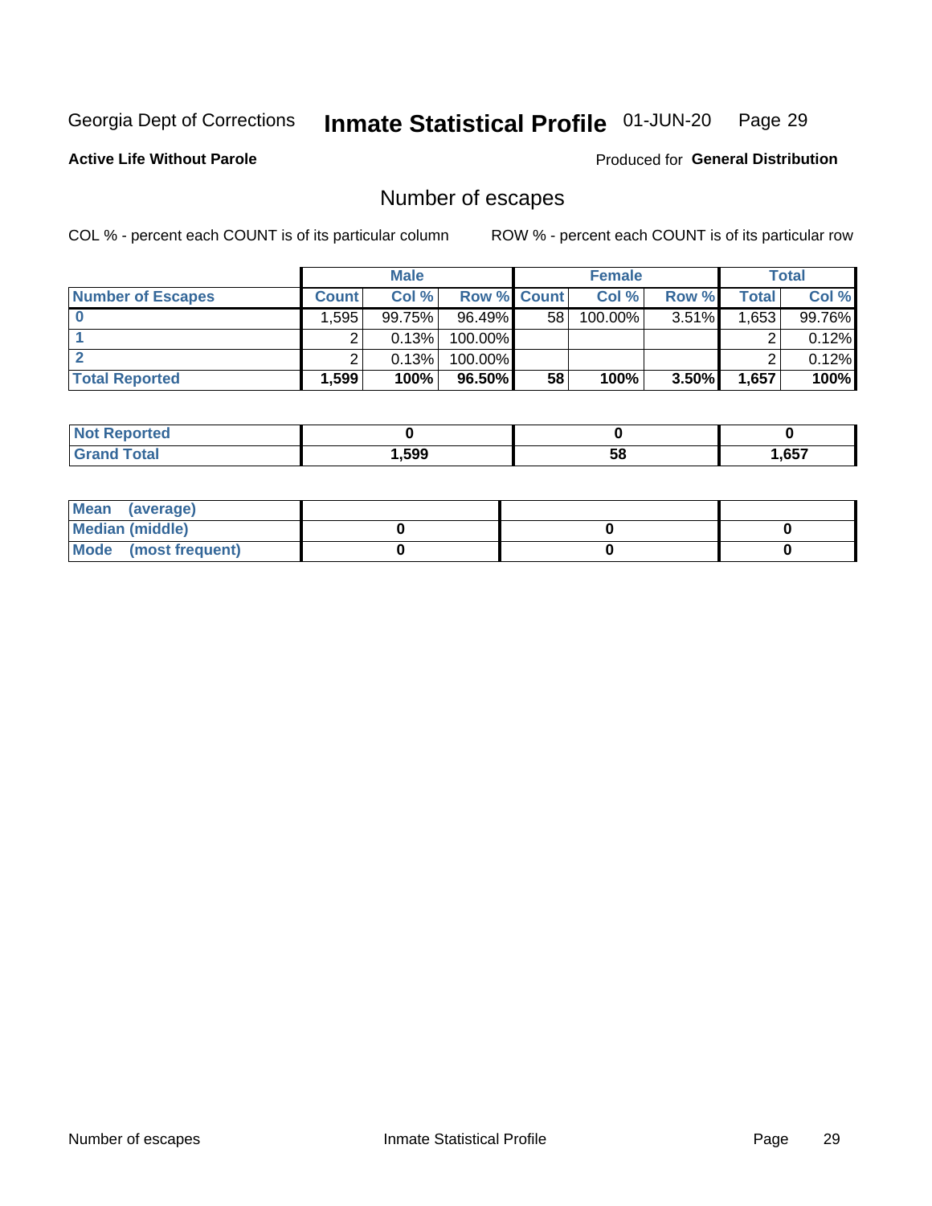Georgia Dept of Corrections **Inmate Statistical Profile** 01-JUN-20

**Active Life Without Parole** Produced for **General Distribution**

## Number of escapes

COL % - percent each COUNT is of its particular column ROW % - percent each COUNT is of its particular row

| | Male | | | Female | | | Total | |
|---|---|---|---|---|---|---|---|---|
| **Number of Escapes** | **Count** | **Col %** | **Row %** | **Count** | **Col %** | **Row %** | **Total** | **Col %** |
| **0** | 1,595 | 99.75% | 96.49% | 58 | 100.00% | 3.51% | 1,653 | 99.76% |
| **1** | 2 | 0.13% | 100.00% | | | | 2 | 0.12% |
| **2** | 2 | 0.13% | 100.00% | | | | 2 | 0.12% |
| **Total Reported** | **1,599** | **100%** | **96.50%** | **58** | **100%** | **3.50%** | **1,657** | **100%** |

| | Male | Female | Total |
|---|---|---|---|
| **Not Reported** | **0** | **0** | **0** |
| **Grand Total** | **1,599** | **58** | **1,657** |

| | Male | Female | Total |
|---|---|---|---|
| **Mean (average)** | | | |
| **Median (middle)** | **0** | **0** | **0** |
| **Mode (most frequent)** | **0** | **0** | **0** |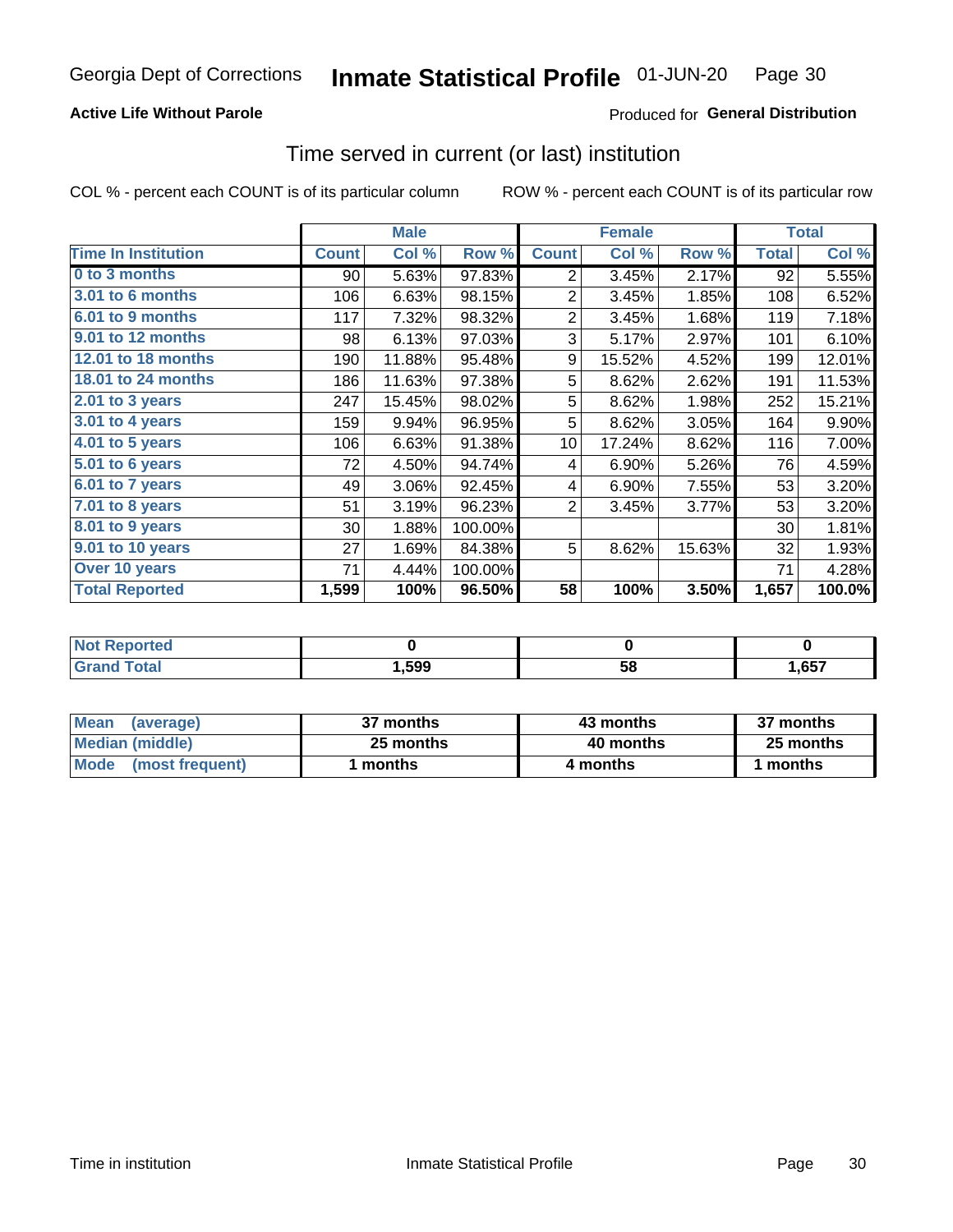# Georgia Dept of Corrections — Inmate Statistical Profile — 01-JUN-20

**Active Life Without Parole**

Produced for **General Distribution**

## Time served in current (or last) institution

COL % - percent each COUNT is of its particular column

ROW % - percent each COUNT is of its particular row

| | Male | | | Female | | | Total | |
|---|---|---|---|---|---|---|---|---|
| **Time In Institution** | **Count** | **Col %** | **Row %** | **Count** | **Col %** | **Row %** | **Total** | **Col %** |
| 0 to 3 months | 90 | 5.63% | 97.83% | 2 | 3.45% | 2.17% | 92 | 5.55% |
| 3.01 to 6 months | 106 | 6.63% | 98.15% | 2 | 3.45% | 1.85% | 108 | 6.52% |
| 6.01 to 9 months | 117 | 7.32% | 98.32% | 2 | 3.45% | 1.68% | 119 | 7.18% |
| 9.01 to 12 months | 98 | 6.13% | 97.03% | 3 | 5.17% | 2.97% | 101 | 6.10% |
| 12.01 to 18 months | 190 | 11.88% | 95.48% | 9 | 15.52% | 4.52% | 199 | 12.01% |
| 18.01 to 24 months | 186 | 11.63% | 97.38% | 5 | 8.62% | 2.62% | 191 | 11.53% |
| 2.01 to 3 years | 247 | 15.45% | 98.02% | 5 | 8.62% | 1.98% | 252 | 15.21% |
| 3.01 to 4 years | 159 | 9.94% | 96.95% | 5 | 8.62% | 3.05% | 164 | 9.90% |
| 4.01 to 5 years | 106 | 6.63% | 91.38% | 10 | 17.24% | 8.62% | 116 | 7.00% |
| 5.01 to 6 years | 72 | 4.50% | 94.74% | 4 | 6.90% | 5.26% | 76 | 4.59% |
| 6.01 to 7 years | 49 | 3.06% | 92.45% | 4 | 6.90% | 7.55% | 53 | 3.20% |
| 7.01 to 8 years | 51 | 3.19% | 96.23% | 2 | 3.45% | 3.77% | 53 | 3.20% |
| 8.01 to 9 years | 30 | 1.88% | 100.00% | | | | 30 | 1.81% |
| 9.01 to 10 years | 27 | 1.69% | 84.38% | 5 | 8.62% | 15.63% | 32 | 1.93% |
| Over 10 years | 71 | 4.44% | 100.00% | | | | 71 | 4.28% |
| **Total Reported** | **1,599** | **100%** | **96.50%** | **58** | **100%** | **3.50%** | **1,657** | **100.0%** |

| | Male | Female | Total |
|---|---|---|---|
| Not Reported | 0 | 0 | 0 |
| Grand Total | 1,599 | 58 | 1,657 |

| | Male | Female | Total |
|---|---|---|---|
| Mean (average) | 37 months | 43 months | 37 months |
| Median (middle) | 25 months | 40 months | 25 months |
| Mode (most frequent) | 1 months | 4 months | 1 months |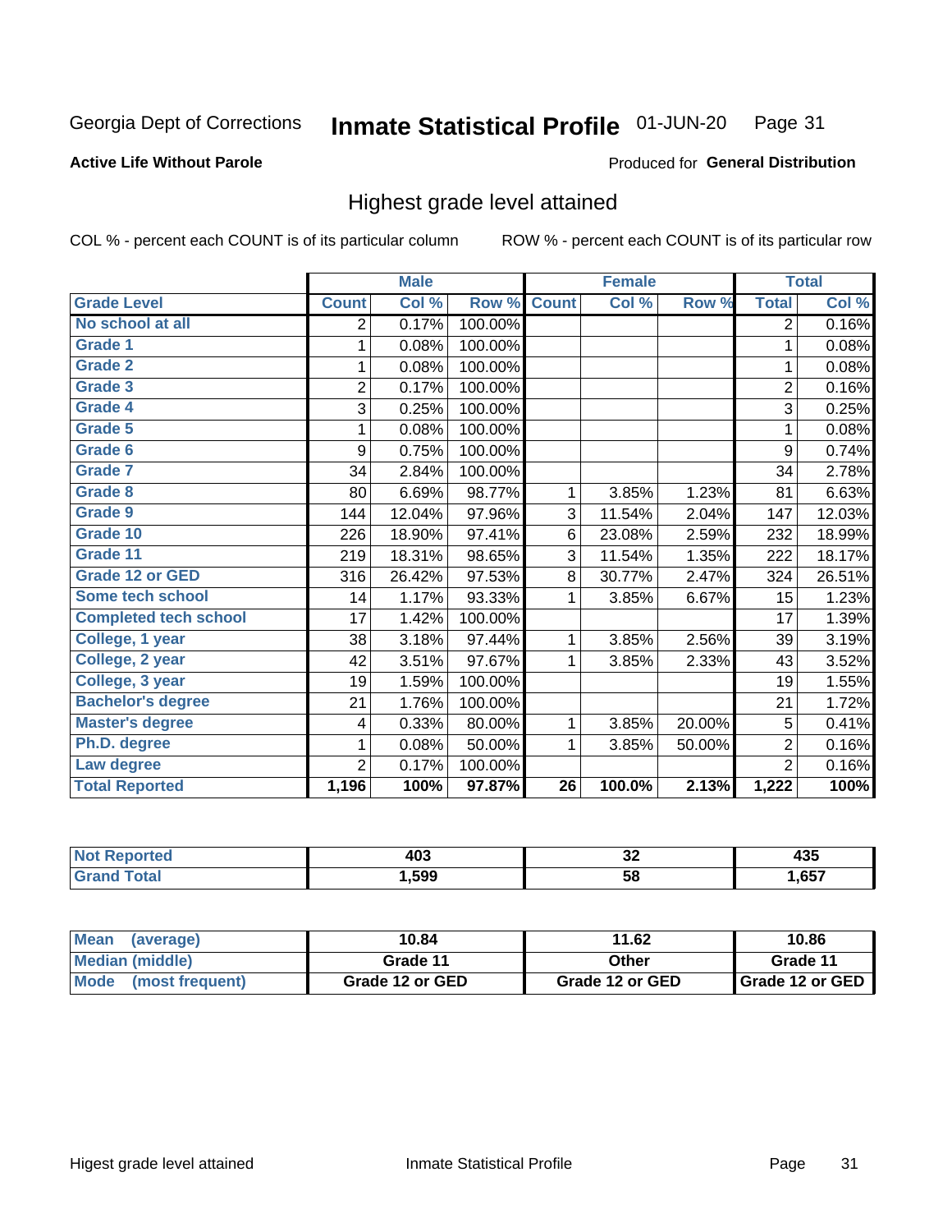Georgia Dept of Corrections **Inmate Statistical Profile** 01-JUN-20

**Active Life Without Parole** Produced for **General Distribution**

## Highest grade level attained

COL % - percent each COUNT is of its particular column ROW % - percent each COUNT is of its particular row

| | Male | | | Female | | | Total | |
|---|---|---|---|---|---|---|---|---|
| **Grade Level** | **Count** | **Col %** | **Row %** | **Count** | **Col %** | **Row %** | **Total** | **Col %** |
| No school at all | 2 | 0.17% | 100.00% | | | | 2 | 0.16% |
| Grade 1 | 1 | 0.08% | 100.00% | | | | 1 | 0.08% |
| Grade 2 | 1 | 0.08% | 100.00% | | | | 1 | 0.08% |
| Grade 3 | 2 | 0.17% | 100.00% | | | | 2 | 0.16% |
| Grade 4 | 3 | 0.25% | 100.00% | | | | 3 | 0.25% |
| Grade 5 | 1 | 0.08% | 100.00% | | | | 1 | 0.08% |
| Grade 6 | 9 | 0.75% | 100.00% | | | | 9 | 0.74% |
| Grade 7 | 34 | 2.84% | 100.00% | | | | 34 | 2.78% |
| Grade 8 | 80 | 6.69% | 98.77% | 1 | 3.85% | 1.23% | 81 | 6.63% |
| Grade 9 | 144 | 12.04% | 97.96% | 3 | 11.54% | 2.04% | 147 | 12.03% |
| Grade 10 | 226 | 18.90% | 97.41% | 6 | 23.08% | 2.59% | 232 | 18.99% |
| Grade 11 | 219 | 18.31% | 98.65% | 3 | 11.54% | 1.35% | 222 | 18.17% |
| Grade 12 or GED | 316 | 26.42% | 97.53% | 8 | 30.77% | 2.47% | 324 | 26.51% |
| Some tech school | 14 | 1.17% | 93.33% | 1 | 3.85% | 6.67% | 15 | 1.23% |
| Completed tech school | 17 | 1.42% | 100.00% | | | | 17 | 1.39% |
| College, 1 year | 38 | 3.18% | 97.44% | 1 | 3.85% | 2.56% | 39 | 3.19% |
| College, 2 year | 42 | 3.51% | 97.67% | 1 | 3.85% | 2.33% | 43 | 3.52% |
| College, 3 year | 19 | 1.59% | 100.00% | | | | 19 | 1.55% |
| Bachelor's degree | 21 | 1.76% | 100.00% | | | | 21 | 1.72% |
| Master's degree | 4 | 0.33% | 80.00% | 1 | 3.85% | 20.00% | 5 | 0.41% |
| Ph.D. degree | 1 | 0.08% | 50.00% | 1 | 3.85% | 50.00% | 2 | 0.16% |
| Law degree | 2 | 0.17% | 100.00% | | | | 2 | 0.16% |
| **Total Reported** | **1,196** | **100%** | **97.87%** | **26** | **100.0%** | **2.13%** | **1,222** | **100%** |

| | Male | Female | Total |
|---|---|---|---|
| Not Reported | 403 | 32 | 435 |
| Grand Total | 1,599 | 58 | 1,657 |

| | Male | Female | Total |
|---|---|---|---|
| Mean (average) | 10.84 | 11.62 | 10.86 |
| Median (middle) | Grade 11 | Other | Grade 11 |
| Mode (most frequent) | Grade 12 or GED | Grade 12 or GED | Grade 12 or GED |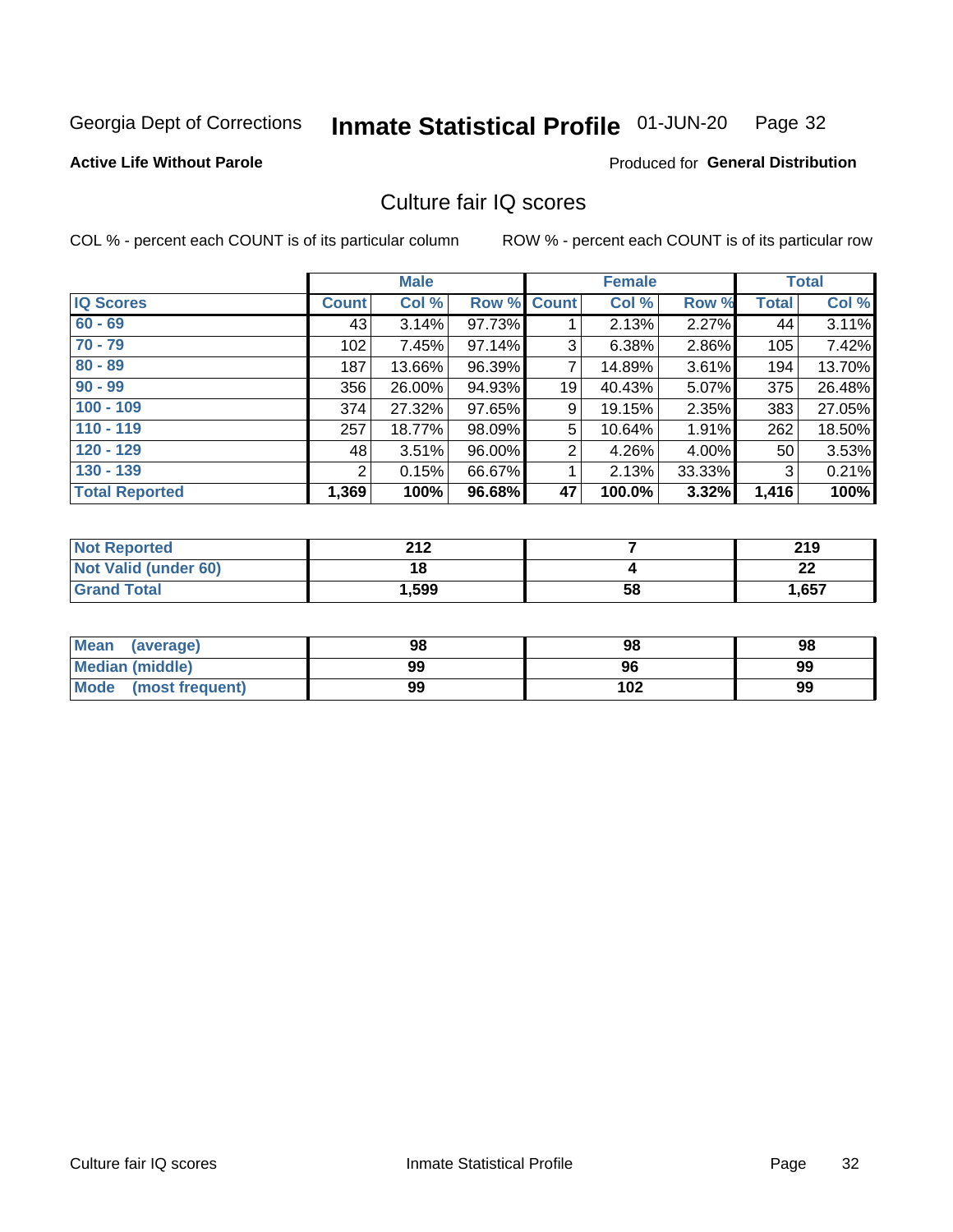Georgia Dept of Corrections **Inmate Statistical Profile** 01-JUN-20

**Active Life Without Parole**

Produced for **General Distribution**

## Culture fair IQ scores

COL % - percent each COUNT is of its particular column

ROW % - percent each COUNT is of its particular row

| | Male | | | Female | | | Total | |
|---|---|---|---|---|---|---|---|---|
| **IQ Scores** | **Count** | **Col %** | **Row %** | **Count** | **Col %** | **Row %** | **Total** | **Col %** |
| **60 - 69** | 43 | 3.14% | 97.73% | 1 | 2.13% | 2.27% | 44 | 3.11% |
| **70 - 79** | 102 | 7.45% | 97.14% | 3 | 6.38% | 2.86% | 105 | 7.42% |
| **80 - 89** | 187 | 13.66% | 96.39% | 7 | 14.89% | 3.61% | 194 | 13.70% |
| **90 - 99** | 356 | 26.00% | 94.93% | 19 | 40.43% | 5.07% | 375 | 26.48% |
| **100 - 109** | 374 | 27.32% | 97.65% | 9 | 19.15% | 2.35% | 383 | 27.05% |
| **110 - 119** | 257 | 18.77% | 98.09% | 5 | 10.64% | 1.91% | 262 | 18.50% |
| **120 - 129** | 48 | 3.51% | 96.00% | 2 | 4.26% | 4.00% | 50 | 3.53% |
| **130 - 139** | 2 | 0.15% | 66.67% | 1 | 2.13% | 33.33% | 3 | 0.21% |
| **Total Reported** | **1,369** | **100%** | **96.68%** | **47** | **100.0%** | **3.32%** | **1,416** | **100%** |

| | Male | Female | Total |
|---|---|---|---|
| **Not Reported** | **212** | **7** | **219** |
| **Not Valid (under 60)** | **18** | **4** | **22** |
| **Grand Total** | **1,599** | **58** | **1,657** |

| | Male | Female | Total |
|---|---|---|---|
| **Mean (average)** | **98** | **98** | **98** |
| **Median (middle)** | **99** | **96** | **99** |
| **Mode (most frequent)** | **99** | **102** | **99** |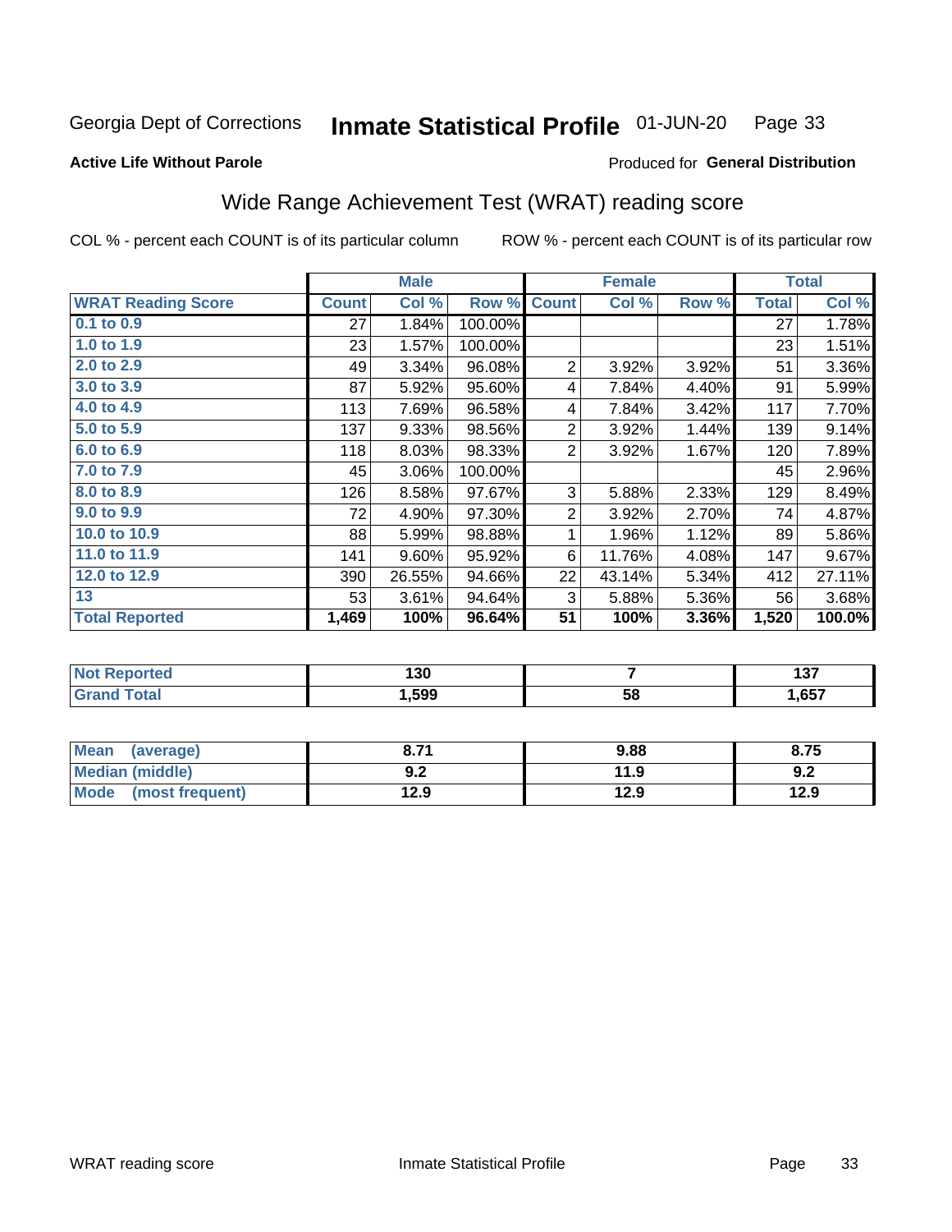Georgia Dept of Corrections **Inmate Statistical Profile** 01-JUN-20 Page 33

**Active Life Without Parole**

Produced for **General Distribution**

## Wide Range Achievement Test (WRAT) reading score

COL % - percent each COUNT is of its particular column ROW % - percent each COUNT is of its particular row

| | Male | | | Female | | | Total | |
|---|---|---|---|---|---|---|---|---|
| **WRAT Reading Score** | **Count** | **Col %** | **Row %** | **Count** | **Col %** | **Row %** | **Total** | **Col %** |
| **0.1 to 0.9** | 27 | 1.84% | 100.00% | | | | 27 | 1.78% |
| **1.0 to 1.9** | 23 | 1.57% | 100.00% | | | | 23 | 1.51% |
| **2.0 to 2.9** | 49 | 3.34% | 96.08% | 2 | 3.92% | 3.92% | 51 | 3.36% |
| **3.0 to 3.9** | 87 | 5.92% | 95.60% | 4 | 7.84% | 4.40% | 91 | 5.99% |
| **4.0 to 4.9** | 113 | 7.69% | 96.58% | 4 | 7.84% | 3.42% | 117 | 7.70% |
| **5.0 to 5.9** | 137 | 9.33% | 98.56% | 2 | 3.92% | 1.44% | 139 | 9.14% |
| **6.0 to 6.9** | 118 | 8.03% | 98.33% | 2 | 3.92% | 1.67% | 120 | 7.89% |
| **7.0 to 7.9** | 45 | 3.06% | 100.00% | | | | 45 | 2.96% |
| **8.0 to 8.9** | 126 | 8.58% | 97.67% | 3 | 5.88% | 2.33% | 129 | 8.49% |
| **9.0 to 9.9** | 72 | 4.90% | 97.30% | 2 | 3.92% | 2.70% | 74 | 4.87% |
| **10.0 to 10.9** | 88 | 5.99% | 98.88% | 1 | 1.96% | 1.12% | 89 | 5.86% |
| **11.0 to 11.9** | 141 | 9.60% | 95.92% | 6 | 11.76% | 4.08% | 147 | 9.67% |
| **12.0 to 12.9** | 390 | 26.55% | 94.66% | 22 | 43.14% | 5.34% | 412 | 27.11% |
| **13** | 53 | 3.61% | 94.64% | 3 | 5.88% | 5.36% | 56 | 3.68% |
| **Total Reported** | **1,469** | **100%** | **96.64%** | **51** | **100%** | **3.36%** | **1,520** | **100.0%** |

| | Male | Female | Total |
|---|---|---|---|
| **Not Reported** | **130** | **7** | **137** |
| **Grand Total** | **1,599** | **58** | **1,657** |

| | Male | Female | Total |
|---|---|---|---|
| **Mean (average)** | **8.71** | **9.88** | **8.75** |
| **Median (middle)** | **9.2** | **11.9** | **9.2** |
| **Mode (most frequent)** | **12.9** | **12.9** | **12.9** |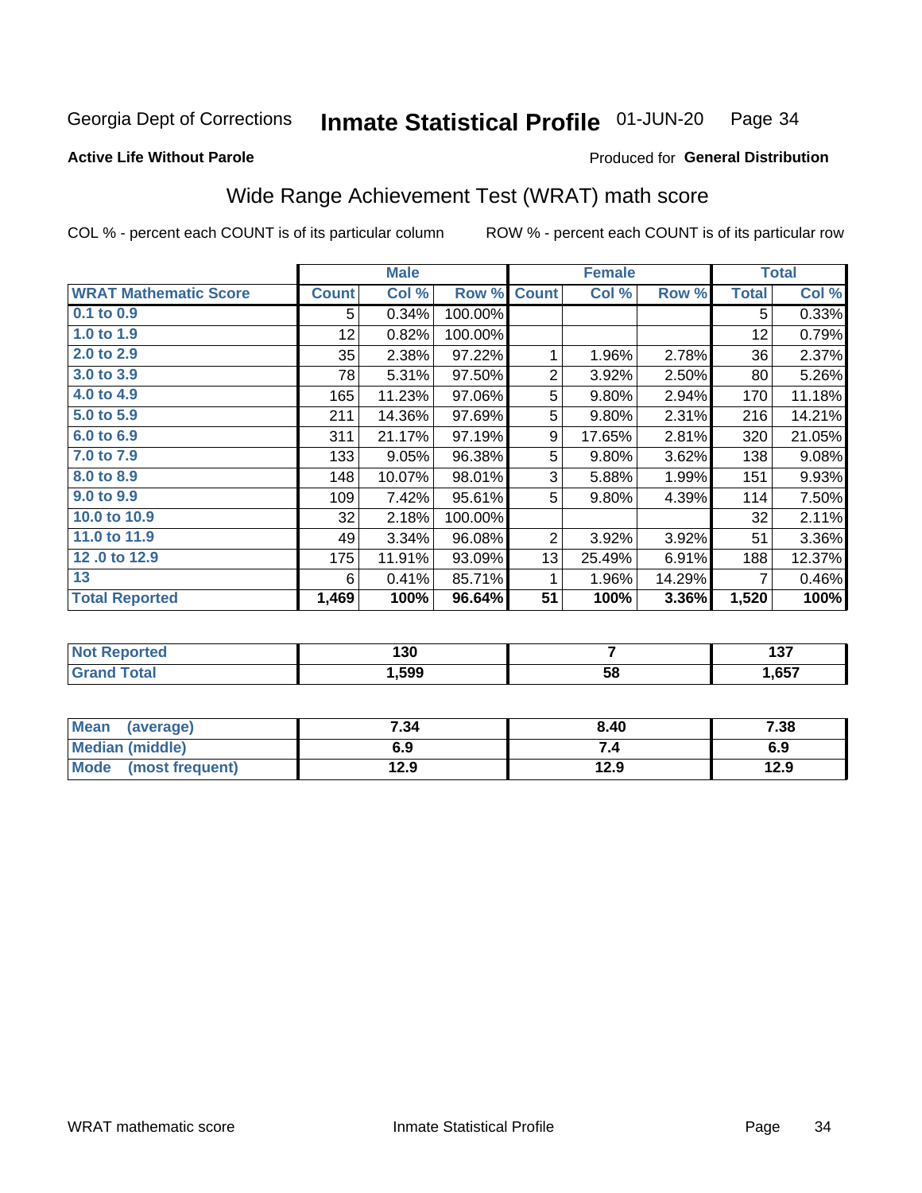Georgia Dept of Corrections **Inmate Statistical Profile** 01-JUN-20

**Active Life Without Parole**

Produced for **General Distribution**

## Wide Range Achievement Test (WRAT) math score

COL % - percent each COUNT is of its particular column ROW % - percent each COUNT is of its particular row

| | Male | | | Female | | | Total | |
|---|---|---|---|---|---|---|---|---|
| **WRAT Mathematic Score** | **Count** | **Col %** | **Row %** | **Count** | **Col %** | **Row %** | **Total** | **Col %** |
| **0.1 to 0.9** | 5 | 0.34% | 100.00% | | | | 5 | 0.33% |
| **1.0 to 1.9** | 12 | 0.82% | 100.00% | | | | 12 | 0.79% |
| **2.0 to 2.9** | 35 | 2.38% | 97.22% | 1 | 1.96% | 2.78% | 36 | 2.37% |
| **3.0 to 3.9** | 78 | 5.31% | 97.50% | 2 | 3.92% | 2.50% | 80 | 5.26% |
| **4.0 to 4.9** | 165 | 11.23% | 97.06% | 5 | 9.80% | 2.94% | 170 | 11.18% |
| **5.0 to 5.9** | 211 | 14.36% | 97.69% | 5 | 9.80% | 2.31% | 216 | 14.21% |
| **6.0 to 6.9** | 311 | 21.17% | 97.19% | 9 | 17.65% | 2.81% | 320 | 21.05% |
| **7.0 to 7.9** | 133 | 9.05% | 96.38% | 5 | 9.80% | 3.62% | 138 | 9.08% |
| **8.0 to 8.9** | 148 | 10.07% | 98.01% | 3 | 5.88% | 1.99% | 151 | 9.93% |
| **9.0 to 9.9** | 109 | 7.42% | 95.61% | 5 | 9.80% | 4.39% | 114 | 7.50% |
| **10.0 to 10.9** | 32 | 2.18% | 100.00% | | | | 32 | 2.11% |
| **11.0 to 11.9** | 49 | 3.34% | 96.08% | 2 | 3.92% | 3.92% | 51 | 3.36% |
| **12 .0 to 12.9** | 175 | 11.91% | 93.09% | 13 | 25.49% | 6.91% | 188 | 12.37% |
| **13** | 6 | 0.41% | 85.71% | 1 | 1.96% | 14.29% | 7 | 0.46% |
| **Total Reported** | **1,469** | **100%** | **96.64%** | **51** | **100%** | **3.36%** | **1,520** | **100%** |

| | Male | Female | Total |
|---|---|---|---|
| **Not Reported** | **130** | **7** | **137** |
| **Grand Total** | **1,599** | **58** | **1,657** |

| | Male | Female | Total |
|---|---|---|---|
| **Mean (average)** | **7.34** | **8.40** | **7.38** |
| **Median (middle)** | **6.9** | **7.4** | **6.9** |
| **Mode (most frequent)** | **12.9** | **12.9** | **12.9** |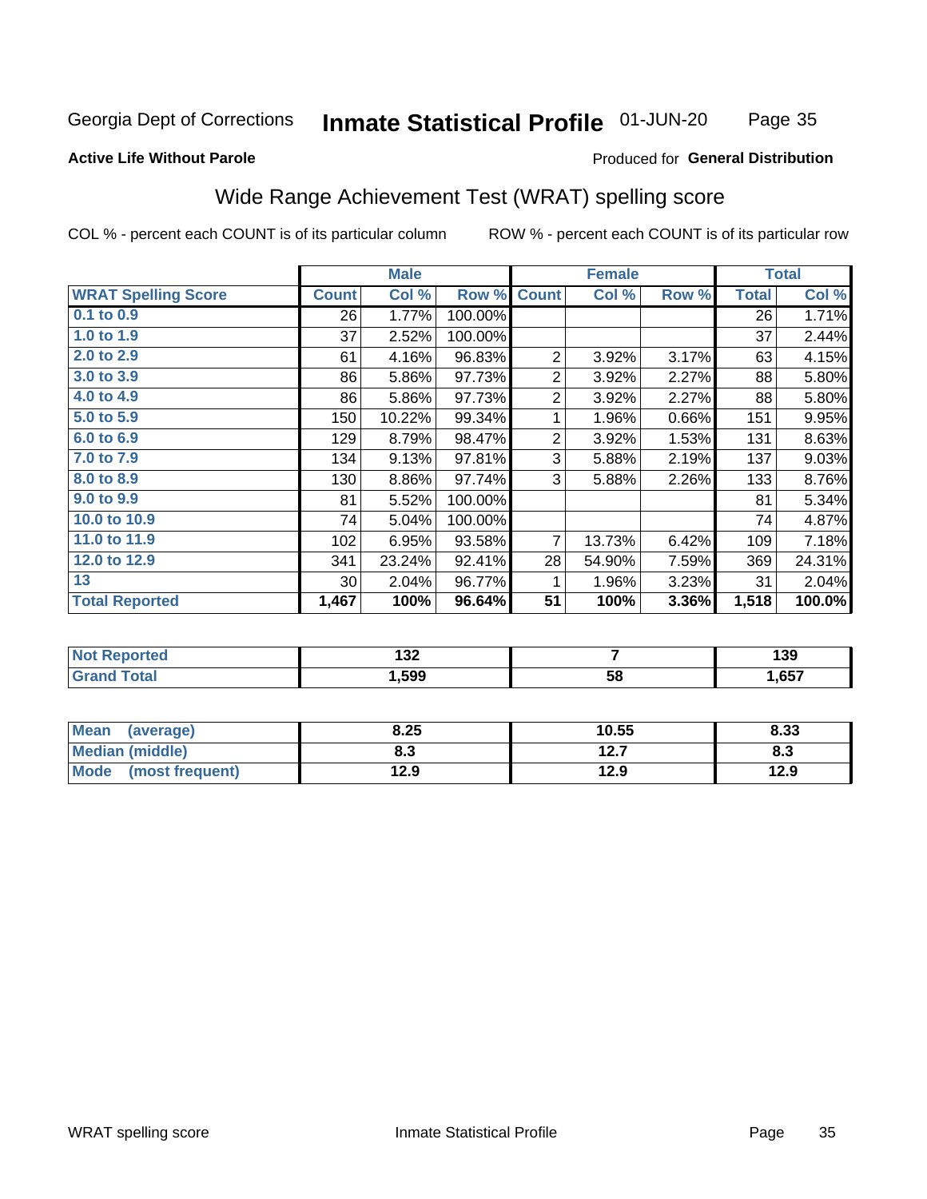Georgia Dept of Corrections **Inmate Statistical Profile** 01-JUN-20

**Active Life Without Parole**

Produced for **General Distribution**

## Wide Range Achievement Test (WRAT) spelling score

COL % - percent each COUNT is of its particular column ROW % - percent each COUNT is of its particular row

| | Male | | | Female | | | Total | |
|---|---|---|---|---|---|---|---|---|
| **WRAT Spelling Score** | **Count** | **Col %** | **Row %** | **Count** | **Col %** | **Row %** | **Total** | **Col %** |
| **0.1 to 0.9** | 26 | 1.77% | 100.00% | | | | 26 | 1.71% |
| **1.0 to 1.9** | 37 | 2.52% | 100.00% | | | | 37 | 2.44% |
| **2.0 to 2.9** | 61 | 4.16% | 96.83% | 2 | 3.92% | 3.17% | 63 | 4.15% |
| **3.0 to 3.9** | 86 | 5.86% | 97.73% | 2 | 3.92% | 2.27% | 88 | 5.80% |
| **4.0 to 4.9** | 86 | 5.86% | 97.73% | 2 | 3.92% | 2.27% | 88 | 5.80% |
| **5.0 to 5.9** | 150 | 10.22% | 99.34% | 1 | 1.96% | 0.66% | 151 | 9.95% |
| **6.0 to 6.9** | 129 | 8.79% | 98.47% | 2 | 3.92% | 1.53% | 131 | 8.63% |
| **7.0 to 7.9** | 134 | 9.13% | 97.81% | 3 | 5.88% | 2.19% | 137 | 9.03% |
| **8.0 to 8.9** | 130 | 8.86% | 97.74% | 3 | 5.88% | 2.26% | 133 | 8.76% |
| **9.0 to 9.9** | 81 | 5.52% | 100.00% | | | | 81 | 5.34% |
| **10.0 to 10.9** | 74 | 5.04% | 100.00% | | | | 74 | 4.87% |
| **11.0 to 11.9** | 102 | 6.95% | 93.58% | 7 | 13.73% | 6.42% | 109 | 7.18% |
| **12.0 to 12.9** | 341 | 23.24% | 92.41% | 28 | 54.90% | 7.59% | 369 | 24.31% |
| **13** | 30 | 2.04% | 96.77% | 1 | 1.96% | 3.23% | 31 | 2.04% |
| **Total Reported** | **1,467** | **100%** | **96.64%** | **51** | **100%** | **3.36%** | **1,518** | **100.0%** |

| | Male | Female | Total |
|---|---|---|---|
| **Not Reported** | **132** | **7** | **139** |
| **Grand Total** | **1,599** | **58** | **1,657** |

| | Male | Female | Total |
|---|---|---|---|
| **Mean (average)** | **8.25** | **10.55** | **8.33** |
| **Median (middle)** | **8.3** | **12.7** | **8.3** |
| **Mode (most frequent)** | **12.9** | **12.9** | **12.9** |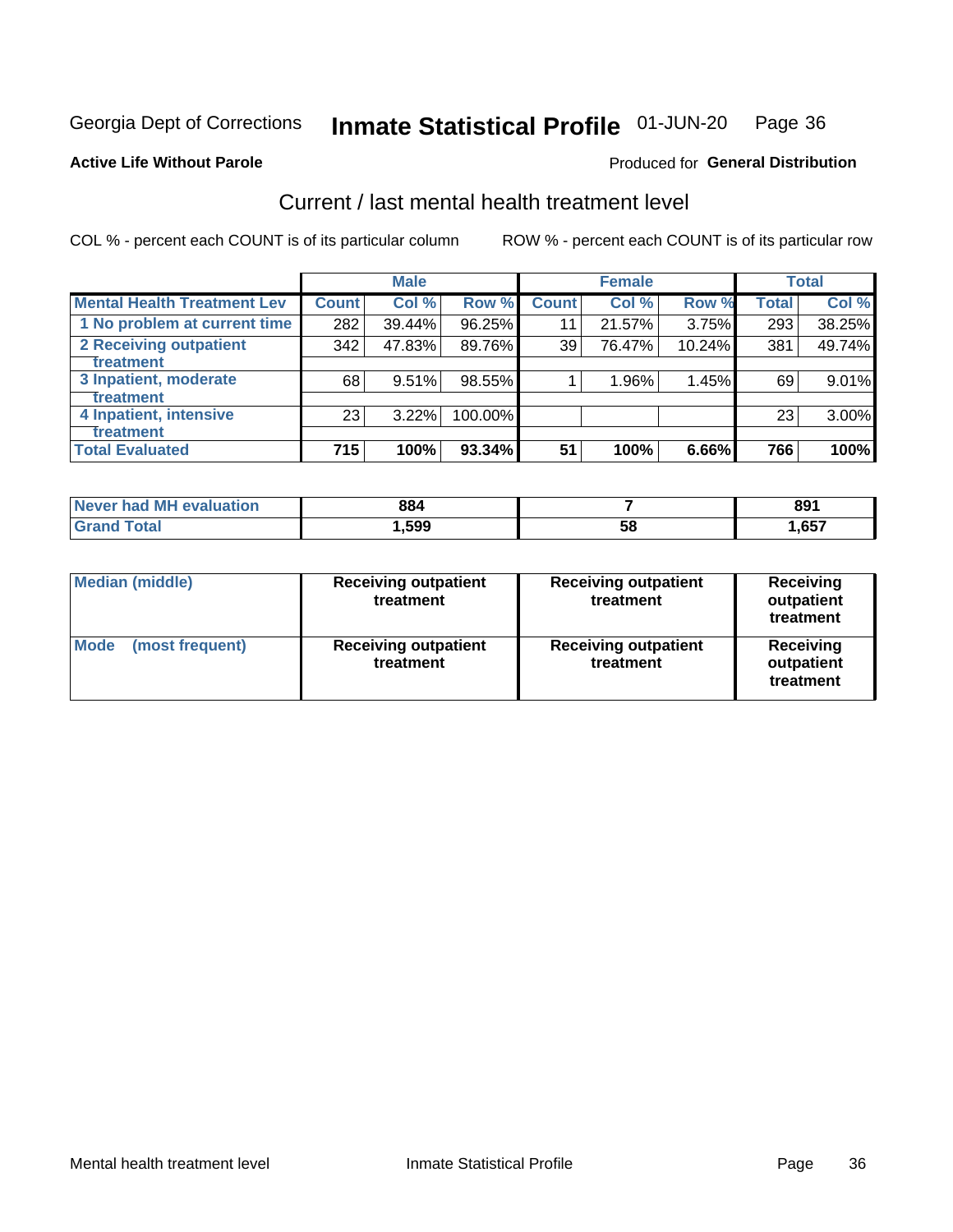Georgia Dept of Corrections **Inmate Statistical Profile** 01-JUN-20

**Active Life Without Parole**

Produced for **General Distribution**

## Current / last mental health treatment level

COL % - percent each COUNT is of its particular column

ROW % - percent each COUNT is of its particular row

| | Male | | | Female | | | Total | |
|---|---|---|---|---|---|---|---|---|
| **Mental Health Treatment Lev** | **Count** | **Col %** | **Row %** | **Count** | **Col %** | **Row %** | **Total** | **Col %** |
| 1 No problem at current time | 282 | 39.44% | 96.25% | 11 | 21.57% | 3.75% | 293 | 38.25% |
| 2 Receiving outpatient treatment | 342 | 47.83% | 89.76% | 39 | 76.47% | 10.24% | 381 | 49.74% |
| 3 Inpatient, moderate treatment | 68 | 9.51% | 98.55% | 1 | 1.96% | 1.45% | 69 | 9.01% |
| 4 Inpatient, intensive treatment | 23 | 3.22% | 100.00% | | | | 23 | 3.00% |
| **Total Evaluated** | **715** | **100%** | **93.34%** | **51** | **100%** | **6.66%** | **766** | **100%** |

| | Male | Female | Total |
|---|---|---|---|
| **Never had MH evaluation** | **884** | **7** | **891** |
| **Grand Total** | **1,599** | **58** | **1,657** |

| | Male | Female | Total |
|---|---|---|---|
| **Median (middle)** | **Receiving outpatient treatment** | **Receiving outpatient treatment** | **Receiving outpatient treatment** |
| **Mode (most frequent)** | **Receiving outpatient treatment** | **Receiving outpatient treatment** | **Receiving outpatient treatment** |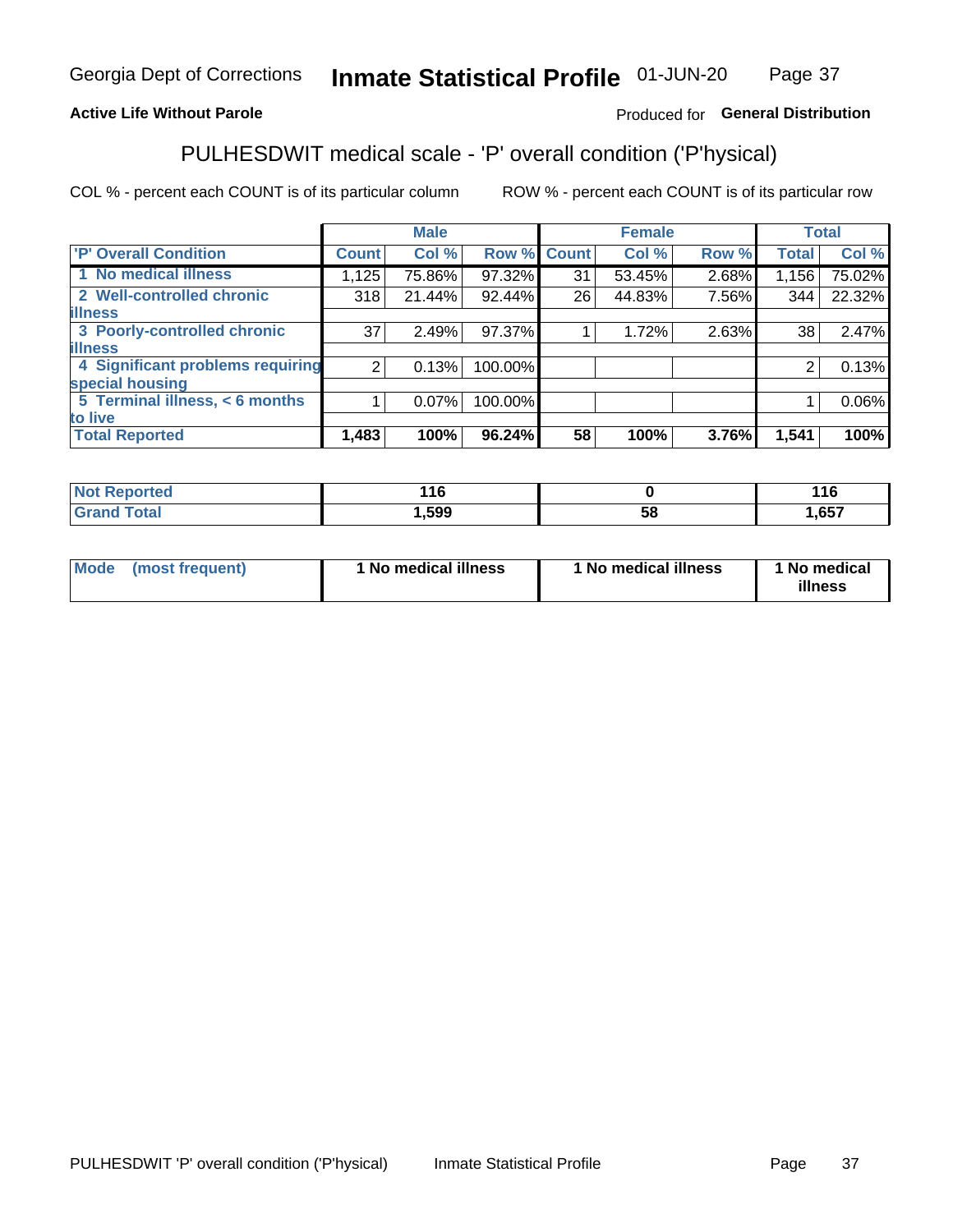Georgia Dept of Corrections **Inmate Statistical Profile** 01-JUN-20

**Active Life Without Parole**

Produced for **General Distribution**

## PULHESDWIT medical scale - 'P' overall condition ('P'hysical)

COL % - percent each COUNT is of its particular column

ROW % - percent each COUNT is of its particular row

| 'P' Overall Condition | Male | | | Female | | | Total | |
|---|---|---|---|---|---|---|---|---|
| | Count | Col % | Row % | Count | Col % | Row % | Total | Col % |
| 1 No medical illness | 1,125 | 75.86% | 97.32% | 31 | 53.45% | 2.68% | 1,156 | 75.02% |
| 2 Well-controlled chronic illness | 318 | 21.44% | 92.44% | 26 | 44.83% | 7.56% | 344 | 22.32% |
| 3 Poorly-controlled chronic illness | 37 | 2.49% | 97.37% | 1 | 1.72% | 2.63% | 38 | 2.47% |
| 4 Significant problems requiring special housing | 2 | 0.13% | 100.00% | | | | 2 | 0.13% |
| 5 Terminal illness, < 6 months to live | 1 | 0.07% | 100.00% | | | | 1 | 0.06% |
| **Total Reported** | **1,483** | **100%** | **96.24%** | **58** | **100%** | **3.76%** | **1,541** | **100%** |

| | Male | Female | Total |
|---|---|---|---|
| Not Reported | 116 | 0 | 116 |
| Grand Total | 1,599 | 58 | 1,657 |

| | Male | Female | Total |
|---|---|---|---|
| Mode (most frequent) | 1 No medical illness | 1 No medical illness | 1 No medical illness |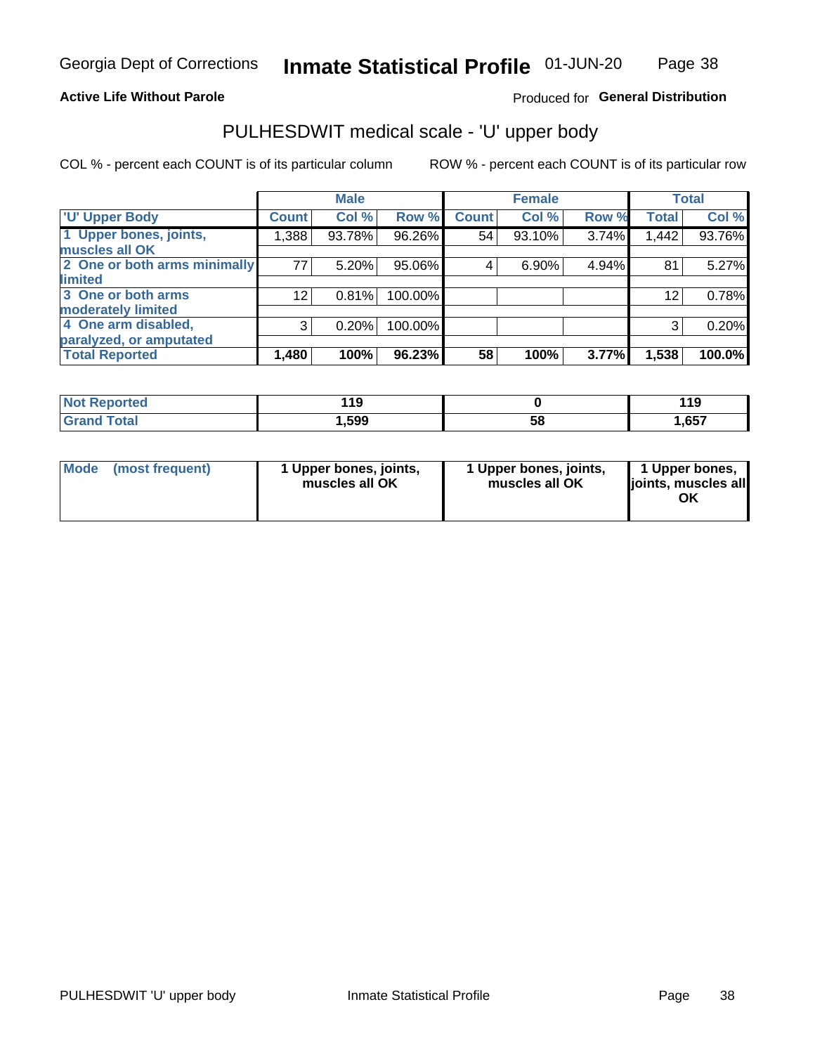**Active Life Without Parole**

Produced for **General Distribution**

## PULHESDWIT medical scale - 'U' upper body

COL % - percent each COUNT is of its particular column

ROW % - percent each COUNT is of its particular row

| | Male | | | Female | | | Total | |
|---|---|---|---|---|---|---|---|---|
| 'U' Upper Body | Count | Col % | Row % | Count | Col % | Row % | Total | Col % |
| 1 Upper bones, joints, muscles all OK | 1,388 | 93.78% | 96.26% | 54 | 93.10% | 3.74% | 1,442 | 93.76% |
| 2 One or both arms minimally limited | 77 | 5.20% | 95.06% | 4 | 6.90% | 4.94% | 81 | 5.27% |
| 3 One or both arms moderately limited | 12 | 0.81% | 100.00% | | | | 12 | 0.78% |
| 4 One arm disabled, paralyzed, or amputated | 3 | 0.20% | 100.00% | | | | 3 | 0.20% |
| **Total Reported** | **1,480** | **100%** | **96.23%** | **58** | **100%** | **3.77%** | **1,538** | **100.0%** |

| | Male | Female | Total |
|---|---|---|---|
| Not Reported | 119 | 0 | 119 |
| Grand Total | 1,599 | 58 | 1,657 |

| | Male | Female | Total |
|---|---|---|---|
| Mode (most frequent) | 1 Upper bones, joints, muscles all OK | 1 Upper bones, joints, muscles all OK | 1 Upper bones, joints, muscles all OK |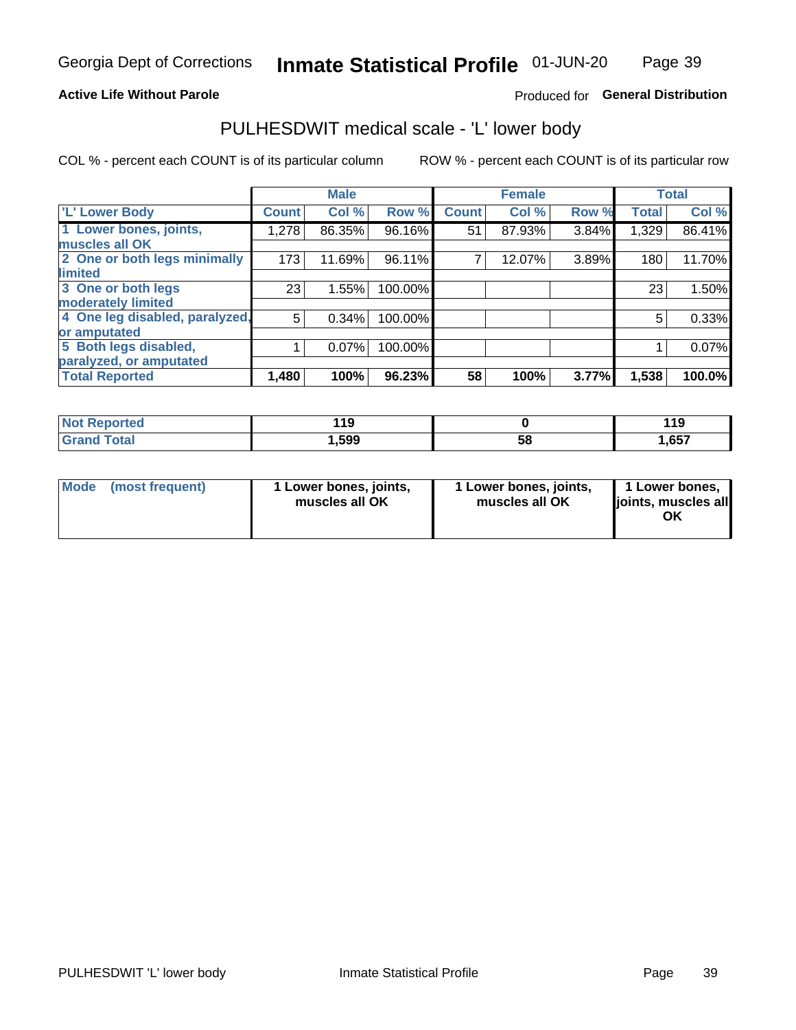Georgia Dept of Corrections **Inmate Statistical Profile** 01-JUN-20

**Active Life Without Parole**

Produced for **General Distribution**

## PULHESDWIT medical scale - 'L' lower body

COL % - percent each COUNT is of its particular column

ROW % - percent each COUNT is of its particular row

| 'L' Lower Body | Male | | | Female | | | Total | |
|---|---|---|---|---|---|---|---|---|
| | Count | Col % | Row % | Count | Col % | Row % | Total | Col % |
| 1 Lower bones, joints, muscles all OK | 1,278 | 86.35% | 96.16% | 51 | 87.93% | 3.84% | 1,329 | 86.41% |
| 2 One or both legs minimally limited | 173 | 11.69% | 96.11% | 7 | 12.07% | 3.89% | 180 | 11.70% |
| 3 One or both legs moderately limited | 23 | 1.55% | 100.00% | | | | 23 | 1.50% |
| 4 One leg disabled, paralyzed, or amputated | 5 | 0.34% | 100.00% | | | | 5 | 0.33% |
| 5 Both legs disabled, paralyzed, or amputated | 1 | 0.07% | 100.00% | | | | 1 | 0.07% |
| **Total Reported** | **1,480** | **100%** | **96.23%** | **58** | **100%** | **3.77%** | **1,538** | **100.0%** |

| | Male | Female | Total |
|---|---|---|---|
| Not Reported | 119 | 0 | 119 |
| Grand Total | 1,599 | 58 | 1,657 |

| | Male | Female | Total |
|---|---|---|---|
| Mode (most frequent) | 1 Lower bones, joints, muscles all OK | 1 Lower bones, joints, muscles all OK | 1 Lower bones, joints, muscles all OK |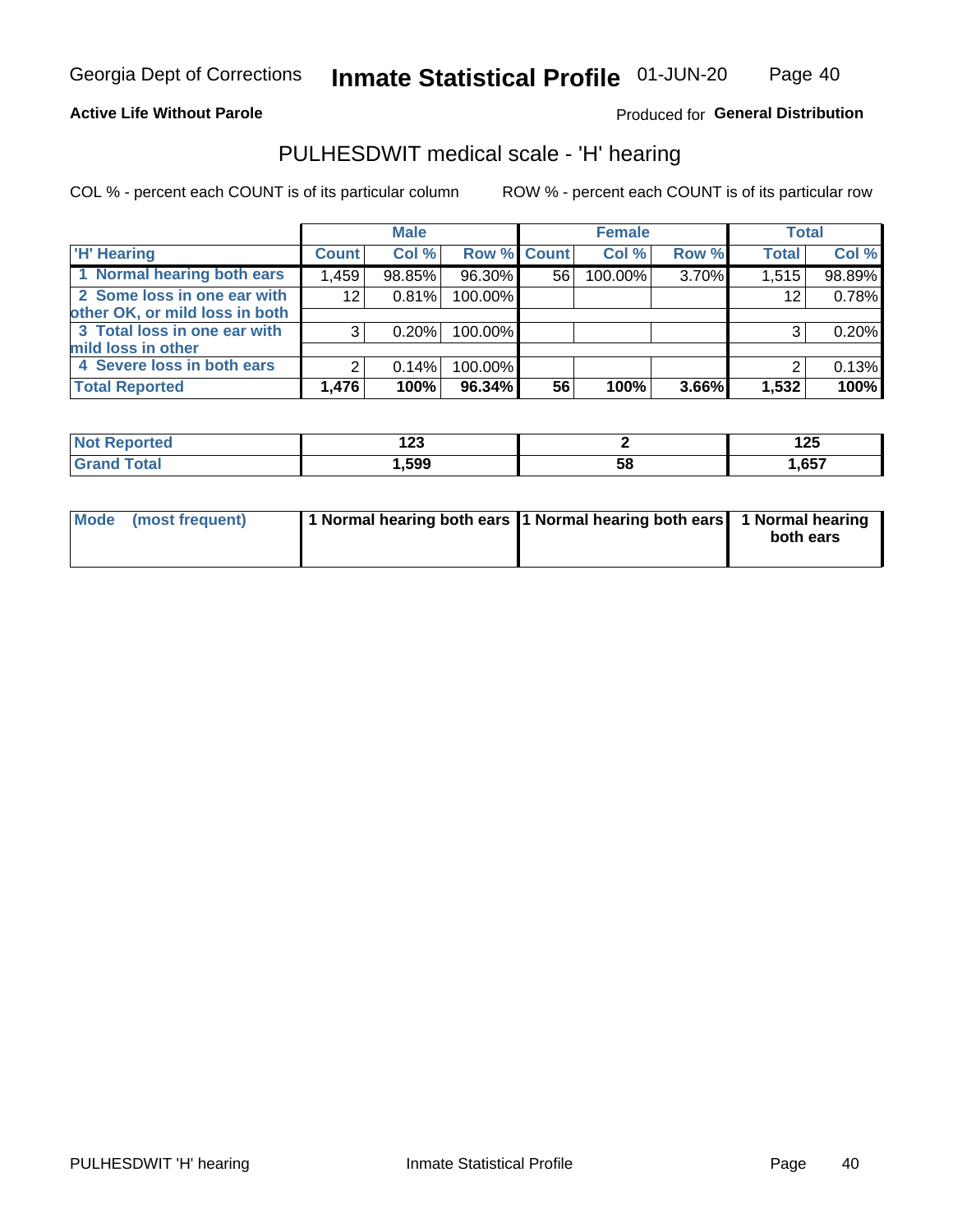# Georgia Dept of Corrections — Inmate Statistical Profile — 01-JUN-20

**Active Life Without Parole**

Produced for **General Distribution**

## PULHESDWIT medical scale - 'H' hearing

COL % - percent each COUNT is of its particular column

ROW % - percent each COUNT is of its particular row

| | Male | | | Female | | | Total | |
|---|---|---|---|---|---|---|---|---|
| 'H' Hearing | Count | Col % | Row % | Count | Col % | Row % | Total | Col % |
| 1 Normal hearing both ears | 1,459 | 98.85% | 96.30% | 56 | 100.00% | 3.70% | 1,515 | 98.89% |
| 2 Some loss in one ear with other OK, or mild loss in both | 12 | 0.81% | 100.00% | | | | 12 | 0.78% |
| 3 Total loss in one ear with mild loss in other | 3 | 0.20% | 100.00% | | | | 3 | 0.20% |
| 4 Severe loss in both ears | 2 | 0.14% | 100.00% | | | | 2 | 0.13% |
| **Total Reported** | **1,476** | **100%** | **96.34%** | **56** | **100%** | **3.66%** | **1,532** | **100%** |

| | Male | Female | Total |
|---|---|---|---|
| Not Reported | 123 | 2 | 125 |
| Grand Total | 1,599 | 58 | 1,657 |

| | Male | Female | Total |
|---|---|---|---|
| Mode (most frequent) | 1 Normal hearing both ears | 1 Normal hearing both ears | 1 Normal hearing both ears |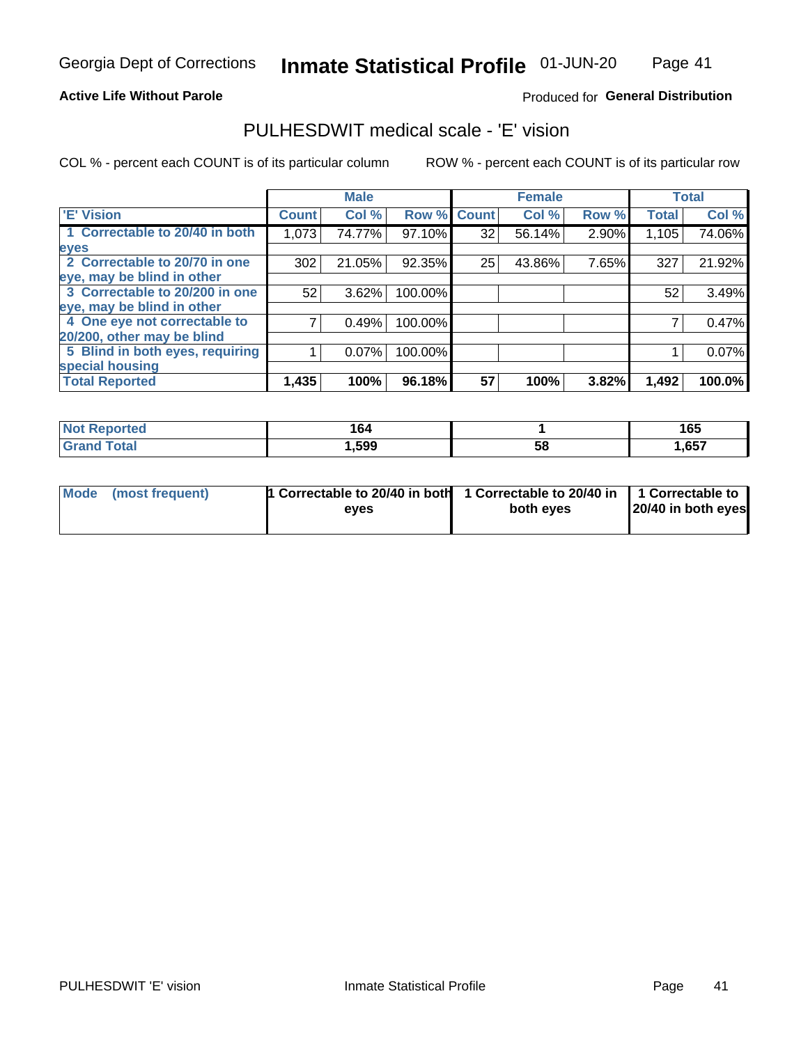Georgia Dept of Corrections **Inmate Statistical Profile** 01-JUN-20

**Active Life Without Parole**

Produced for **General Distribution**

## PULHESDWIT medical scale - 'E' vision

COL % - percent each COUNT is of its particular column

ROW % - percent each COUNT is of its particular row

| | Male | | | Female | | | Total | |
|---|---|---|---|---|---|---|---|---|
| 'E' Vision | Count | Col % | Row % | Count | Col % | Row % | Total | Col % |
| 1 Correctable to 20/40 in both eyes | 1,073 | 74.77% | 97.10% | 32 | 56.14% | 2.90% | 1,105 | 74.06% |
| 2 Correctable to 20/70 in one eye, may be blind in other | 302 | 21.05% | 92.35% | 25 | 43.86% | 7.65% | 327 | 21.92% |
| 3 Correctable to 20/200 in one eye, may be blind in other | 52 | 3.62% | 100.00% | | | | 52 | 3.49% |
| 4 One eye not correctable to 20/200, other may be blind | 7 | 0.49% | 100.00% | | | | 7 | 0.47% |
| 5 Blind in both eyes, requiring special housing | 1 | 0.07% | 100.00% | | | | 1 | 0.07% |
| **Total Reported** | **1,435** | **100%** | **96.18%** | **57** | **100%** | **3.82%** | **1,492** | **100.0%** |

| | Male | Female | Total |
|---|---|---|---|
| **Not Reported** | **164** | **1** | **165** |
| **Grand Total** | **1,599** | **58** | **1,657** |

| | Male | Female | Total |
|---|---|---|---|
| **Mode (most frequent)** | **1 Correctable to 20/40 in both eyes** | **1 Correctable to 20/40 in both eyes** | **1 Correctable to 20/40 in both eyes** |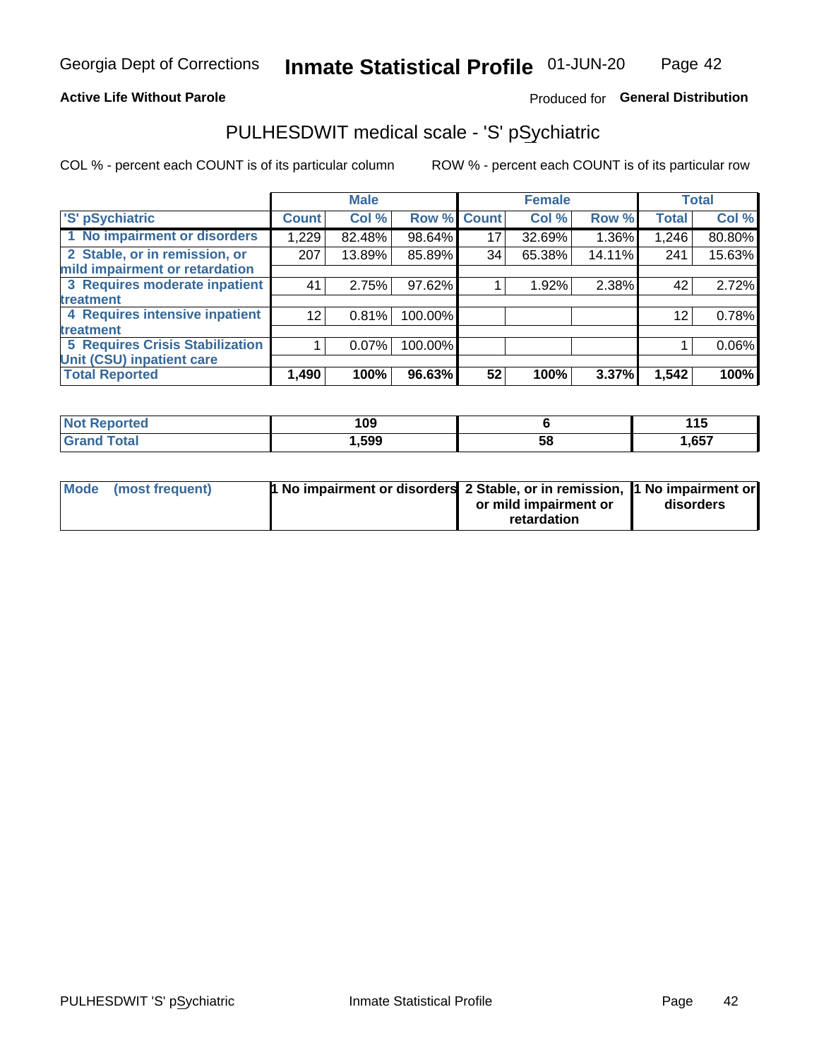Georgia Dept of Corrections **Inmate Statistical Profile** 01-JUN-20

**Active Life Without Parole**

Produced for **General Distribution**

## PULHESDWIT medical scale - 'S' pSychiatric

COL % - percent each COUNT is of its particular column

ROW % - percent each COUNT is of its particular row

| | Male | | | Female | | | Total | |
|---|---|---|---|---|---|---|---|---|
| 'S' pSychiatric | Count | Col % | Row % | Count | Col % | Row % | Total | Col % |
| 1 No impairment or disorders | 1,229 | 82.48% | 98.64% | 17 | 32.69% | 1.36% | 1,246 | 80.80% |
| 2 Stable, or in remission, or mild impairment or retardation | 207 | 13.89% | 85.89% | 34 | 65.38% | 14.11% | 241 | 15.63% |
| 3 Requires moderate inpatient treatment | 41 | 2.75% | 97.62% | 1 | 1.92% | 2.38% | 42 | 2.72% |
| 4 Requires intensive inpatient treatment | 12 | 0.81% | 100.00% | | | | 12 | 0.78% |
| 5 Requires Crisis Stabilization Unit (CSU) inpatient care | 1 | 0.07% | 100.00% | | | | 1 | 0.06% |
| **Total Reported** | **1,490** | **100%** | **96.63%** | **52** | **100%** | **3.37%** | **1,542** | **100%** |

| | Male | Female | Total |
|---|---|---|---|
| Not Reported | 109 | 6 | 115 |
| Grand Total | 1,599 | 58 | 1,657 |

| | Male | Female | Total |
|---|---|---|---|
| Mode (most frequent) | 1 No impairment or disorders | 2 Stable, or in remission, or mild impairment or retardation | 1 No impairment or disorders |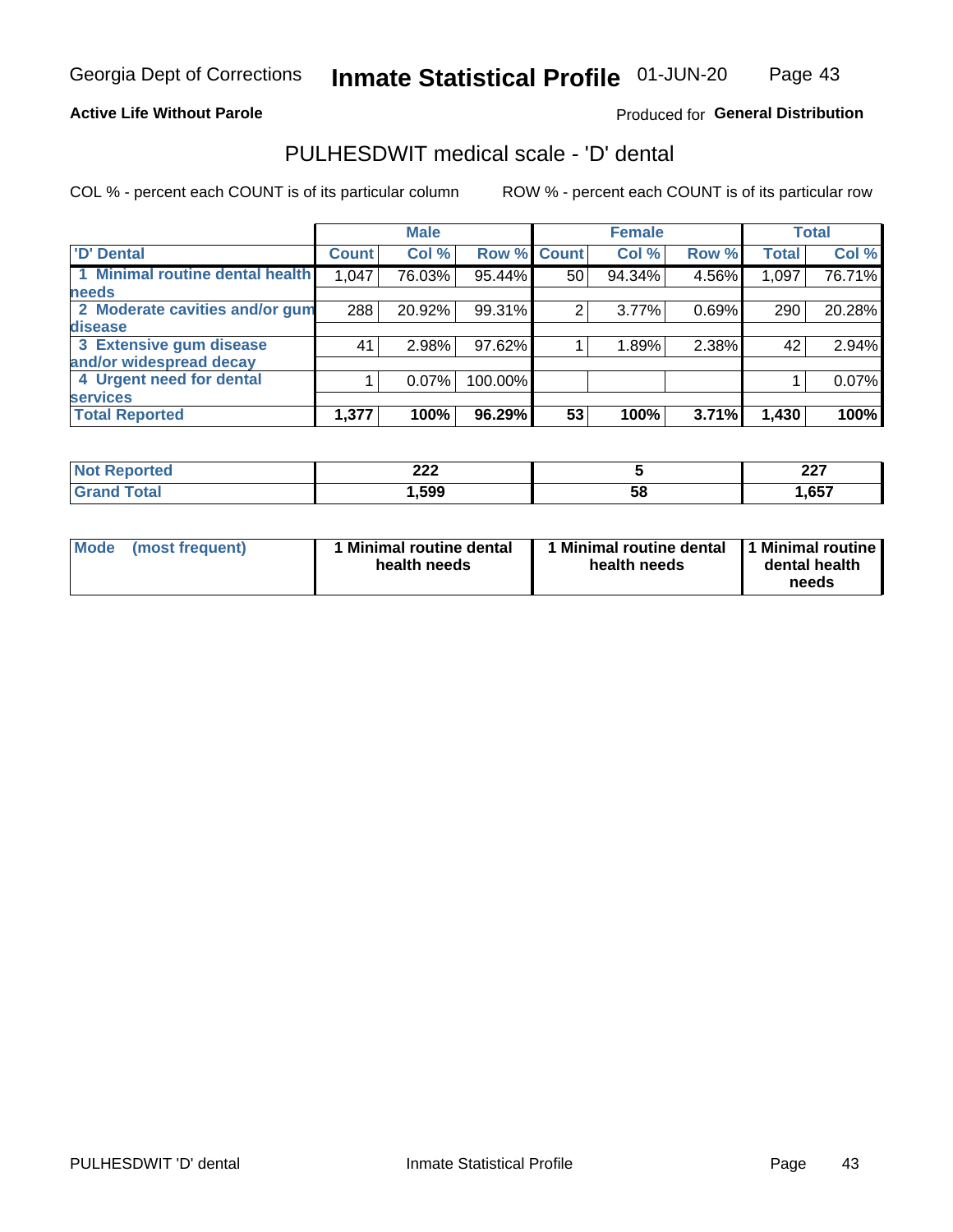Georgia Dept of Corrections **Inmate Statistical Profile** 01-JUN-20

**Active Life Without Parole**

Produced for **General Distribution**

## PULHESDWIT medical scale - 'D' dental

COL % - percent each COUNT is of its particular column    ROW % - percent each COUNT is of its particular row

| | Male | | | Female | | | Total | |
|---|---|---|---|---|---|---|---|---|
| 'D' Dental | Count | Col % | Row % | Count | Col % | Row % | Total | Col % |
| 1 Minimal routine dental health needs | 1,047 | 76.03% | 95.44% | 50 | 94.34% | 4.56% | 1,097 | 76.71% |
| 2 Moderate cavities and/or gum disease | 288 | 20.92% | 99.31% | 2 | 3.77% | 0.69% | 290 | 20.28% |
| 3 Extensive gum disease and/or widespread decay | 41 | 2.98% | 97.62% | 1 | 1.89% | 2.38% | 42 | 2.94% |
| 4 Urgent need for dental services | 1 | 0.07% | 100.00% | | | | 1 | 0.07% |
| **Total Reported** | **1,377** | **100%** | **96.29%** | **53** | **100%** | **3.71%** | **1,430** | **100%** |

| | Male | Female | Total |
|---|---|---|---|
| **Not Reported** | **222** | **5** | **227** |
| **Grand Total** | **1,599** | **58** | **1,657** |

| | Male | Female | Total |
|---|---|---|---|
| **Mode (most frequent)** | **1 Minimal routine dental health needs** | **1 Minimal routine dental health needs** | **1 Minimal routine dental health needs** |

PULHESDWIT 'D' dental    Inmate Statistical Profile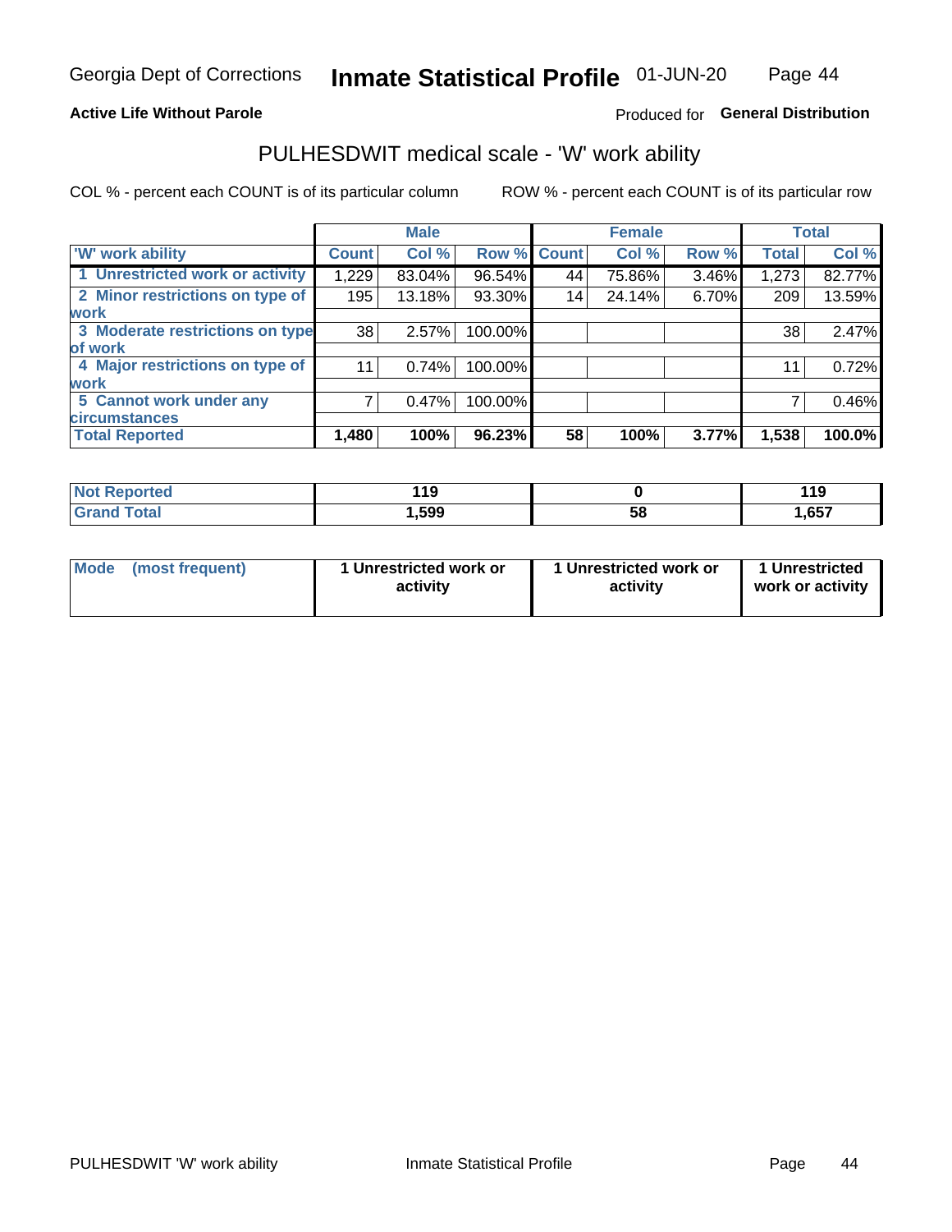Georgia Dept of Corrections **Inmate Statistical Profile** 01-JUN-20

**Active Life Without Parole**

Produced for **General Distribution**

## PULHESDWIT medical scale - 'W' work ability

COL % - percent each COUNT is of its particular column

ROW % - percent each COUNT is of its particular row

| | Male | | | Female | | | Total | |
|---|---|---|---|---|---|---|---|---|
| 'W' work ability | Count | Col % | Row % | Count | Col % | Row % | Total | Col % |
| 1 Unrestricted work or activity | 1,229 | 83.04% | 96.54% | 44 | 75.86% | 3.46% | 1,273 | 82.77% |
| 2 Minor restrictions on type of work | 195 | 13.18% | 93.30% | 14 | 24.14% | 6.70% | 209 | 13.59% |
| 3 Moderate restrictions on type of work | 38 | 2.57% | 100.00% | | | | 38 | 2.47% |
| 4 Major restrictions on type of work | 11 | 0.74% | 100.00% | | | | 11 | 0.72% |
| 5 Cannot work under any circumstances | 7 | 0.47% | 100.00% | | | | 7 | 0.46% |
| **Total Reported** | **1,480** | **100%** | **96.23%** | **58** | **100%** | **3.77%** | **1,538** | **100.0%** |

| | Male | Female | Total |
|---|---|---|---|
| Not Reported | 119 | 0 | 119 |
| Grand Total | 1,599 | 58 | 1,657 |

| | Male | Female | Total |
|---|---|---|---|
| Mode (most frequent) | 1 Unrestricted work or activity | 1 Unrestricted work or activity | 1 Unrestricted work or activity |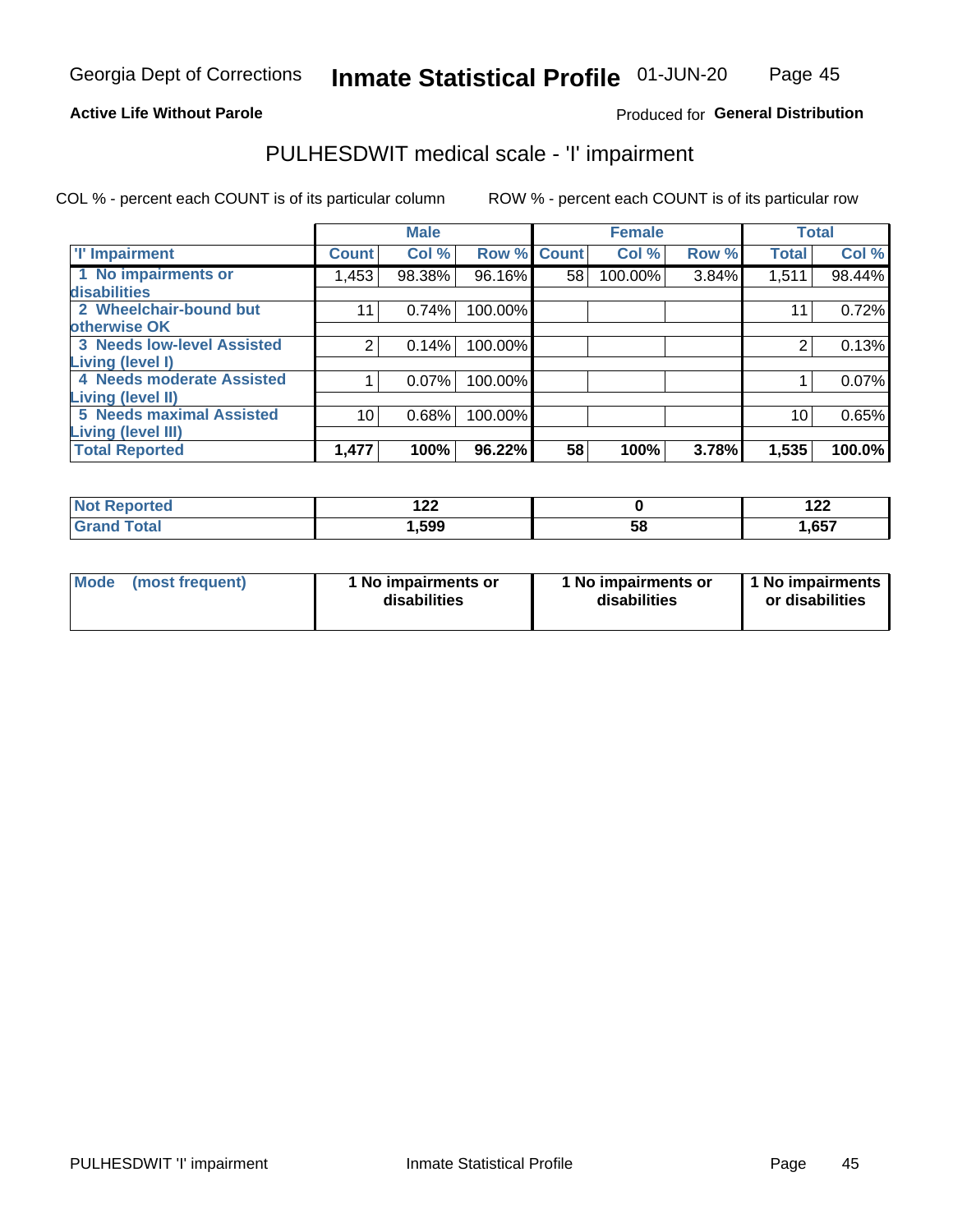Georgia Dept of Corrections **Inmate Statistical Profile** 01-JUN-20

**Active Life Without Parole**

Produced for **General Distribution**

## PULHESDWIT medical scale - 'I' impairment

COL % - percent each COUNT is of its particular column ROW % - percent each COUNT is of its particular row

| | Male | | | Female | | | Total | |
|---|---|---|---|---|---|---|---|---|
| 'I' Impairment | Count | Col % | Row % | Count | Col % | Row % | Total | Col % |
| 1 No impairments or disabilities | 1,453 | 98.38% | 96.16% | 58 | 100.00% | 3.84% | 1,511 | 98.44% |
| 2 Wheelchair-bound but otherwise OK | 11 | 0.74% | 100.00% | | | | 11 | 0.72% |
| 3 Needs low-level Assisted Living (level I) | 2 | 0.14% | 100.00% | | | | 2 | 0.13% |
| 4 Needs moderate Assisted Living (level II) | 1 | 0.07% | 100.00% | | | | 1 | 0.07% |
| 5 Needs maximal Assisted Living (level III) | 10 | 0.68% | 100.00% | | | | 10 | 0.65% |
| **Total Reported** | **1,477** | **100%** | **96.22%** | **58** | **100%** | **3.78%** | **1,535** | **100.0%** |

| | Male | Female | Total |
|---|---|---|---|
| **Not Reported** | **122** | **0** | **122** |
| **Grand Total** | **1,599** | **58** | **1,657** |

| Mode (most frequent) | 1 No impairments or disabilities | 1 No impairments or disabilities | 1 No impairments or disabilities |
|---|---|---|---|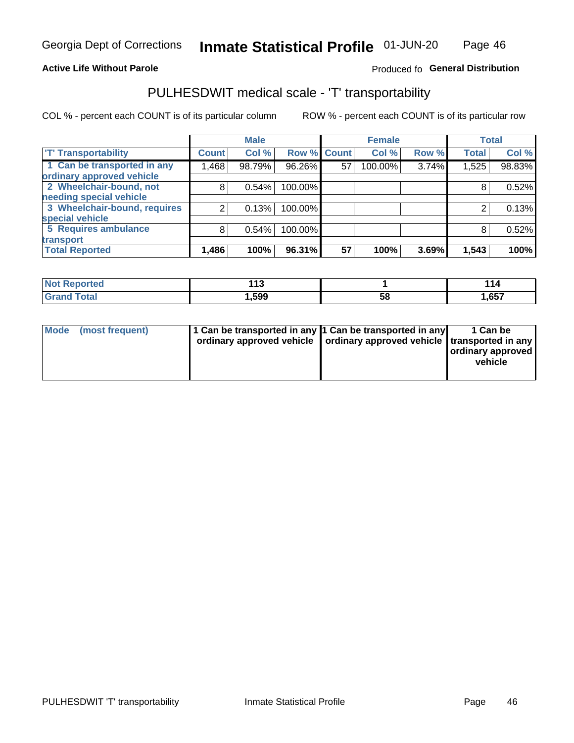Georgia Dept of Corrections **Inmate Statistical Profile** 01-JUN-20

**Active Life Without Parole** Produced fo **General Distribution**

## PULHESDWIT medical scale - 'T' transportability

COL % - percent each COUNT is of its particular column ROW % - percent each COUNT is of its particular row

| | Male | | | Female | | | Total | |
|---|---|---|---|---|---|---|---|---|
| 'T' Transportability | Count | Col % | Row % | Count | Col % | Row % | Total | Col % |
| 1 Can be transported in any ordinary approved vehicle | 1,468 | 98.79% | 96.26% | 57 | 100.00% | 3.74% | 1,525 | 98.83% |
| 2 Wheelchair-bound, not needing special vehicle | 8 | 0.54% | 100.00% | | | | 8 | 0.52% |
| 3 Wheelchair-bound, requires special vehicle | 2 | 0.13% | 100.00% | | | | 2 | 0.13% |
| 5 Requires ambulance transport | 8 | 0.54% | 100.00% | | | | 8 | 0.52% |
| **Total Reported** | **1,486** | **100%** | **96.31%** | **57** | **100%** | **3.69%** | **1,543** | **100%** |

| | Male | Female | Total |
|---|---|---|---|
| Not Reported | 113 | 1 | 114 |
| Grand Total | 1,599 | 58 | 1,657 |

| | Male | Female | Total |
|---|---|---|---|
| Mode (most frequent) | 1 Can be transported in any ordinary approved vehicle | 1 Can be transported in any ordinary approved vehicle | 1 Can be transported in any ordinary approved vehicle |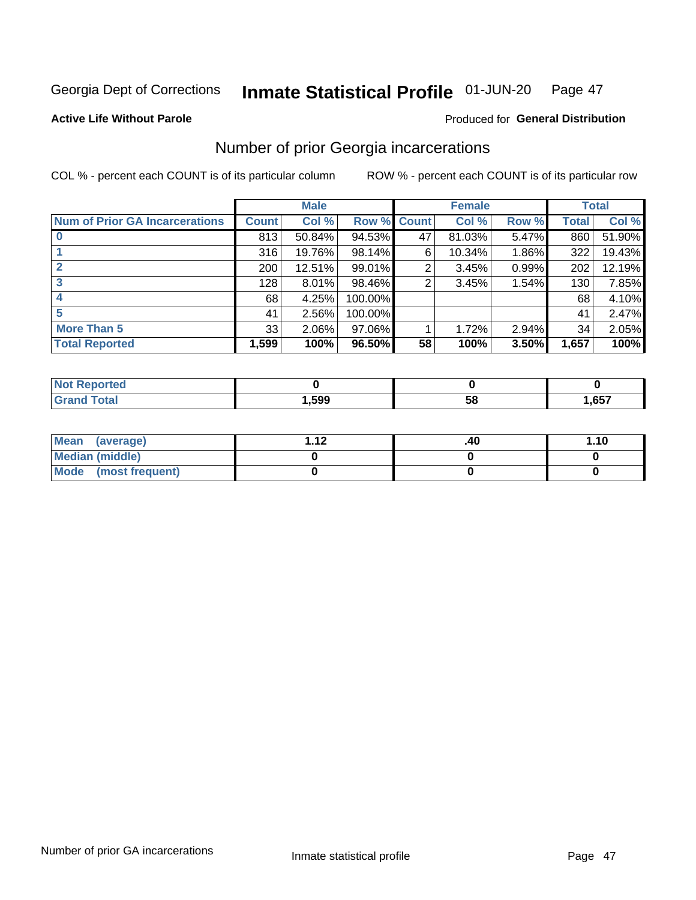Georgia Dept of Corrections **Inmate Statistical Profile** 01-JUN-20

**Active Life Without Parole**

Produced for **General Distribution**

## Number of prior Georgia incarcerations

COL % - percent each COUNT is of its particular column

ROW % - percent each COUNT is of its particular row

| Num of Prior GA Incarcerations | Male | | | Female | | | Total | |
|---|---|---|---|---|---|---|---|---|
| | Count | Col % | Row % | Count | Col % | Row % | Total | Col % |
| 0 | 813 | 50.84% | 94.53% | 47 | 81.03% | 5.47% | 860 | 51.90% |
| 1 | 316 | 19.76% | 98.14% | 6 | 10.34% | 1.86% | 322 | 19.43% |
| 2 | 200 | 12.51% | 99.01% | 2 | 3.45% | 0.99% | 202 | 12.19% |
| 3 | 128 | 8.01% | 98.46% | 2 | 3.45% | 1.54% | 130 | 7.85% |
| 4 | 68 | 4.25% | 100.00% | | | | 68 | 4.10% |
| 5 | 41 | 2.56% | 100.00% | | | | 41 | 2.47% |
| More Than 5 | 33 | 2.06% | 97.06% | 1 | 1.72% | 2.94% | 34 | 2.05% |
| **Total Reported** | **1,599** | **100%** | **96.50%** | **58** | **100%** | **3.50%** | **1,657** | **100%** |

| | Male | Female | Total |
|---|---|---|---|
| Not Reported | 0 | 0 | 0 |
| Grand Total | 1,599 | 58 | 1,657 |

| | Male | Female | Total |
|---|---|---|---|
| Mean (average) | 1.12 | .40 | 1.10 |
| Median (middle) | 0 | 0 | 0 |
| Mode (most frequent) | 0 | 0 | 0 |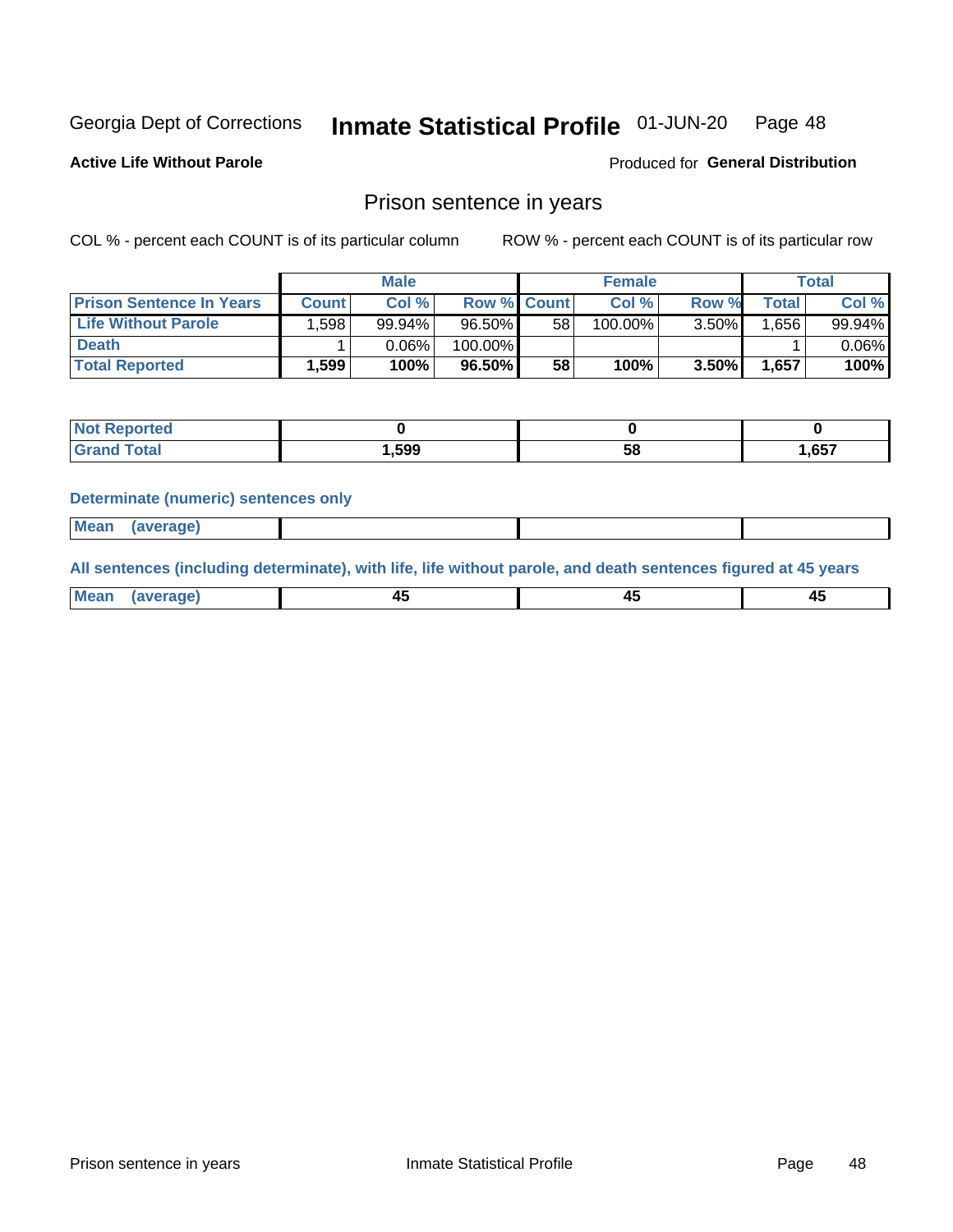Georgia Dept of Corrections **Inmate Statistical Profile** 01-JUN-20

**Active Life Without Parole**

Produced for **General Distribution**

## Prison sentence in years

COL % - percent each COUNT is of its particular column

ROW % - percent each COUNT is of its particular row

| | Male | | | Female | | | Total | |
|---|---|---|---|---|---|---|---|---|
| **Prison Sentence In Years** | **Count** | **Col %** | **Row %** | **Count** | **Col %** | **Row %** | **Total** | **Col %** |
| **Life Without Parole** | 1,598 | 99.94% | 96.50% | 58 | 100.00% | 3.50% | 1,656 | 99.94% |
| **Death** | 1 | 0.06% | 100.00% | | | | 1 | 0.06% |
| **Total Reported** | **1,599** | **100%** | **96.50%** | **58** | **100%** | **3.50%** | **1,657** | **100%** |

| | Male | Female | Total |
|---|---|---|---|
| **Not Reported** | **0** | **0** | **0** |
| **Grand Total** | **1,599** | **58** | **1,657** |

**Determinate (numeric) sentences only**

| | Male | Female | Total |
|---|---|---|---|
| **Mean (average)** | | | |

**All sentences (including determinate), with life, life without parole, and death sentences figured at 45 years**

| | Male | Female | Total |
|---|---|---|---|
| **Mean (average)** | **45** | **45** | **45** |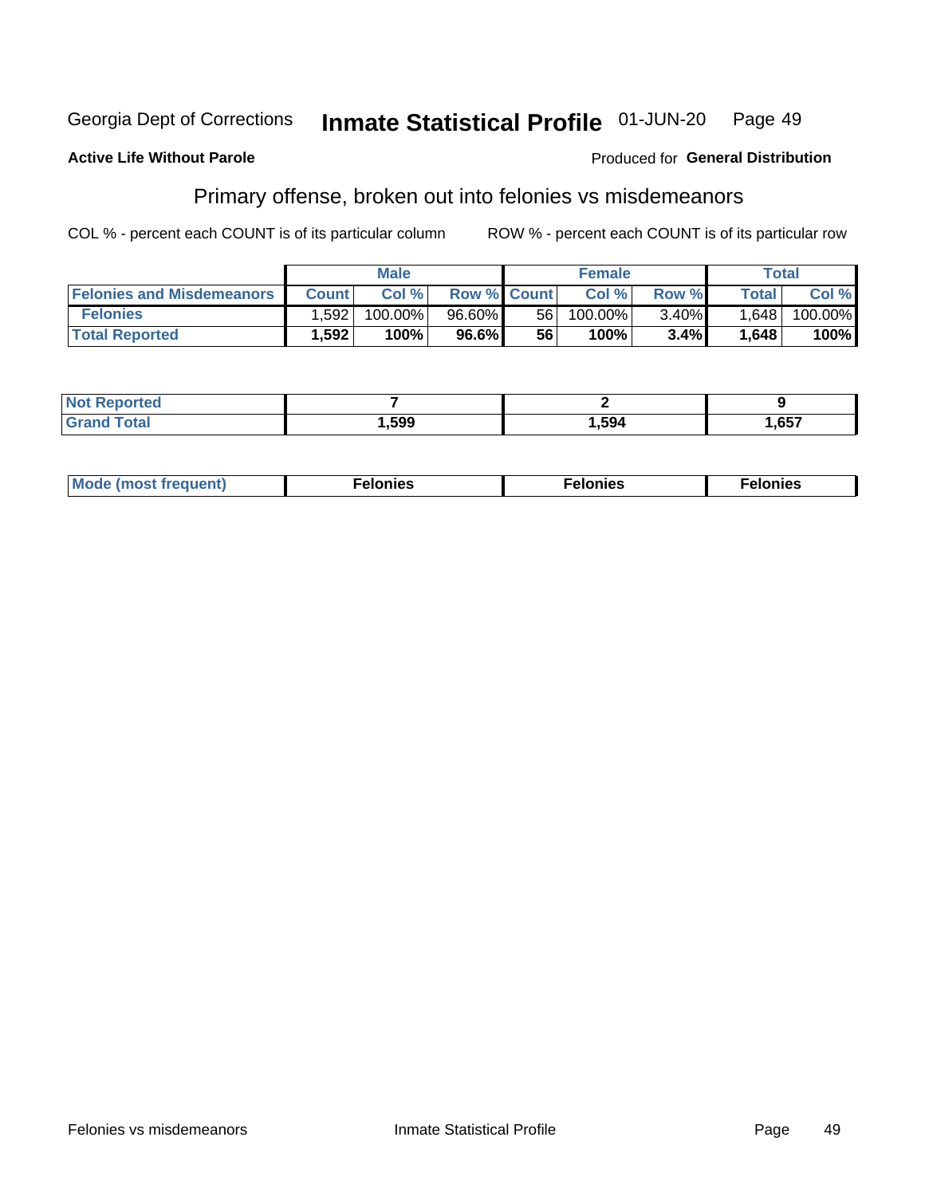Georgia Dept of Corrections **Inmate Statistical Profile** 01-JUN-20

**Active Life Without Parole**

Produced for **General Distribution**

## Primary offense, broken out into felonies vs misdemeanors

COL % - percent each COUNT is of its particular column

ROW % - percent each COUNT is of its particular row

| | Male | | | Female | | | Total | |
|---|---|---|---|---|---|---|---|---|
| **Felonies and Misdemeanors** | **Count** | **Col %** | **Row %** | **Count** | **Col %** | **Row %** | **Total** | **Col %** |
| **Felonies** | 1,592 | 100.00% | 96.60% | 56 | 100.00% | 3.40% | 1,648 | 100.00% |
| **Total Reported** | **1,592** | **100%** | **96.6%** | **56** | **100%** | **3.4%** | **1,648** | **100%** |

| | Male | Female | Total |
|---|---|---|---|
| **Not Reported** | **7** | **2** | **9** |
| **Grand Total** | **1,599** | **1,594** | **1,657** |

| | Male | Female | Total |
|---|---|---|---|
| **Mode (most frequent)** | **Felonies** | **Felonies** | **Felonies** |

Felonies vs misdemeanors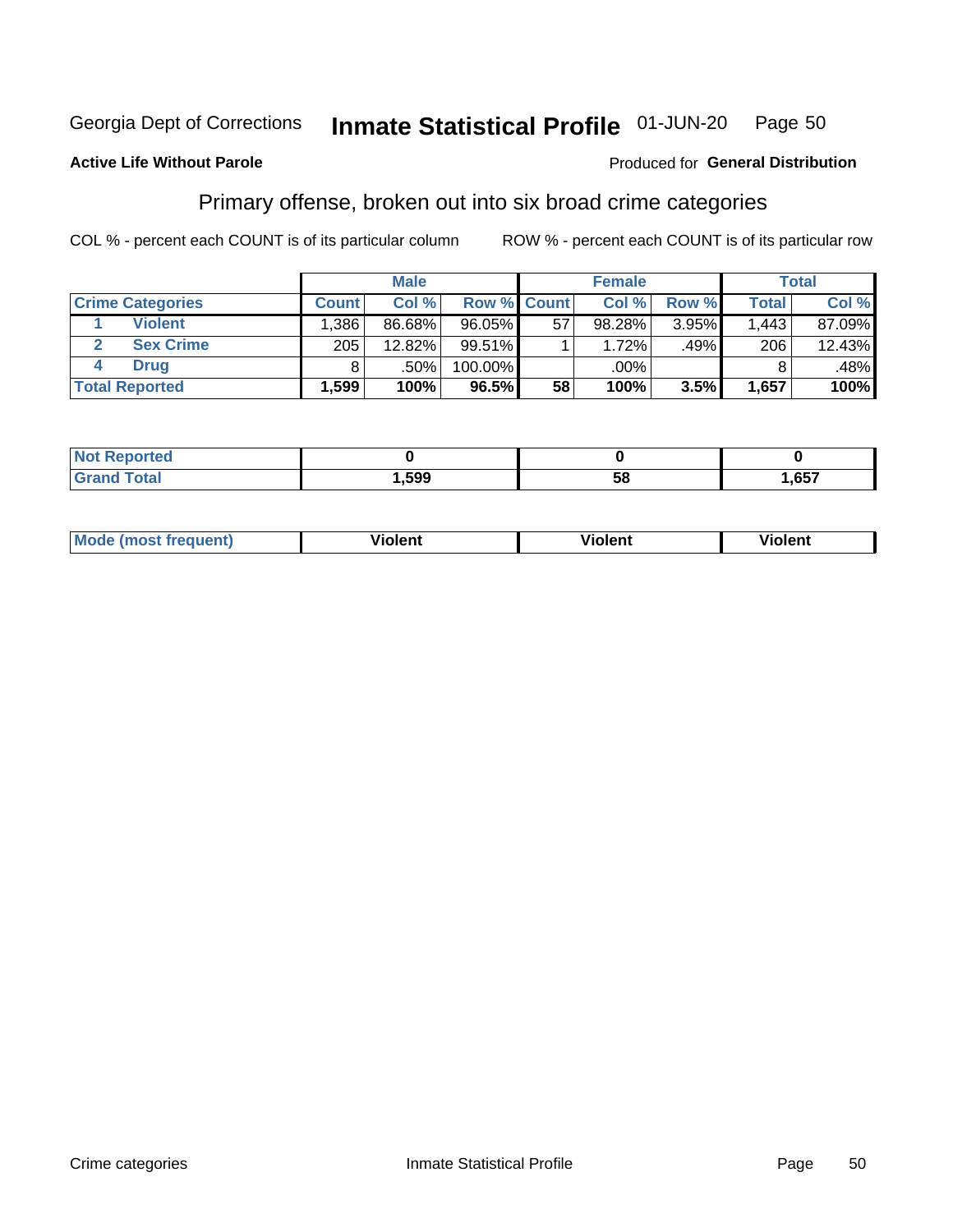Georgia Dept of Corrections **Inmate Statistical Profile** 01-JUN-20

**Active Life Without Parole**

Produced for **General Distribution**

## Primary offense, broken out into six broad crime categories

COL % - percent each COUNT is of its particular column

ROW % - percent each COUNT is of its particular row

| | | Male | | | Female | | | Total | |
|---|---|---|---|---|---|---|---|---|---|
| **Crime Categories** | | **Count** | **Col %** | **Row %** | **Count** | **Col %** | **Row %** | **Total** | **Col %** |
| 1 | **Violent** | 1,386 | 86.68% | 96.05% | 57 | 98.28% | 3.95% | 1,443 | 87.09% |
| 2 | **Sex Crime** | 205 | 12.82% | 99.51% | 1 | 1.72% | .49% | 206 | 12.43% |
| 4 | **Drug** | 8 | .50% | 100.00% | | .00% | | 8 | .48% |
| **Total Reported** | | **1,599** | **100%** | **96.5%** | **58** | **100%** | **3.5%** | **1,657** | **100%** |

| | Male | Female | Total |
|---|---|---|---|
| **Not Reported** | **0** | **0** | **0** |
| **Grand Total** | **1,599** | **58** | **1,657** |

| | Male | Female | Total |
|---|---|---|---|
| **Mode (most frequent)** | **Violent** | **Violent** | **Violent** |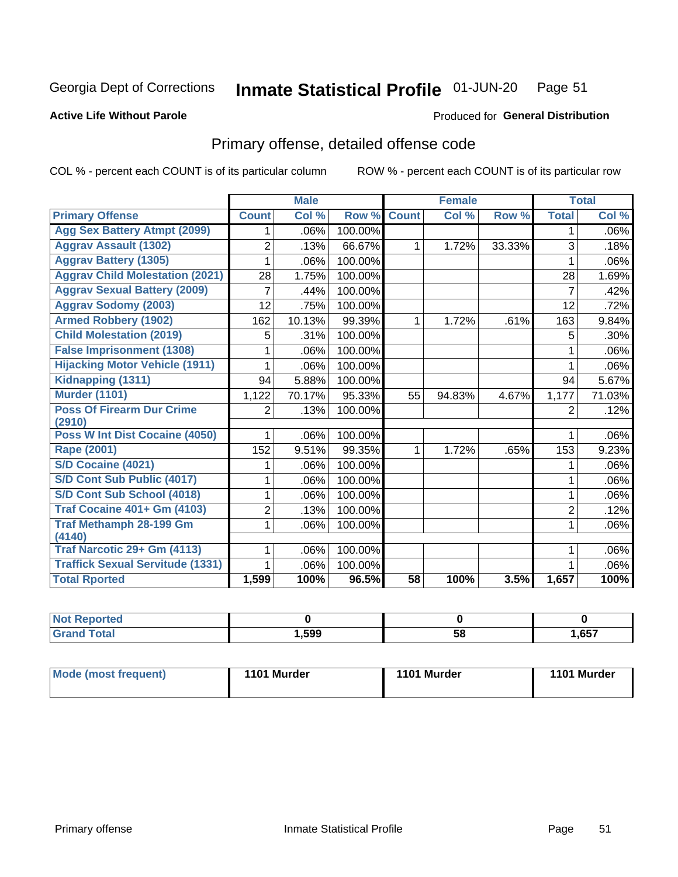Georgia Dept of Corrections **Inmate Statistical Profile** 01-JUN-20

**Active Life Without Parole**

Produced for **General Distribution**

## Primary offense, detailed offense code

COL % - percent each COUNT is of its particular column

ROW % - percent each COUNT is of its particular row

| | Male | | | Female | | | Total | |
|---|---|---|---|---|---|---|---|---|
| Primary Offense | Count | Col % | Row % | Count | Col % | Row % | Total | Col % |
| Agg Sex Battery Atmpt (2099) | 1 | .06% | 100.00% | | | | 1 | .06% |
| Aggrav Assault (1302) | 2 | .13% | 66.67% | 1 | 1.72% | 33.33% | 3 | .18% |
| Aggrav Battery (1305) | 1 | .06% | 100.00% | | | | 1 | .06% |
| Aggrav Child Molestation (2021) | 28 | 1.75% | 100.00% | | | | 28 | 1.69% |
| Aggrav Sexual Battery (2009) | 7 | .44% | 100.00% | | | | 7 | .42% |
| Aggrav Sodomy (2003) | 12 | .75% | 100.00% | | | | 12 | .72% |
| Armed Robbery (1902) | 162 | 10.13% | 99.39% | 1 | 1.72% | .61% | 163 | 9.84% |
| Child Molestation (2019) | 5 | .31% | 100.00% | | | | 5 | .30% |
| False Imprisonment (1308) | 1 | .06% | 100.00% | | | | 1 | .06% |
| Hijacking Motor Vehicle (1911) | 1 | .06% | 100.00% | | | | 1 | .06% |
| Kidnapping (1311) | 94 | 5.88% | 100.00% | | | | 94 | 5.67% |
| Murder (1101) | 1,122 | 70.17% | 95.33% | 55 | 94.83% | 4.67% | 1,177 | 71.03% |
| Poss Of Firearm Dur Crime (2910) | 2 | .13% | 100.00% | | | | 2 | .12% |
| Poss W Int Dist Cocaine (4050) | 1 | .06% | 100.00% | | | | 1 | .06% |
| Rape (2001) | 152 | 9.51% | 99.35% | 1 | 1.72% | .65% | 153 | 9.23% |
| S/D Cocaine (4021) | 1 | .06% | 100.00% | | | | 1 | .06% |
| S/D Cont Sub Public (4017) | 1 | .06% | 100.00% | | | | 1 | .06% |
| S/D Cont Sub School (4018) | 1 | .06% | 100.00% | | | | 1 | .06% |
| Traf Cocaine 401+ Gm (4103) | 2 | .13% | 100.00% | | | | 2 | .12% |
| Traf Methamph 28-199 Gm (4140) | 1 | .06% | 100.00% | | | | 1 | .06% |
| Traf Narcotic 29+ Gm (4113) | 1 | .06% | 100.00% | | | | 1 | .06% |
| Traffick Sexual Servitude (1331) | 1 | .06% | 100.00% | | | | 1 | .06% |
| **Total Rported** | **1,599** | **100%** | **96.5%** | **58** | **100%** | **3.5%** | **1,657** | **100%** |

| | Male | Female | Total |
|---|---|---|---|
| Not Reported | **0** | **0** | **0** |
| Grand Total | **1,599** | **58** | **1,657** |

| | Male | Female | Total |
|---|---|---|---|
| Mode (most frequent) | **1101 Murder** | **1101 Murder** | **1101 Murder** |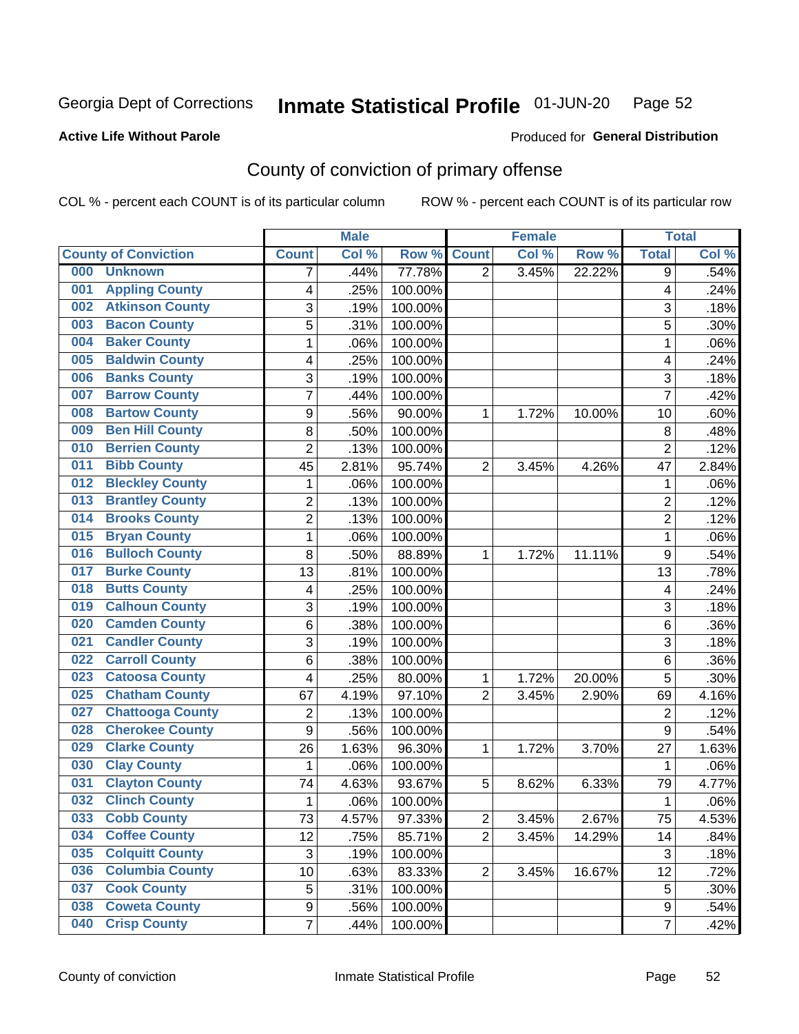Georgia Dept of Corrections **Inmate Statistical Profile** 01-JUN-20

**Active Life Without Parole**

Produced for **General Distribution**

## County of conviction of primary offense

COL % - percent each COUNT is of its particular column ROW % - percent each COUNT is of its particular row

| County of Conviction | Male | | | Female | | | Total | |
|---|---|---|---|---|---|---|---|---|
| | Count | Col % | Row % | Count | Col % | Row % | Total | Col % |
| 000 Unknown | 7 | .44% | 77.78% | 2 | 3.45% | 22.22% | 9 | .54% |
| 001 Appling County | 4 | .25% | 100.00% | | | | 4 | .24% |
| 002 Atkinson County | 3 | .19% | 100.00% | | | | 3 | .18% |
| 003 Bacon County | 5 | .31% | 100.00% | | | | 5 | .30% |
| 004 Baker County | 1 | .06% | 100.00% | | | | 1 | .06% |
| 005 Baldwin County | 4 | .25% | 100.00% | | | | 4 | .24% |
| 006 Banks County | 3 | .19% | 100.00% | | | | 3 | .18% |
| 007 Barrow County | 7 | .44% | 100.00% | | | | 7 | .42% |
| 008 Bartow County | 9 | .56% | 90.00% | 1 | 1.72% | 10.00% | 10 | .60% |
| 009 Ben Hill County | 8 | .50% | 100.00% | | | | 8 | .48% |
| 010 Berrien County | 2 | .13% | 100.00% | | | | 2 | .12% |
| 011 Bibb County | 45 | 2.81% | 95.74% | 2 | 3.45% | 4.26% | 47 | 2.84% |
| 012 Bleckley County | 1 | .06% | 100.00% | | | | 1 | .06% |
| 013 Brantley County | 2 | .13% | 100.00% | | | | 2 | .12% |
| 014 Brooks County | 2 | .13% | 100.00% | | | | 2 | .12% |
| 015 Bryan County | 1 | .06% | 100.00% | | | | 1 | .06% |
| 016 Bulloch County | 8 | .50% | 88.89% | 1 | 1.72% | 11.11% | 9 | .54% |
| 017 Burke County | 13 | .81% | 100.00% | | | | 13 | .78% |
| 018 Butts County | 4 | .25% | 100.00% | | | | 4 | .24% |
| 019 Calhoun County | 3 | .19% | 100.00% | | | | 3 | .18% |
| 020 Camden County | 6 | .38% | 100.00% | | | | 6 | .36% |
| 021 Candler County | 3 | .19% | 100.00% | | | | 3 | .18% |
| 022 Carroll County | 6 | .38% | 100.00% | | | | 6 | .36% |
| 023 Catoosa County | 4 | .25% | 80.00% | 1 | 1.72% | 20.00% | 5 | .30% |
| 025 Chatham County | 67 | 4.19% | 97.10% | 2 | 3.45% | 2.90% | 69 | 4.16% |
| 027 Chattooga County | 2 | .13% | 100.00% | | | | 2 | .12% |
| 028 Cherokee County | 9 | .56% | 100.00% | | | | 9 | .54% |
| 029 Clarke County | 26 | 1.63% | 96.30% | 1 | 1.72% | 3.70% | 27 | 1.63% |
| 030 Clay County | 1 | .06% | 100.00% | | | | 1 | .06% |
| 031 Clayton County | 74 | 4.63% | 93.67% | 5 | 8.62% | 6.33% | 79 | 4.77% |
| 032 Clinch County | 1 | .06% | 100.00% | | | | 1 | .06% |
| 033 Cobb County | 73 | 4.57% | 97.33% | 2 | 3.45% | 2.67% | 75 | 4.53% |
| 034 Coffee County | 12 | .75% | 85.71% | 2 | 3.45% | 14.29% | 14 | .84% |
| 035 Colquitt County | 3 | .19% | 100.00% | | | | 3 | .18% |
| 036 Columbia County | 10 | .63% | 83.33% | 2 | 3.45% | 16.67% | 12 | .72% |
| 037 Cook County | 5 | .31% | 100.00% | | | | 5 | .30% |
| 038 Coweta County | 9 | .56% | 100.00% | | | | 9 | .54% |
| 040 Crisp County | 7 | .44% | 100.00% | | | | 7 | .42% |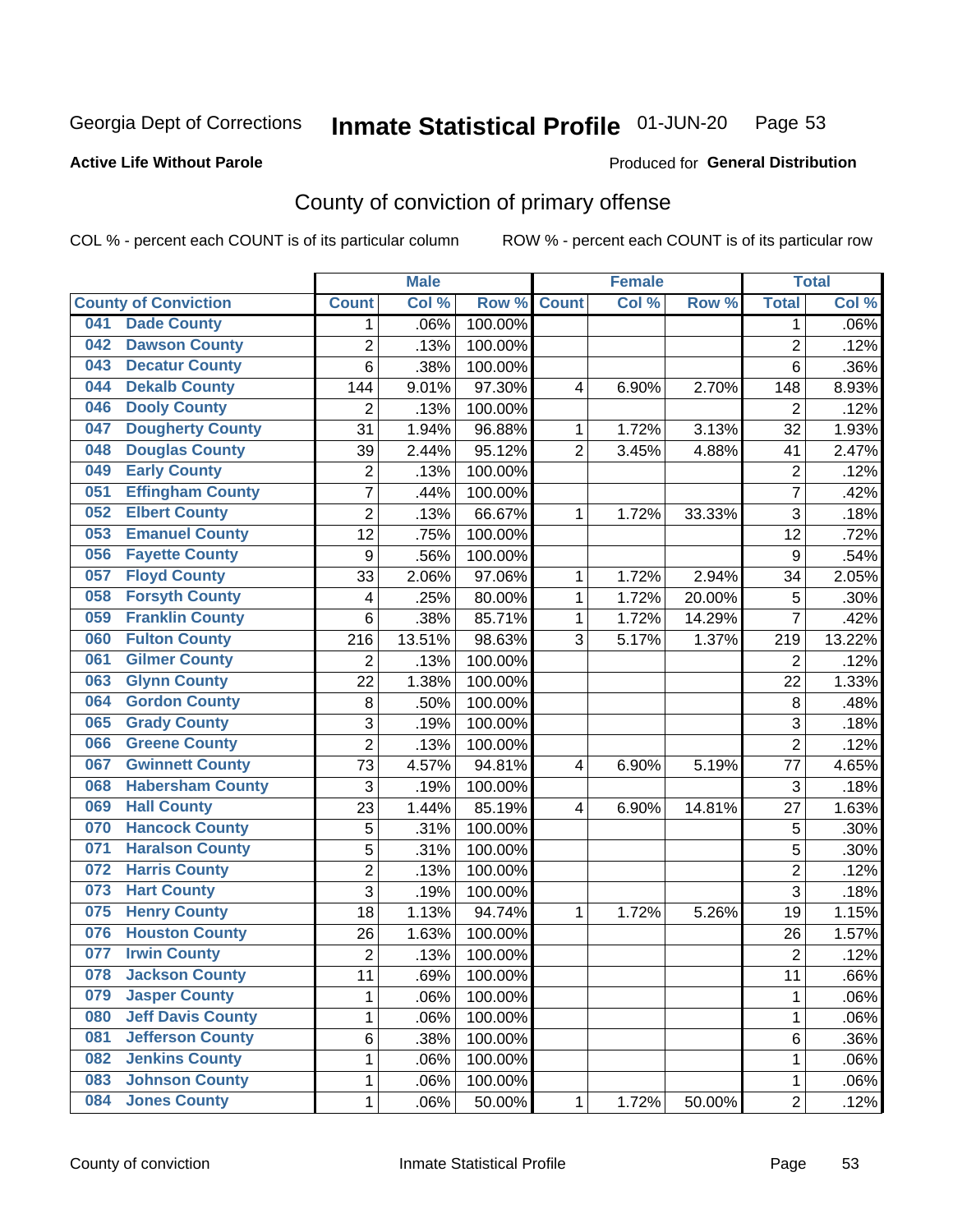Georgia Dept of Corrections **Inmate Statistical Profile** 01-JUN-20 Page 53

**Active Life Without Parole**

Produced for **General Distribution**

## County of conviction of primary offense

COL % - percent each COUNT is of its particular column ROW % - percent each COUNT is of its particular row

| County of Conviction | Male | | | Female | | | Total | |
|---|---|---|---|---|---|---|---|---|
| | Count | Col % | Row % | Count | Col % | Row % | Total | Col % |
| 041 Dade County | 1 | .06% | 100.00% | | | | 1 | .06% |
| 042 Dawson County | 2 | .13% | 100.00% | | | | 2 | .12% |
| 043 Decatur County | 6 | .38% | 100.00% | | | | 6 | .36% |
| 044 Dekalb County | 144 | 9.01% | 97.30% | 4 | 6.90% | 2.70% | 148 | 8.93% |
| 046 Dooly County | 2 | .13% | 100.00% | | | | 2 | .12% |
| 047 Dougherty County | 31 | 1.94% | 96.88% | 1 | 1.72% | 3.13% | 32 | 1.93% |
| 048 Douglas County | 39 | 2.44% | 95.12% | 2 | 3.45% | 4.88% | 41 | 2.47% |
| 049 Early County | 2 | .13% | 100.00% | | | | 2 | .12% |
| 051 Effingham County | 7 | .44% | 100.00% | | | | 7 | .42% |
| 052 Elbert County | 2 | .13% | 66.67% | 1 | 1.72% | 33.33% | 3 | .18% |
| 053 Emanuel County | 12 | .75% | 100.00% | | | | 12 | .72% |
| 056 Fayette County | 9 | .56% | 100.00% | | | | 9 | .54% |
| 057 Floyd County | 33 | 2.06% | 97.06% | 1 | 1.72% | 2.94% | 34 | 2.05% |
| 058 Forsyth County | 4 | .25% | 80.00% | 1 | 1.72% | 20.00% | 5 | .30% |
| 059 Franklin County | 6 | .38% | 85.71% | 1 | 1.72% | 14.29% | 7 | .42% |
| 060 Fulton County | 216 | 13.51% | 98.63% | 3 | 5.17% | 1.37% | 219 | 13.22% |
| 061 Gilmer County | 2 | .13% | 100.00% | | | | 2 | .12% |
| 063 Glynn County | 22 | 1.38% | 100.00% | | | | 22 | 1.33% |
| 064 Gordon County | 8 | .50% | 100.00% | | | | 8 | .48% |
| 065 Grady County | 3 | .19% | 100.00% | | | | 3 | .18% |
| 066 Greene County | 2 | .13% | 100.00% | | | | 2 | .12% |
| 067 Gwinnett County | 73 | 4.57% | 94.81% | 4 | 6.90% | 5.19% | 77 | 4.65% |
| 068 Habersham County | 3 | .19% | 100.00% | | | | 3 | .18% |
| 069 Hall County | 23 | 1.44% | 85.19% | 4 | 6.90% | 14.81% | 27 | 1.63% |
| 070 Hancock County | 5 | .31% | 100.00% | | | | 5 | .30% |
| 071 Haralson County | 5 | .31% | 100.00% | | | | 5 | .30% |
| 072 Harris County | 2 | .13% | 100.00% | | | | 2 | .12% |
| 073 Hart County | 3 | .19% | 100.00% | | | | 3 | .18% |
| 075 Henry County | 18 | 1.13% | 94.74% | 1 | 1.72% | 5.26% | 19 | 1.15% |
| 076 Houston County | 26 | 1.63% | 100.00% | | | | 26 | 1.57% |
| 077 Irwin County | 2 | .13% | 100.00% | | | | 2 | .12% |
| 078 Jackson County | 11 | .69% | 100.00% | | | | 11 | .66% |
| 079 Jasper County | 1 | .06% | 100.00% | | | | 1 | .06% |
| 080 Jeff Davis County | 1 | .06% | 100.00% | | | | 1 | .06% |
| 081 Jefferson County | 6 | .38% | 100.00% | | | | 6 | .36% |
| 082 Jenkins County | 1 | .06% | 100.00% | | | | 1 | .06% |
| 083 Johnson County | 1 | .06% | 100.00% | | | | 1 | .06% |
| 084 Jones County | 1 | .06% | 50.00% | 1 | 1.72% | 50.00% | 2 | .12% |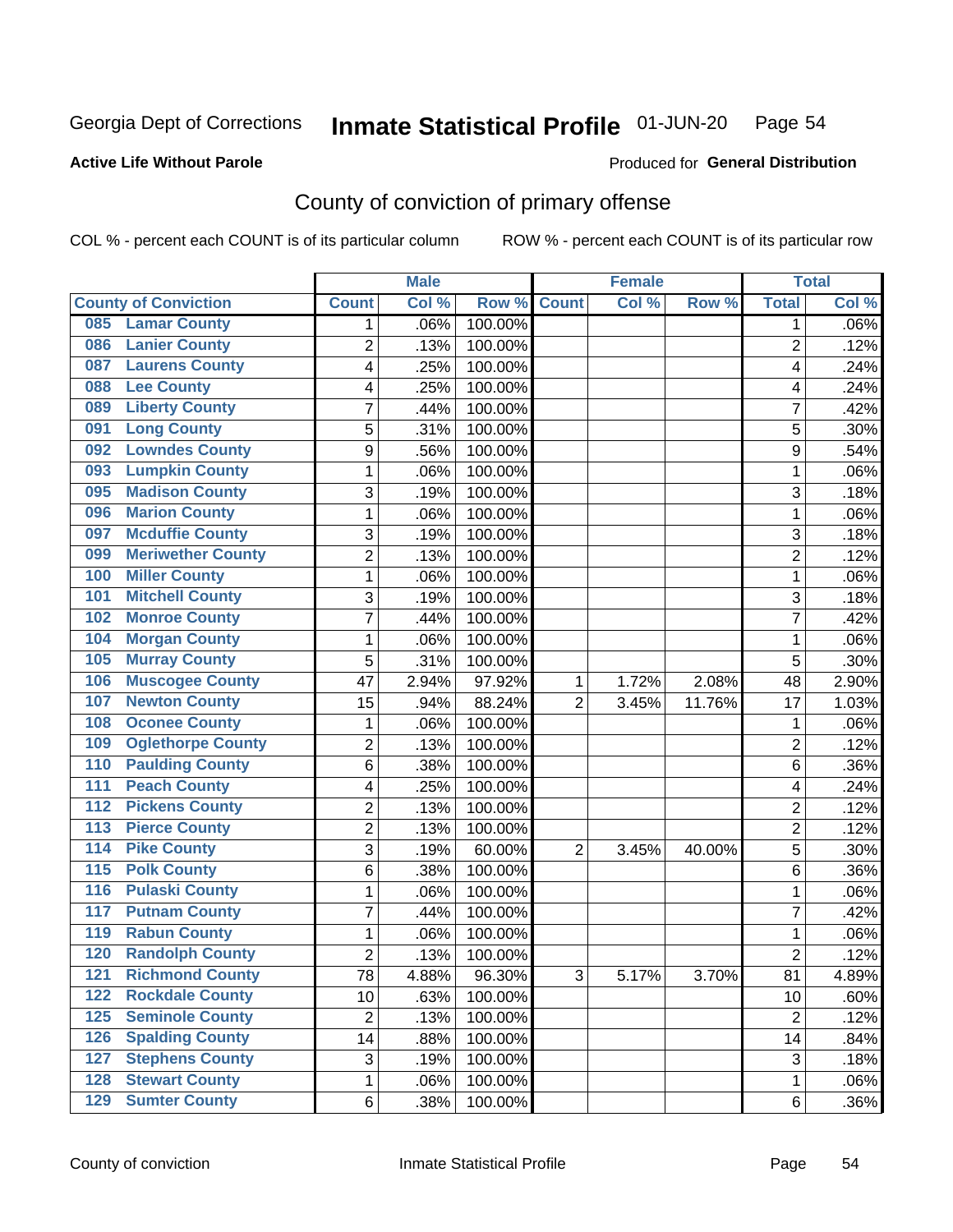Georgia Dept of Corrections **Inmate Statistical Profile** 01-JUN-20 Page 54

**Active Life Without Parole**

Produced for **General Distribution**

## County of conviction of primary offense

COL % - percent each COUNT is of its particular column ROW % - percent each COUNT is of its particular row

| County of Conviction | Male | | | Female | | | Total | |
|---|---|---|---|---|---|---|---|---|
| | Count | Col % | Row % | Count | Col % | Row % | Total | Col % |
| 085 Lamar County | 1 | .06% | 100.00% | | | | 1 | .06% |
| 086 Lanier County | 2 | .13% | 100.00% | | | | 2 | .12% |
| 087 Laurens County | 4 | .25% | 100.00% | | | | 4 | .24% |
| 088 Lee County | 4 | .25% | 100.00% | | | | 4 | .24% |
| 089 Liberty County | 7 | .44% | 100.00% | | | | 7 | .42% |
| 091 Long County | 5 | .31% | 100.00% | | | | 5 | .30% |
| 092 Lowndes County | 9 | .56% | 100.00% | | | | 9 | .54% |
| 093 Lumpkin County | 1 | .06% | 100.00% | | | | 1 | .06% |
| 095 Madison County | 3 | .19% | 100.00% | | | | 3 | .18% |
| 096 Marion County | 1 | .06% | 100.00% | | | | 1 | .06% |
| 097 Mcduffie County | 3 | .19% | 100.00% | | | | 3 | .18% |
| 099 Meriwether County | 2 | .13% | 100.00% | | | | 2 | .12% |
| 100 Miller County | 1 | .06% | 100.00% | | | | 1 | .06% |
| 101 Mitchell County | 3 | .19% | 100.00% | | | | 3 | .18% |
| 102 Monroe County | 7 | .44% | 100.00% | | | | 7 | .42% |
| 104 Morgan County | 1 | .06% | 100.00% | | | | 1 | .06% |
| 105 Murray County | 5 | .31% | 100.00% | | | | 5 | .30% |
| 106 Muscogee County | 47 | 2.94% | 97.92% | 1 | 1.72% | 2.08% | 48 | 2.90% |
| 107 Newton County | 15 | .94% | 88.24% | 2 | 3.45% | 11.76% | 17 | 1.03% |
| 108 Oconee County | 1 | .06% | 100.00% | | | | 1 | .06% |
| 109 Oglethorpe County | 2 | .13% | 100.00% | | | | 2 | .12% |
| 110 Paulding County | 6 | .38% | 100.00% | | | | 6 | .36% |
| 111 Peach County | 4 | .25% | 100.00% | | | | 4 | .24% |
| 112 Pickens County | 2 | .13% | 100.00% | | | | 2 | .12% |
| 113 Pierce County | 2 | .13% | 100.00% | | | | 2 | .12% |
| 114 Pike County | 3 | .19% | 60.00% | 2 | 3.45% | 40.00% | 5 | .30% |
| 115 Polk County | 6 | .38% | 100.00% | | | | 6 | .36% |
| 116 Pulaski County | 1 | .06% | 100.00% | | | | 1 | .06% |
| 117 Putnam County | 7 | .44% | 100.00% | | | | 7 | .42% |
| 119 Rabun County | 1 | .06% | 100.00% | | | | 1 | .06% |
| 120 Randolph County | 2 | .13% | 100.00% | | | | 2 | .12% |
| 121 Richmond County | 78 | 4.88% | 96.30% | 3 | 5.17% | 3.70% | 81 | 4.89% |
| 122 Rockdale County | 10 | .63% | 100.00% | | | | 10 | .60% |
| 125 Seminole County | 2 | .13% | 100.00% | | | | 2 | .12% |
| 126 Spalding County | 14 | .88% | 100.00% | | | | 14 | .84% |
| 127 Stephens County | 3 | .19% | 100.00% | | | | 3 | .18% |
| 128 Stewart County | 1 | .06% | 100.00% | | | | 1 | .06% |
| 129 Sumter County | 6 | .38% | 100.00% | | | | 6 | .36% |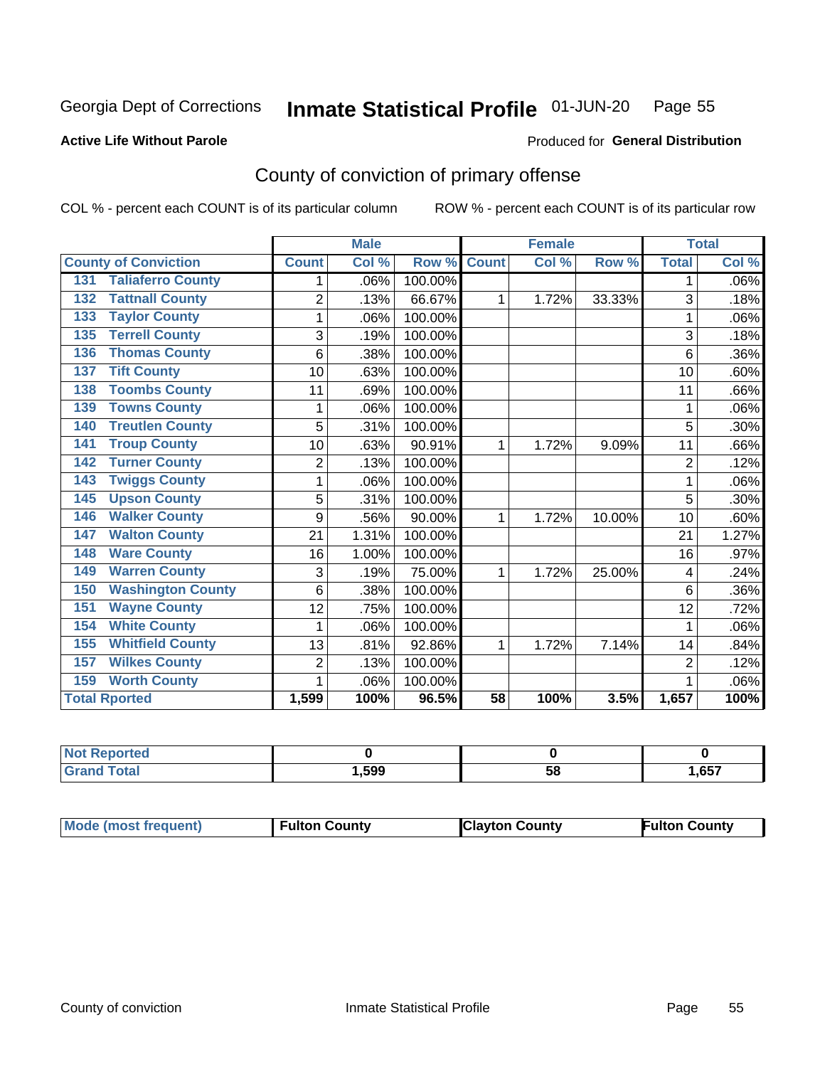Georgia Dept of Corrections **Inmate Statistical Profile** 01-JUN-20

**Active Life Without Parole**

Produced for **General Distribution**

## County of conviction of primary offense

COL % - percent each COUNT is of its particular column    ROW % - percent each COUNT is of its particular row

| County of Conviction | Male | | | Female | | | Total | |
|---|---|---|---|---|---|---|---|---|
| | Count | Col % | Row % | Count | Col % | Row % | Total | Col % |
| 131 Taliaferro County | 1 | .06% | 100.00% | | | | 1 | .06% |
| 132 Tattnall County | 2 | .13% | 66.67% | 1 | 1.72% | 33.33% | 3 | .18% |
| 133 Taylor County | 1 | .06% | 100.00% | | | | 1 | .06% |
| 135 Terrell County | 3 | .19% | 100.00% | | | | 3 | .18% |
| 136 Thomas County | 6 | .38% | 100.00% | | | | 6 | .36% |
| 137 Tift County | 10 | .63% | 100.00% | | | | 10 | .60% |
| 138 Toombs County | 11 | .69% | 100.00% | | | | 11 | .66% |
| 139 Towns County | 1 | .06% | 100.00% | | | | 1 | .06% |
| 140 Treutlen County | 5 | .31% | 100.00% | | | | 5 | .30% |
| 141 Troup County | 10 | .63% | 90.91% | 1 | 1.72% | 9.09% | 11 | .66% |
| 142 Turner County | 2 | .13% | 100.00% | | | | 2 | .12% |
| 143 Twiggs County | 1 | .06% | 100.00% | | | | 1 | .06% |
| 145 Upson County | 5 | .31% | 100.00% | | | | 5 | .30% |
| 146 Walker County | 9 | .56% | 90.00% | 1 | 1.72% | 10.00% | 10 | .60% |
| 147 Walton County | 21 | 1.31% | 100.00% | | | | 21 | 1.27% |
| 148 Ware County | 16 | 1.00% | 100.00% | | | | 16 | .97% |
| 149 Warren County | 3 | .19% | 75.00% | 1 | 1.72% | 25.00% | 4 | .24% |
| 150 Washington County | 6 | .38% | 100.00% | | | | 6 | .36% |
| 151 Wayne County | 12 | .75% | 100.00% | | | | 12 | .72% |
| 154 White County | 1 | .06% | 100.00% | | | | 1 | .06% |
| 155 Whitfield County | 13 | .81% | 92.86% | 1 | 1.72% | 7.14% | 14 | .84% |
| 157 Wilkes County | 2 | .13% | 100.00% | | | | 2 | .12% |
| 159 Worth County | 1 | .06% | 100.00% | | | | 1 | .06% |
| **Total Rported** | **1,599** | **100%** | **96.5%** | **58** | **100%** | **3.5%** | **1,657** | **100%** |

| | Male | Female | Total |
|---|---|---|---|
| Not Reported | **0** | **0** | **0** |
| Grand Total | **1,599** | **58** | **1,657** |

| | Male | Female | Total |
|---|---|---|---|
| Mode (most frequent) | **Fulton County** | **Clayton County** | **Fulton County** |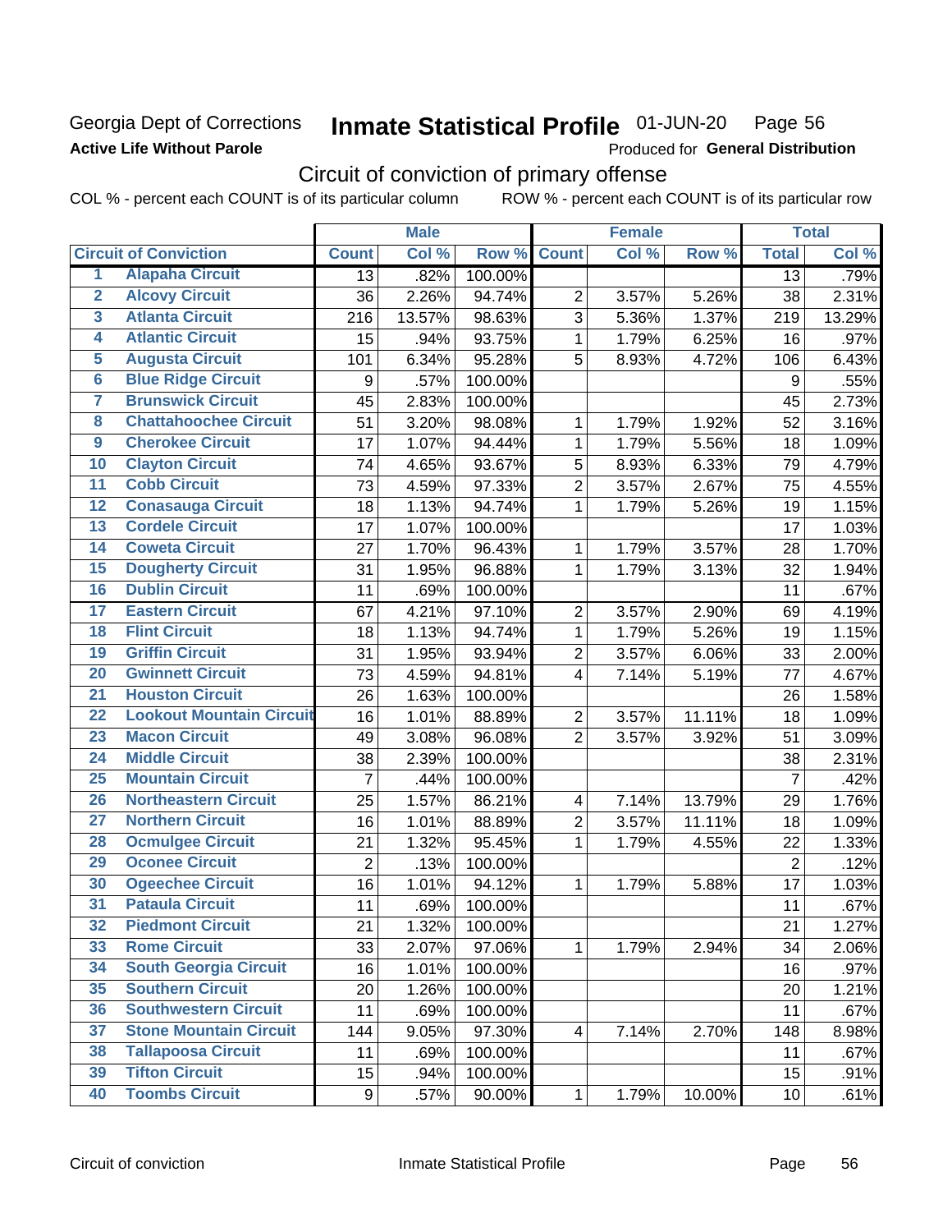Georgia Dept of Corrections
**Active Life Without Parole**

# Inmate Statistical Profile 01-JUN-20 Page 56

Produced for **General Distribution**

## Circuit of conviction of primary offense

COL % - percent each COUNT is of its particular column ROW % - percent each COUNT is of its particular row

| | | Male | | | Female | | | Total | |
|---|---|---|---|---|---|---|---|---|---|
| **Circuit of Conviction** | | **Count** | **Col %** | **Row %** | **Count** | **Col %** | **Row %** | **Total** | **Col %** |
| 1 | Alapaha Circuit | 13 | .82% | 100.00% | | | | 13 | .79% |
| 2 | Alcovy Circuit | 36 | 2.26% | 94.74% | 2 | 3.57% | 5.26% | 38 | 2.31% |
| 3 | Atlanta Circuit | 216 | 13.57% | 98.63% | 3 | 5.36% | 1.37% | 219 | 13.29% |
| 4 | Atlantic Circuit | 15 | .94% | 93.75% | 1 | 1.79% | 6.25% | 16 | .97% |
| 5 | Augusta Circuit | 101 | 6.34% | 95.28% | 5 | 8.93% | 4.72% | 106 | 6.43% |
| 6 | Blue Ridge Circuit | 9 | .57% | 100.00% | | | | 9 | .55% |
| 7 | Brunswick Circuit | 45 | 2.83% | 100.00% | | | | 45 | 2.73% |
| 8 | Chattahoochee Circuit | 51 | 3.20% | 98.08% | 1 | 1.79% | 1.92% | 52 | 3.16% |
| 9 | Cherokee Circuit | 17 | 1.07% | 94.44% | 1 | 1.79% | 5.56% | 18 | 1.09% |
| 10 | Clayton Circuit | 74 | 4.65% | 93.67% | 5 | 8.93% | 6.33% | 79 | 4.79% |
| 11 | Cobb Circuit | 73 | 4.59% | 97.33% | 2 | 3.57% | 2.67% | 75 | 4.55% |
| 12 | Conasauga Circuit | 18 | 1.13% | 94.74% | 1 | 1.79% | 5.26% | 19 | 1.15% |
| 13 | Cordele Circuit | 17 | 1.07% | 100.00% | | | | 17 | 1.03% |
| 14 | Coweta Circuit | 27 | 1.70% | 96.43% | 1 | 1.79% | 3.57% | 28 | 1.70% |
| 15 | Dougherty Circuit | 31 | 1.95% | 96.88% | 1 | 1.79% | 3.13% | 32 | 1.94% |
| 16 | Dublin Circuit | 11 | .69% | 100.00% | | | | 11 | .67% |
| 17 | Eastern Circuit | 67 | 4.21% | 97.10% | 2 | 3.57% | 2.90% | 69 | 4.19% |
| 18 | Flint Circuit | 18 | 1.13% | 94.74% | 1 | 1.79% | 5.26% | 19 | 1.15% |
| 19 | Griffin Circuit | 31 | 1.95% | 93.94% | 2 | 3.57% | 6.06% | 33 | 2.00% |
| 20 | Gwinnett Circuit | 73 | 4.59% | 94.81% | 4 | 7.14% | 5.19% | 77 | 4.67% |
| 21 | Houston Circuit | 26 | 1.63% | 100.00% | | | | 26 | 1.58% |
| 22 | Lookout Mountain Circuit | 16 | 1.01% | 88.89% | 2 | 3.57% | 11.11% | 18 | 1.09% |
| 23 | Macon Circuit | 49 | 3.08% | 96.08% | 2 | 3.57% | 3.92% | 51 | 3.09% |
| 24 | Middle Circuit | 38 | 2.39% | 100.00% | | | | 38 | 2.31% |
| 25 | Mountain Circuit | 7 | .44% | 100.00% | | | | 7 | .42% |
| 26 | Northeastern Circuit | 25 | 1.57% | 86.21% | 4 | 7.14% | 13.79% | 29 | 1.76% |
| 27 | Northern Circuit | 16 | 1.01% | 88.89% | 2 | 3.57% | 11.11% | 18 | 1.09% |
| 28 | Ocmulgee Circuit | 21 | 1.32% | 95.45% | 1 | 1.79% | 4.55% | 22 | 1.33% |
| 29 | Oconee Circuit | 2 | .13% | 100.00% | | | | 2 | .12% |
| 30 | Ogeechee Circuit | 16 | 1.01% | 94.12% | 1 | 1.79% | 5.88% | 17 | 1.03% |
| 31 | Pataula Circuit | 11 | .69% | 100.00% | | | | 11 | .67% |
| 32 | Piedmont Circuit | 21 | 1.32% | 100.00% | | | | 21 | 1.27% |
| 33 | Rome Circuit | 33 | 2.07% | 97.06% | 1 | 1.79% | 2.94% | 34 | 2.06% |
| 34 | South Georgia Circuit | 16 | 1.01% | 100.00% | | | | 16 | .97% |
| 35 | Southern Circuit | 20 | 1.26% | 100.00% | | | | 20 | 1.21% |
| 36 | Southwestern Circuit | 11 | .69% | 100.00% | | | | 11 | .67% |
| 37 | Stone Mountain Circuit | 144 | 9.05% | 97.30% | 4 | 7.14% | 2.70% | 148 | 8.98% |
| 38 | Tallapoosa Circuit | 11 | .69% | 100.00% | | | | 11 | .67% |
| 39 | Tifton Circuit | 15 | .94% | 100.00% | | | | 15 | .91% |
| 40 | Toombs Circuit | 9 | .57% | 90.00% | 1 | 1.79% | 10.00% | 10 | .61% |

Circuit of conviction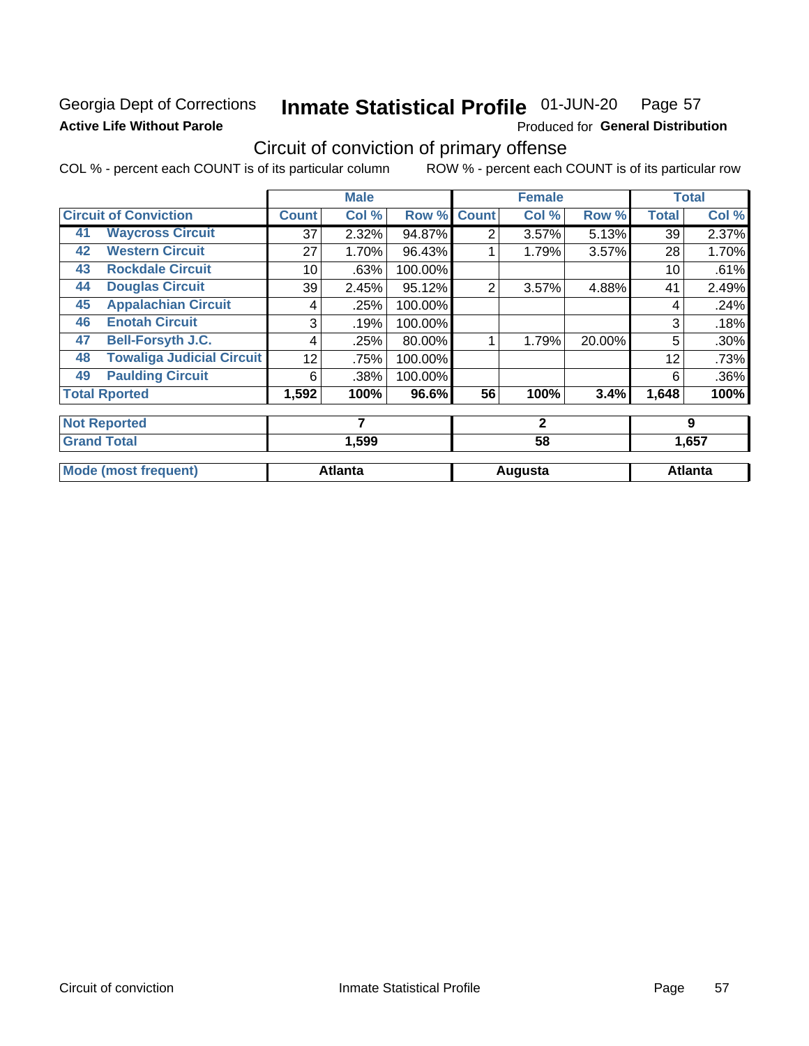Georgia Dept of Corrections **Inmate Statistical Profile** 01-JUN-20 Page 57

**Active Life Without Parole** Produced for **General Distribution**

## Circuit of conviction of primary offense

COL % - percent each COUNT is of its particular column ROW % - percent each COUNT is of its particular row

| Circuit of Conviction | | Male | | | Female | | | Total | |
|---|---|---|---|---|---|---|---|---|---|
| | | Count | Col % | Row % | Count | Col % | Row % | Total | Col % |
| 41 | Waycross Circuit | 37 | 2.32% | 94.87% | 2 | 3.57% | 5.13% | 39 | 2.37% |
| 42 | Western Circuit | 27 | 1.70% | 96.43% | 1 | 1.79% | 3.57% | 28 | 1.70% |
| 43 | Rockdale Circuit | 10 | .63% | 100.00% | | | | 10 | .61% |
| 44 | Douglas Circuit | 39 | 2.45% | 95.12% | 2 | 3.57% | 4.88% | 41 | 2.49% |
| 45 | Appalachian Circuit | 4 | .25% | 100.00% | | | | 4 | .24% |
| 46 | Enotah Circuit | 3 | .19% | 100.00% | | | | 3 | .18% |
| 47 | Bell-Forsyth J.C. | 4 | .25% | 80.00% | 1 | 1.79% | 20.00% | 5 | .30% |
| 48 | Towaliga Judicial Circuit | 12 | .75% | 100.00% | | | | 12 | .73% |
| 49 | Paulding Circuit | 6 | .38% | 100.00% | | | | 6 | .36% |
| Total Rported | | 1,592 | 100% | 96.6% | 56 | 100% | 3.4% | 1,648 | 100% |
| Not Reported | | 7 | | | 2 | | | 9 | |
| Grand Total | | 1,599 | | | 58 | | | 1,657 | |
| Mode (most frequent) | | Atlanta | | | Augusta | | | Atlanta | |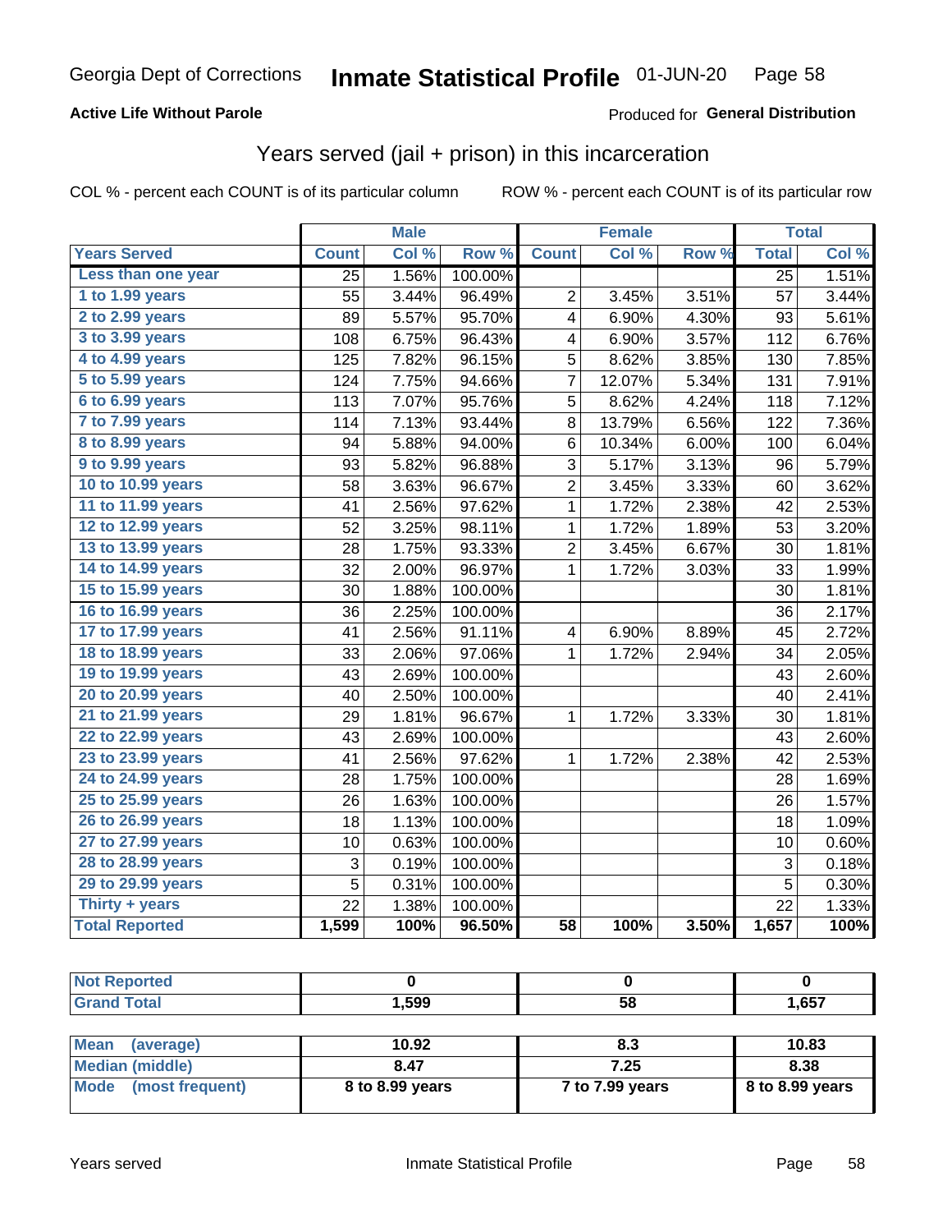Georgia Dept of Corrections **Inmate Statistical Profile** 01-JUN-20

**Active Life Without Parole**

Produced for **General Distribution**

## Years served (jail + prison) in this incarceration

COL % - percent each COUNT is of its particular column ROW % - percent each COUNT is of its particular row

| | Male | | | Female | | | Total | |
|---|---|---|---|---|---|---|---|---|
| **Years Served** | **Count** | **Col %** | **Row %** | **Count** | **Col %** | **Row %** | **Total** | **Col %** |
| Less than one year | 25 | 1.56% | 100.00% | | | | 25 | 1.51% |
| 1 to 1.99 years | 55 | 3.44% | 96.49% | 2 | 3.45% | 3.51% | 57 | 3.44% |
| 2 to 2.99 years | 89 | 5.57% | 95.70% | 4 | 6.90% | 4.30% | 93 | 5.61% |
| 3 to 3.99 years | 108 | 6.75% | 96.43% | 4 | 6.90% | 3.57% | 112 | 6.76% |
| 4 to 4.99 years | 125 | 7.82% | 96.15% | 5 | 8.62% | 3.85% | 130 | 7.85% |
| 5 to 5.99 years | 124 | 7.75% | 94.66% | 7 | 12.07% | 5.34% | 131 | 7.91% |
| 6 to 6.99 years | 113 | 7.07% | 95.76% | 5 | 8.62% | 4.24% | 118 | 7.12% |
| 7 to 7.99 years | 114 | 7.13% | 93.44% | 8 | 13.79% | 6.56% | 122 | 7.36% |
| 8 to 8.99 years | 94 | 5.88% | 94.00% | 6 | 10.34% | 6.00% | 100 | 6.04% |
| 9 to 9.99 years | 93 | 5.82% | 96.88% | 3 | 5.17% | 3.13% | 96 | 5.79% |
| 10 to 10.99 years | 58 | 3.63% | 96.67% | 2 | 3.45% | 3.33% | 60 | 3.62% |
| 11 to 11.99 years | 41 | 2.56% | 97.62% | 1 | 1.72% | 2.38% | 42 | 2.53% |
| 12 to 12.99 years | 52 | 3.25% | 98.11% | 1 | 1.72% | 1.89% | 53 | 3.20% |
| 13 to 13.99 years | 28 | 1.75% | 93.33% | 2 | 3.45% | 6.67% | 30 | 1.81% |
| 14 to 14.99 years | 32 | 2.00% | 96.97% | 1 | 1.72% | 3.03% | 33 | 1.99% |
| 15 to 15.99 years | 30 | 1.88% | 100.00% | | | | 30 | 1.81% |
| 16 to 16.99 years | 36 | 2.25% | 100.00% | | | | 36 | 2.17% |
| 17 to 17.99 years | 41 | 2.56% | 91.11% | 4 | 6.90% | 8.89% | 45 | 2.72% |
| 18 to 18.99 years | 33 | 2.06% | 97.06% | 1 | 1.72% | 2.94% | 34 | 2.05% |
| 19 to 19.99 years | 43 | 2.69% | 100.00% | | | | 43 | 2.60% |
| 20 to 20.99 years | 40 | 2.50% | 100.00% | | | | 40 | 2.41% |
| 21 to 21.99 years | 29 | 1.81% | 96.67% | 1 | 1.72% | 3.33% | 30 | 1.81% |
| 22 to 22.99 years | 43 | 2.69% | 100.00% | | | | 43 | 2.60% |
| 23 to 23.99 years | 41 | 2.56% | 97.62% | 1 | 1.72% | 2.38% | 42 | 2.53% |
| 24 to 24.99 years | 28 | 1.75% | 100.00% | | | | 28 | 1.69% |
| 25 to 25.99 years | 26 | 1.63% | 100.00% | | | | 26 | 1.57% |
| 26 to 26.99 years | 18 | 1.13% | 100.00% | | | | 18 | 1.09% |
| 27 to 27.99 years | 10 | 0.63% | 100.00% | | | | 10 | 0.60% |
| 28 to 28.99 years | 3 | 0.19% | 100.00% | | | | 3 | 0.18% |
| 29 to 29.99 years | 5 | 0.31% | 100.00% | | | | 5 | 0.30% |
| Thirty + years | 22 | 1.38% | 100.00% | | | | 22 | 1.33% |
| **Total Reported** | **1,599** | **100%** | **96.50%** | **58** | **100%** | **3.50%** | **1,657** | **100%** |

| | Male | Female | Total |
|---|---|---|---|
| Not Reported | 0 | 0 | 0 |
| Grand Total | 1,599 | 58 | 1,657 |

| | Male | Female | Total |
|---|---|---|---|
| Mean (average) | 10.92 | 8.3 | 10.83 |
| Median (middle) | 8.47 | 7.25 | 8.38 |
| Mode (most frequent) | 8 to 8.99 years | 7 to 7.99 years | 8 to 8.99 years |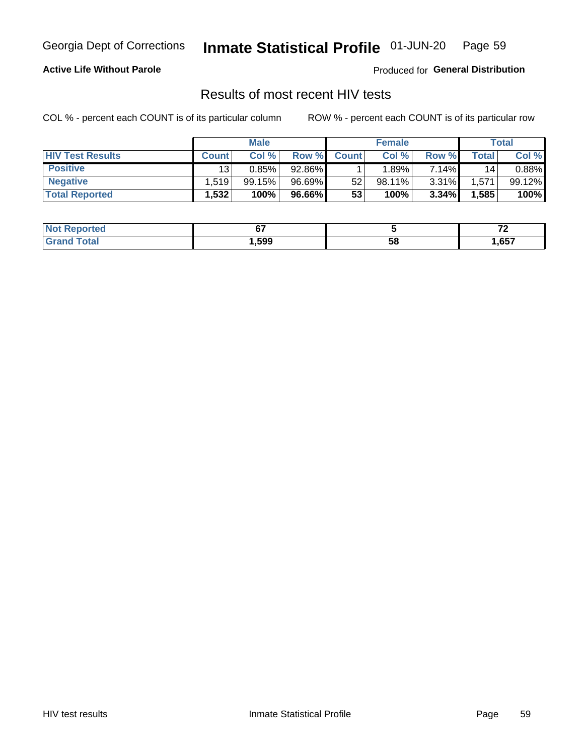Georgia Dept of Corrections **Inmate Statistical Profile** 01-JUN-20

**Active Life Without Parole**

Produced for **General Distribution**

## Results of most recent HIV tests

COL % - percent each COUNT is of its particular column    ROW % - percent each COUNT is of its particular row

| | Male | | | Female | | | Total | |
|---|---|---|---|---|---|---|---|---|
| **HIV Test Results** | **Count** | **Col %** | **Row %** | **Count** | **Col %** | **Row %** | **Total** | **Col %** |
| **Positive** | 13 | 0.85% | 92.86% | 1 | 1.89% | 7.14% | 14 | 0.88% |
| **Negative** | 1,519 | 99.15% | 96.69% | 52 | 98.11% | 3.31% | 1,571 | 99.12% |
| **Total Reported** | **1,532** | **100%** | **96.66%** | **53** | **100%** | **3.34%** | **1,585** | **100%** |

| | Male | Female | Total |
|---|---|---|---|
| **Not Reported** | **67** | **5** | **72** |
| **Grand Total** | **1,599** | **58** | **1,657** |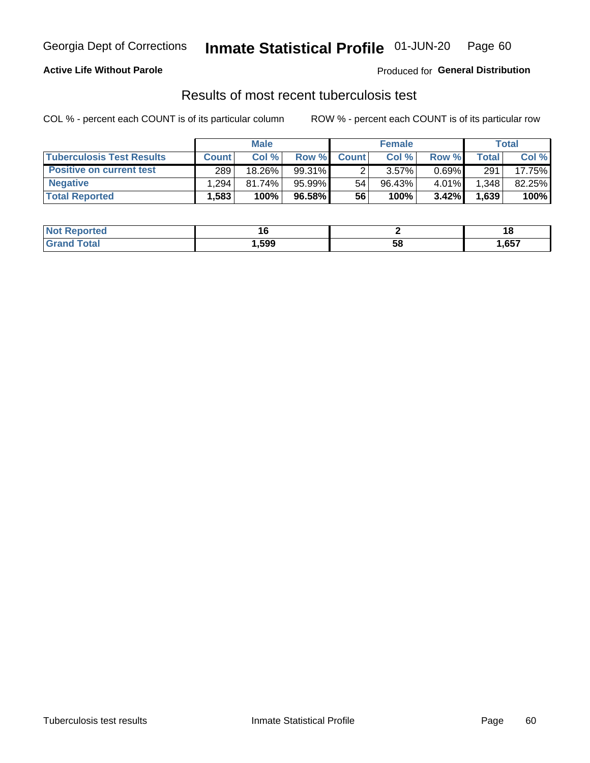Georgia Dept of Corrections **Inmate Statistical Profile** 01-JUN-20

**Active Life Without Parole**

Produced for **General Distribution**

## Results of most recent tuberculosis test

COL % - percent each COUNT is of its particular column

ROW % - percent each COUNT is of its particular row

| | Male | | | Female | | | Total | |
|---|---|---|---|---|---|---|---|---|
| **Tuberculosis Test Results** | **Count** | **Col %** | **Row %** | **Count** | **Col %** | **Row %** | **Total** | **Col %** |
| **Positive on current test** | 289 | 18.26% | 99.31% | 2 | 3.57% | 0.69% | 291 | 17.75% |
| **Negative** | 1,294 | 81.74% | 95.99% | 54 | 96.43% | 4.01% | 1,348 | 82.25% |
| **Total Reported** | **1,583** | **100%** | **96.58%** | **56** | **100%** | **3.42%** | **1,639** | **100%** |

| | Male | Female | Total |
|---|---|---|---|
| **Not Reported** | **16** | **2** | **18** |
| **Grand Total** | **1,599** | **58** | **1,657** |

Tuberculosis test results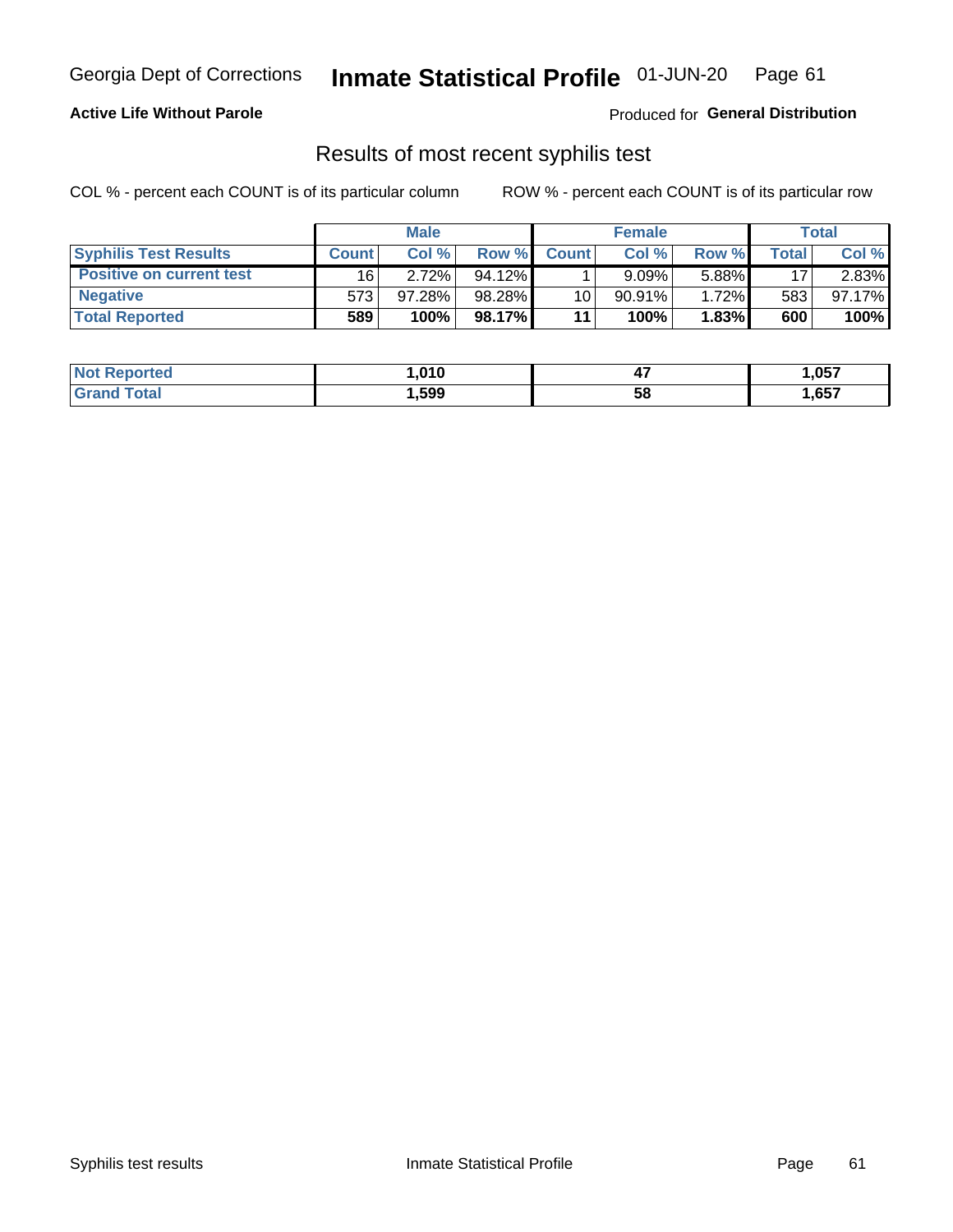Georgia Dept of Corrections **Inmate Statistical Profile** 01-JUN-20

**Active Life Without Parole** Produced for **General Distribution**

## Results of most recent syphilis test

COL % - percent each COUNT is of its particular column ROW % - percent each COUNT is of its particular row

| | Male | | | Female | | | Total | |
|---|---|---|---|---|---|---|---|---|
| **Syphilis Test Results** | **Count** | **Col %** | **Row %** | **Count** | **Col %** | **Row %** | **Total** | **Col %** |
| **Positive on current test** | 16 | 2.72% | 94.12% | 1 | 9.09% | 5.88% | 17 | 2.83% |
| **Negative** | 573 | 97.28% | 98.28% | 10 | 90.91% | 1.72% | 583 | 97.17% |
| **Total Reported** | **589** | **100%** | **98.17%** | **11** | **100%** | **1.83%** | **600** | **100%** |

| | Male | Female | Total |
|---|---|---|---|
| **Not Reported** | **1,010** | **47** | **1,057** |
| **Grand Total** | **1,599** | **58** | **1,657** |

Syphilis test results Inmate Statistical Profile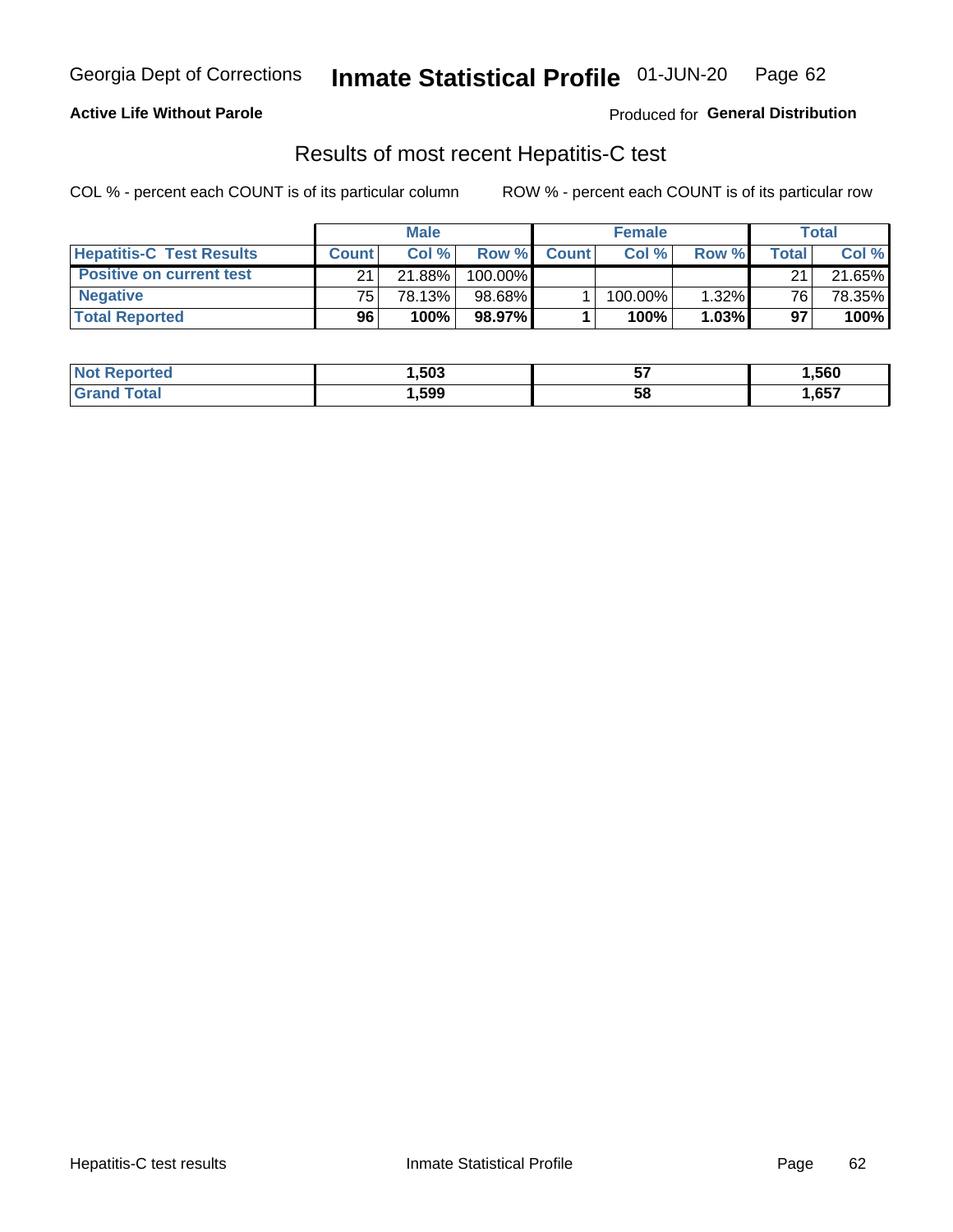Georgia Dept of Corrections **Inmate Statistical Profile** 01-JUN-20

**Active Life Without Parole** Produced for **General Distribution**

## Results of most recent Hepatitis-C test

COL % - percent each COUNT is of its particular column ROW % - percent each COUNT is of its particular row

| | Male | | | Female | | | Total | |
|---|---|---|---|---|---|---|---|---|
| **Hepatitis-C Test Results** | **Count** | **Col %** | **Row %** | **Count** | **Col %** | **Row %** | **Total** | **Col %** |
| **Positive on current test** | 21 | 21.88% | 100.00% | | | | 21 | 21.65% |
| **Negative** | 75 | 78.13% | 98.68% | 1 | 100.00% | 1.32% | 76 | 78.35% |
| **Total Reported** | **96** | **100%** | **98.97%** | **1** | **100%** | **1.03%** | **97** | **100%** |

| | Male | Female | Total |
|---|---|---|---|
| **Not Reported** | **1,503** | **57** | **1,560** |
| **Grand Total** | **1,599** | **58** | **1,657** |

Hepatitis-C test results Inmate Statistical Profile